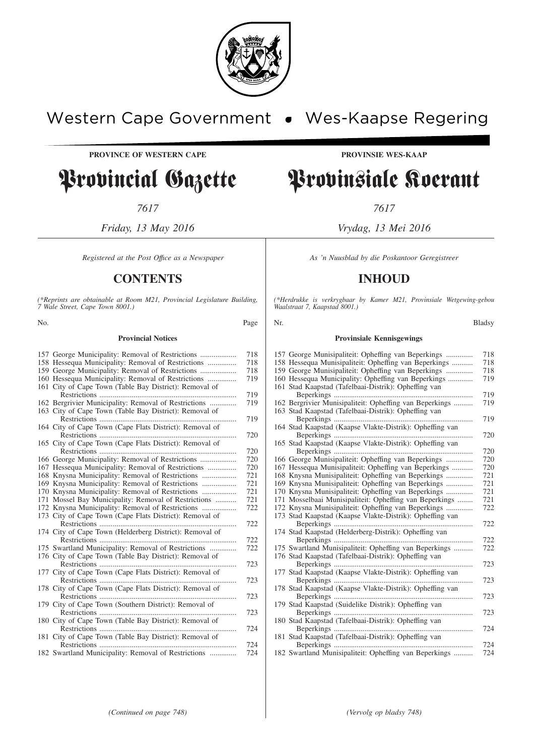Western Cape Government • Wes-Kaapse Regering

**PROVINCE OF WESTERN CAPE**

# Provincial Gazette

*7617*

*Friday, 13 May 2016*

*Registered at the Post Office as a Newspaper*

## CONTENTS

*(\*Reprints are obtainable at Room M21, Provincial Legislature Building, 7 Wale Street, Cape Town 8001.)*

### Provincial Notices

| No. | | Page |
|---|---|---|
| 157 | George Municipality: Removal of Restrictions | 718 |
| 158 | Hessequa Municipality: Removal of Restrictions | 718 |
| 159 | George Municipality: Removal of Restrictions | 718 |
| 160 | Hessequa Municipality: Removal of Restrictions | 719 |
| 161 | City of Cape Town (Table Bay District): Removal of Restrictions | 719 |
| 162 | Bergrivier Municipality: Removal of Restrictions | 719 |
| 163 | City of Cape Town (Table Bay District): Removal of Restrictions | 719 |
| 164 | City of Cape Town (Cape Flats District): Removal of Restrictions | 720 |
| 165 | City of Cape Town (Cape Flats District): Removal of Restrictions | 720 |
| 166 | George Municipality: Removal of Restrictions | 720 |
| 167 | Hessequa Municipality: Removal of Restrictions | 720 |
| 168 | Knysna Municipality: Removal of Restrictions | 721 |
| 169 | Knysna Municipality: Removal of Restrictions | 721 |
| 170 | Knysna Municipality: Removal of Restrictions | 721 |
| 171 | Mossel Bay Municipality: Removal of Restrictions | 721 |
| 172 | Knysna Municipality: Removal of Restrictions | 722 |
| 173 | City of Cape Town (Cape Flats District): Removal of Restrictions | 722 |
| 174 | City of Cape Town (Helderberg District): Removal of Restrictions | 722 |
| 175 | Swartland Municipality: Removal of Restrictions | 722 |
| 176 | City of Cape Town (Table Bay District): Removal of Restrictions | 723 |
| 177 | City of Cape Town (Cape Flats District): Removal of Restrictions | 723 |
| 178 | City of Cape Town (Cape Flats District): Removal of Restrictions | 723 |
| 179 | City of Cape Town (Southern District): Removal of Restrictions | 723 |
| 180 | City of Cape Town (Table Bay District): Removal of Restrictions | 724 |
| 181 | City of Cape Town (Table Bay District): Removal of Restrictions | 724 |
| 182 | Swartland Municipality: Removal of Restrictions | 724 |

*(Continued on page 748)*

**PROVINSIE WES-KAAP**

# Provinsiale Koerant

*7617*

*Vrydag, 13 Mei 2016*

*As 'n Nuusblad by die Poskantoor Geregistreer*

## INHOUD

*(\*Herdrukke is verkrygbaar by Kamer M21, Provinsiale Wetgewing-gebou Waalstraat 7, Kaapstad 8001.)*

### Provinsiale Kennisgewings

| Nr. | | Bladsy |
|---|---|---|
| 157 | George Munisipaliteit: Opheffing van Beperkings | 718 |
| 158 | Hessequa Munisipaliteit: Opheffing van Beperkings | 718 |
| 159 | George Munisipaliteit: Opheffing van Beperkings | 718 |
| 160 | Hessequa Municipality: Opheffing van Beperkings | 719 |
| 161 | Stad Kaapstad (Tafelbaai-Distrik): Opheffing van Beperkings | 719 |
| 162 | Bergrivier Munisipaliteit: Opheffing van Beperkings | 719 |
| 163 | Stad Kaapstad (Tafelbaai-Distrik): Opheffing van Beperkings | 719 |
| 164 | Stad Kaapstad (Kaapse Vlakte-Distrik): Opheffing van Beperkings | 720 |
| 165 | Stad Kaapstad (Kaapse Vlakte-Distrik): Opheffing van Beperkings | 720 |
| 166 | George Munisipaliteit: Opheffing van Beperkings | 720 |
| 167 | Hessequa Munisipaliteit: Opheffing van Beperkings | 720 |
| 168 | Knysna Munisipaliteit: Opheffing van Beperkings | 721 |
| 169 | Knysna Munisipaliteit: Opheffing van Beperkings | 721 |
| 170 | Knysna Munisipaliteit: Opheffing van Beperkings | 721 |
| 171 | Mosselbaai Munisipaliteit: Opheffing van Beperkings | 721 |
| 172 | Knysna Munisipaliteit: Opheffing van Beperkings | 722 |
| 173 | Stad Kaapstad (Kaapse Vlakte-Distrik): Opheffing van Beperkings | 722 |
| 174 | Stad Kaapstad (Helderberg-Distrik): Opheffing van Beperkings | 722 |
| 175 | Swartland Munisipaliteit: Opheffing van Beperkings | 722 |
| 176 | Stad Kaapstad (Tafelbaai-Distrik): Opheffing van Beperkings | 723 |
| 177 | Stad Kaapstad (Kaapse Vlakte-Distrik): Opheffing van Beperkings | 723 |
| 178 | Stad Kaapstad (Kaapse Vlakte-Distrik): Opheffing van Beperkings | 723 |
| 179 | Stad Kaapstad (Suidelike Distrik): Opheffing van Beperkings | 723 |
| 180 | Stad Kaapstad (Tafelbaai-Distrik): Opheffing van Beperkings | 724 |
| 181 | Stad Kaapstad (Tafelbaai-Distrik): Opheffing van Beperkings | 724 |
| 182 | Swartland Munisipaliteit: Opheffing van Beperkings | 724 |

*(Vervolg op bladsy 748)*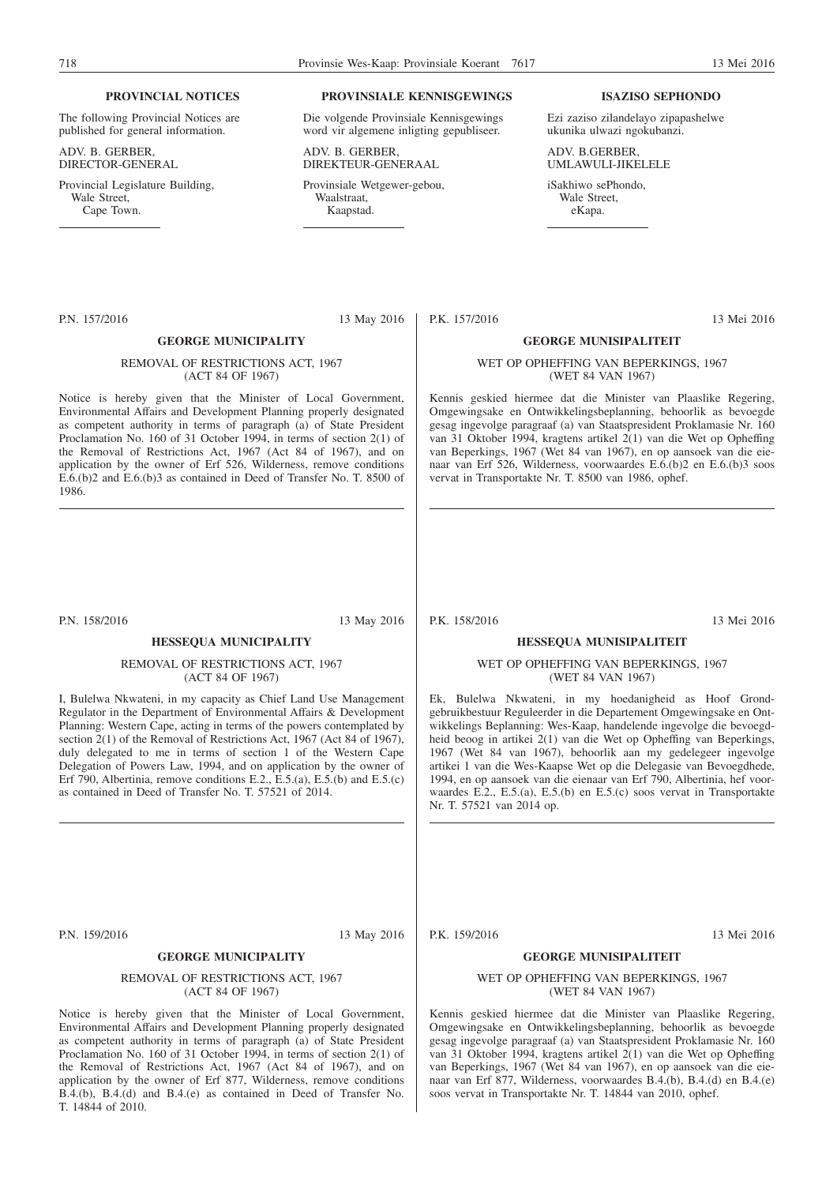## PROVINCIAL NOTICES

The following Provincial Notices are published for general information.

ADV. B. GERBER,
DIRECTOR-GENERAL

Provincial Legislature Building,
Wale Street,
Cape Town.

## PROVINSIALE KENNISGEWINGS

Die volgende Provinsiale Kennisgewings word vir algemene inligting gepubliseer.

ADV. B. GERBER,
DIREKTEUR-GENERAAL

Provinsiale Wetgewer-gebou,
Waalstraat,
Kaapstad.

## ISAZISO SEPHONDO

Ezi zaziso zilandelayo zipapashelwe ukunika ulwazi ngokubanzi.

ADV. B.GERBER,
UMLAWULI-JIKELELE

iSakhiwo sePhondo,
Wale Street,
eKapa.

---

P.N. 157/2016 — 13 May 2016

### GEORGE MUNICIPALITY

REMOVAL OF RESTRICTIONS ACT, 1967
(ACT 84 OF 1967)

Notice is hereby given that the Minister of Local Government, Environmental Affairs and Development Planning properly designated as competent authority in terms of paragraph (a) of State President Proclamation No. 160 of 31 October 1994, in terms of section 2(1) of the Removal of Restrictions Act, 1967 (Act 84 of 1967), and on application by the owner of Erf 526, Wilderness, remove conditions E.6.(b)2 and E.6.(b)3 as contained in Deed of Transfer No. T. 8500 of 1986.

P.K. 157/2016 — 13 Mei 2016

### GEORGE MUNISIPALITEIT

WET OP OPHEFFING VAN BEPERKINGS, 1967
(WET 84 VAN 1967)

Kennis geskied hiermee dat die Minister van Plaaslike Regering, Omgewingsake en Ontwikkelingsbeplanning, behoorlik as bevoegde gesag ingevolge paragraaf (a) van Staatspresident Proklamasie Nr. 160 van 31 Oktober 1994, kragtens artikel 2(1) van die Wet op Opheffing van Beperkings, 1967 (Wet 84 van 1967), en op aansoek van die eienaar van Erf 526, Wilderness, voorwaardes E.6.(b)2 en E.6.(b)3 soos vervat in Transportakte Nr. T. 8500 van 1986, ophef.

---

P.N. 158/2016 — 13 May 2016

### HESSEQUA MUNICIPALITY

REMOVAL OF RESTRICTIONS ACT, 1967
(ACT 84 OF 1967)

I, Bulelwa Nkwateni, in my capacity as Chief Land Use Management Regulator in the Department of Environmental Affairs & Development Planning: Western Cape, acting in terms of the powers contemplated by section 2(1) of the Removal of Restrictions Act, 1967 (Act 84 of 1967), duly delegated to me in terms of section 1 of the Western Cape Delegation of Powers Law, 1994, and on application by the owner of Erf 790, Albertinia, remove conditions E.2., E.5.(a), E.5.(b) and E.5.(c) as contained in Deed of Transfer No. T. 57521 of 2014.

P.K. 158/2016 — 13 Mei 2016

### HESSEQUA MUNISIPALITEIT

WET OP OPHEFFING VAN BEPERKINGS, 1967
(WET 84 VAN 1967)

Ek, Bulelwa Nkwateni, in my hoedanigheid as Hoof Grondgebruikbestuur Reguleerder in die Departement Omgewingsake en Ontwikkelings Beplanning: Wes-Kaap, handelende ingevolge die bevoegdheid beoog in artikel 2(1) van die Wet op Opheffing van Beperkings, 1967 (Wet 84 van 1967), behoorlik aan my gedelegeer ingevolge artikel 1 van die Wes-Kaapse Wet op die Delegasie van Bevoegdhede, 1994, en op aansoek van die eienaar van Erf 790, Albertinia, hef voorwaardes E.2., E.5.(a), E.5.(b) en E.5.(c) soos vervat in Transportakte Nr. T. 57521 van 2014 op.

---

P.N. 159/2016 — 13 May 2016

### GEORGE MUNICIPALITY

REMOVAL OF RESTRICTIONS ACT, 1967
(ACT 84 OF 1967)

Notice is hereby given that the Minister of Local Government, Environmental Affairs and Development Planning properly designated as competent authority in terms of paragraph (a) of State President Proclamation No. 160 of 31 October 1994, in terms of section 2(1) of the Removal of Restrictions Act, 1967 (Act 84 of 1967), and on application by the owner of Erf 877, Wilderness, remove conditions B.4.(b), B.4.(d) and B.4.(e) as contained in Deed of Transfer No. T. 14844 of 2010.

P.K. 159/2016 — 13 Mei 2016

### GEORGE MUNISIPALITEIT

WET OP OPHEFFING VAN BEPERKINGS, 1967
(WET 84 VAN 1967)

Kennis geskied hiermee dat die Minister van Plaaslike Regering, Omgewingsake en Ontwikkelingsbeplanning, behoorlik as bevoegde gesag ingevolge paragraaf (a) van Staatspresident Proklamasie Nr. 160 van 31 Oktober 1994, kragtens artikel 2(1) van die Wet op Opheffing van Beperkings, 1967 (Wet 84 van 1967), en op aansoek van die eienaar van Erf 877, Wilderness, voorwaardes B.4.(b), B.4.(d) en B.4.(e) soos vervat in Transportakte Nr. T. 14844 van 2010, ophef.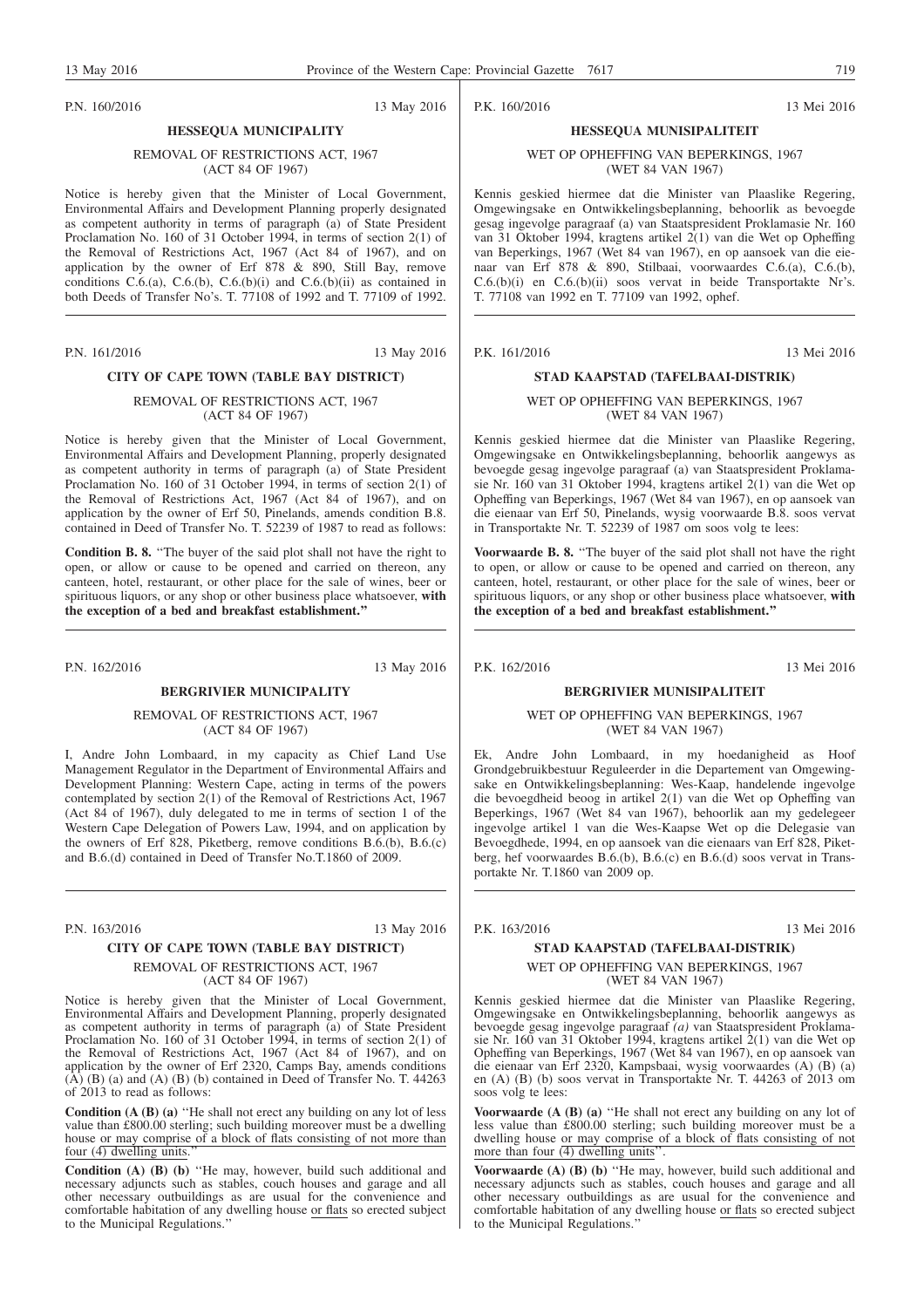P.N. 160/2016 13 May 2016

## HESSEQUA MUNICIPALITY

REMOVAL OF RESTRICTIONS ACT, 1967
(ACT 84 OF 1967)

Notice is hereby given that the Minister of Local Government, Environmental Affairs and Development Planning properly designated as competent authority in terms of paragraph (a) of State President Proclamation No. 160 of 31 October 1994, in terms of section 2(1) of the Removal of Restrictions Act, 1967 (Act 84 of 1967), and on application by the owner of Erf 878 & 890, Still Bay, remove conditions C.6.(a), C.6.(b), C.6.(b)(i) and C.6.(b)(ii) as contained in both Deeds of Transfer No's. T. 77108 of 1992 and T. 77109 of 1992.

---

P.N. 161/2016 13 May 2016

## CITY OF CAPE TOWN (TABLE BAY DISTRICT)

REMOVAL OF RESTRICTIONS ACT, 1967
(ACT 84 OF 1967)

Notice is hereby given that the Minister of Local Government, Environmental Affairs and Development Planning, properly designated as competent authority in terms of paragraph (a) of State President Proclamation No. 160 of 31 October 1994, in terms of section 2(1) of the Removal of Restrictions Act, 1967 (Act 84 of 1967), and on application by the owner of Erf 50, Pinelands, amends condition B.8. contained in Deed of Transfer No. T. 52239 of 1987 to read as follows:

**Condition B. 8.** "The buyer of the said plot shall not have the right to open, or allow or cause to be opened and carried on thereon, any canteen, hotel, restaurant, or other place for the sale of wines, beer or spirituous liquors, or any shop or other business place whatsoever, **with the exception of a bed and breakfast establishment."**

---

P.N. 162/2016 13 May 2016

## BERGRIVIER MUNICIPALITY

REMOVAL OF RESTRICTIONS ACT, 1967
(ACT 84 OF 1967)

I, Andre John Lombaard, in my capacity as Chief Land Use Management Regulator in the Department of Environmental Affairs and Development Planning: Western Cape, acting in terms of the powers contemplated by section 2(1) of the Removal of Restrictions Act, 1967 (Act 84 of 1967), duly delegated to me in terms of section 1 of the Western Cape Delegation of Powers Law, 1994, and on application by the owners of Erf 828, Piketberg, remove conditions B.6.(b), B.6.(c) and B.6.(d) contained in Deed of Transfer No.T.1860 of 2009.

---

P.N. 163/2016 13 May 2016

## CITY OF CAPE TOWN (TABLE BAY DISTRICT)

REMOVAL OF RESTRICTIONS ACT, 1967
(ACT 84 OF 1967)

Notice is hereby given that the Minister of Local Government, Environmental Affairs and Development Planning, properly designated as competent authority in terms of paragraph (a) of State President Proclamation No. 160 of 31 October 1994, in terms of section 2(1) of the Removal of Restrictions Act, 1967 (Act 84 of 1967), and on application by the owner of Erf 2320, Camps Bay, amends conditions (A) (B) (a) and (A) (B) (b) contained in Deed of Transfer No. T. 44263 of 2013 to read as follows:

**Condition (A (B) (a)** "He shall not erect any building on any lot of less value than £800.00 sterling; such building moreover must be a dwelling house <u>or may comprise of a block of flats consisting of not more than four (4) dwelling units.</u>"

**Condition (A) (B) (b)** "He may, however, build such additional and necessary adjuncts such as stables, couch houses and garage and all other necessary outbuildings as are usual for the convenience and comfortable habitation of any dwelling house <u>or flats</u> so erected subject to the Municipal Regulations."

---

P.K. 160/2016 13 Mei 2016

## HESSEQUA MUNISIPALITEIT

WET OP OPHEFFING VAN BEPERKINGS, 1967
(WET 84 VAN 1967)

Kennis geskied hiermee dat die Minister van Plaaslike Regering, Omgewingsake en Ontwikkelingsbeplanning, behoorlik as bevoegde gesag ingevolge paragraaf (a) van Staatspresident Proklamasie Nr. 160 van 31 Oktober 1994, kragtens artikel 2(1) van die Wet op Opheffing van Beperkings, 1967 (Wet 84 van 1967), en op aansoek van die eienaar van Erf 878 & 890, Stilbaai, voorwaardes C.6.(a), C.6.(b), C.6.(b)(i) en C.6.(b)(ii) soos vervat in beide Transportakte Nr's. T. 77108 van 1992 en T. 77109 van 1992, ophef.

---

P.K. 161/2016 13 Mei 2016

## STAD KAAPSTAD (TAFELBAAI-DISTRIK)

WET OP OPHEFFING VAN BEPERKINGS, 1967
(WET 84 VAN 1967)

Kennis geskied hiermee dat die Minister van Plaaslike Regering, Omgewingsake en Ontwikkelingsbeplanning, behoorlik aangewys as bevoegde gesag ingevolge paragraaf (a) van Staatspresident Proklamasie Nr. 160 van 31 Oktober 1994, kragtens artikel 2(1) van die Wet op Opheffing van Beperkings, 1967 (Wet 84 van 1967), en op aansoek van die eienaar van Erf 50, Pinelands, wysig voorwaarde B.8. soos vervat in Transportakte Nr. T. 52239 of 1987 om soos volg te lees:

**Voorwaarde B. 8.** "The buyer of the said plot shall not have the right to open, or allow or cause to be opened and carried on thereon, any canteen, hotel, restaurant, or other place for the sale of wines, beer or spirituous liquors, or any shop or other business place whatsoever, **with the exception of a bed and breakfast establishment."**

---

P.K. 162/2016 13 Mei 2016

## BERGRIVIER MUNISIPALITEIT

WET OP OPHEFFING VAN BEPERKINGS, 1967
(WET 84 VAN 1967)

Ek, Andre John Lombaard, in my hoedanigheid as Hoof Grondgebruikbestuur Reguleerder in die Departement van Omgewingsake en Ontwikkelingsbeplanning: Wes-Kaap, handelende ingevolge die bevoegdheid beoog in artikel 2(1) van die Wet op Opheffing van Beperkings, 1967 (Wet 84 van 1967), behoorlik aan my gedelegeer ingevolge artikel 1 van die Wes-Kaapse Wet op die Delegasie van Bevoegdhede, 1994, en op aansoek van die eienaars van Erf 828, Piketberg, hef voorwaardes B.6.(b), B.6.(c) en B.6.(d) soos vervat in Transportakte Nr. T.1860 van 2009 op.

---

P.K. 163/2016 13 Mei 2016

## STAD KAAPSTAD (TAFELBAAI-DISTRIK)

WET OP OPHEFFING VAN BEPERKINGS, 1967
(WET 84 VAN 1967)

Kennis geskied hiermee dat die Minister van Plaaslike Regering, Omgewingsake en Ontwikkelingsbeplanning, behoorlik aangewys as bevoegde gesag ingevolge paragraaf *(a)* van Staatspresident Proklamasie Nr. 160 van 31 Oktober 1994, kragtens artikel 2(1) van die Wet op Opheffing van Beperkings, 1967 (Wet 84 van 1967), en op aansoek van die eienaar van Erf 2320, Kampsbaai, wysig voorwaardes (A) (B) (a) en (A) (B) (b) soos vervat in Transportakte Nr. T. 44263 of 2013 om soos volg te lees:

**Voorwaarde (A (B) (a)** "He shall not erect any building on any lot of less value than £800.00 sterling; such building moreover must be a dwelling house <u>or may comprise of a block of flats consisting of not more than four (4) dwelling units</u>".

**Voorwaarde (A) (B) (b)** "He may, however, build such additional and necessary adjuncts such as stables, couch houses and garage and all other necessary outbuildings as are usual for the convenience and comfortable habitation of any dwelling house <u>or flats</u> so erected subject to the Municipal Regulations."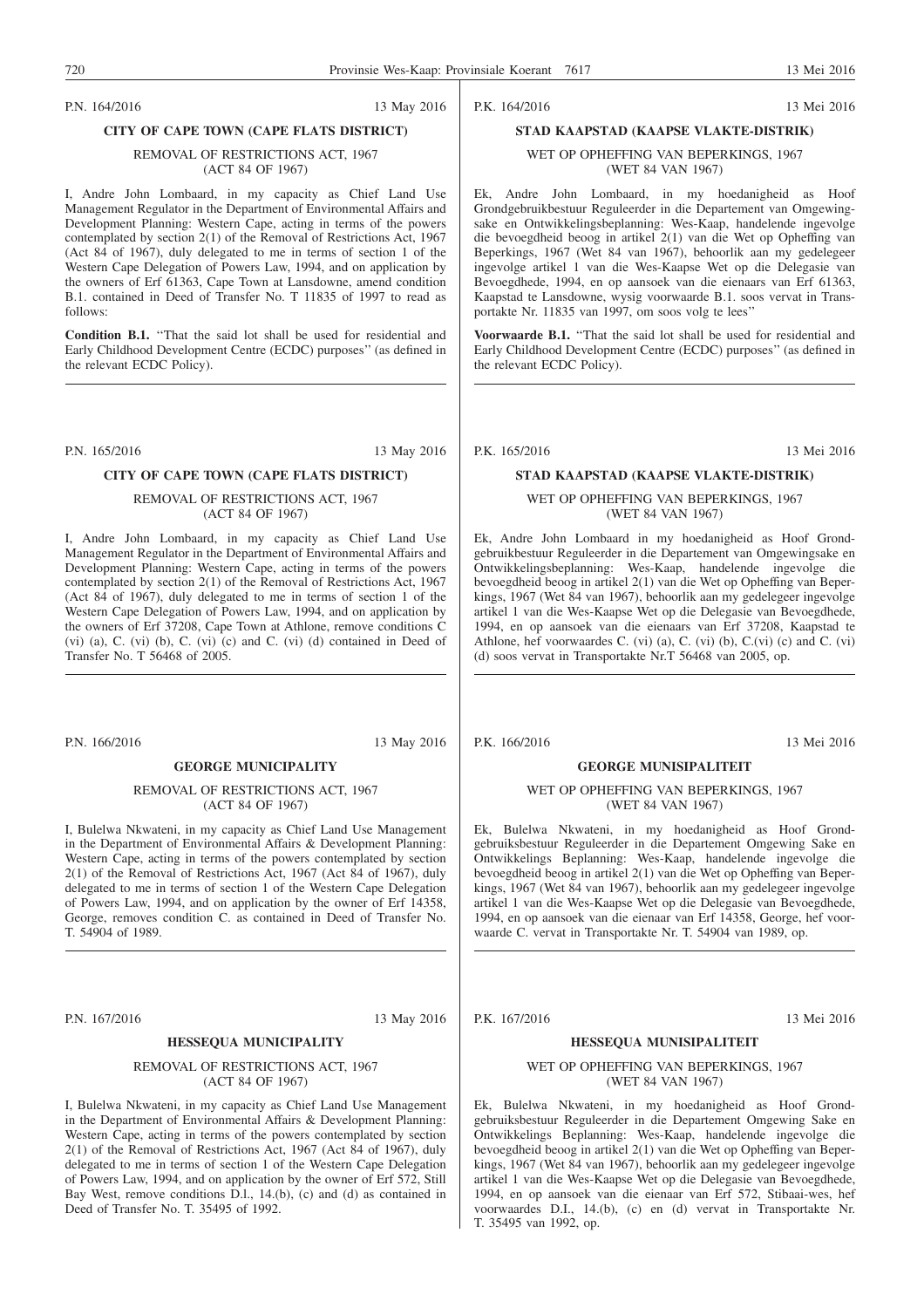P.N. 164/2016 13 May 2016

## CITY OF CAPE TOWN (CAPE FLATS DISTRICT)

### REMOVAL OF RESTRICTIONS ACT, 1967 (ACT 84 OF 1967)

I, Andre John Lombaard, in my capacity as Chief Land Use Management Regulator in the Department of Environmental Affairs and Development Planning: Western Cape, acting in terms of the powers contemplated by section 2(1) of the Removal of Restrictions Act, 1967 (Act 84 of 1967), duly delegated to me in terms of section 1 of the Western Cape Delegation of Powers Law, 1994, and on application by the owners of Erf 61363, Cape Town at Lansdowne, amend condition B.1. contained in Deed of Transfer No. T 11835 of 1997 to read as follows:

**Condition B.1.** ''That the said lot shall be used for residential and Early Childhood Development Centre (ECDC) purposes'' (as defined in the relevant ECDC Policy).

---

P.K. 164/2016 13 Mei 2016

## STAD KAAPSTAD (KAAPSE VLAKTE-DISTRIK)

### WET OP OPHEFFING VAN BEPERKINGS, 1967 (WET 84 VAN 1967)

Ek, Andre John Lombaard, in my hoedanigheid as Hoof Grondgebruikbestuur Reguleerder in die Departement van Omgewingsake en Ontwikkelingsbeplanning: Wes-Kaap, handelende ingevolge die bevoegdheid beoog in artikel 2(1) van die Wet op Opheffing van Beperkings, 1967 (Wet 84 van 1967), behoorlik aan my gedelegeer ingevolge artikel 1 van die Wes-Kaapse Wet op die Delegasie van Bevoegdhede, 1994, en op aansoek van die eienaars van Erf 61363, Kaapstad te Lansdowne, wysig voorwaarde B.1. soos vervat in Transportakte Nr. 11835 van 1997, om soos volg te lees''

**Voorwaarde B.1.** ''That the said lot shall be used for residential and Early Childhood Development Centre (ECDC) purposes'' (as defined in the relevant ECDC Policy).

---

P.N. 165/2016 13 May 2016

## CITY OF CAPE TOWN (CAPE FLATS DISTRICT)

### REMOVAL OF RESTRICTIONS ACT, 1967 (ACT 84 OF 1967)

I, Andre John Lombaard, in my capacity as Chief Land Use Management Regulator in the Department of Environmental Affairs and Development Planning: Western Cape, acting in terms of the powers contemplated by section 2(1) of the Removal of Restrictions Act, 1967 (Act 84 of 1967), duly delegated to me in terms of section 1 of the Western Cape Delegation of Powers Law, 1994, and on application by the owners of Erf 37208, Cape Town at Athlone, remove conditions C (vi) (a), C. (vi) (b), C. (vi) (c) and C. (vi) (d) contained in Deed of Transfer No. T 56468 of 2005.

---

P.K. 165/2016 13 Mei 2016

## STAD KAAPSTAD (KAAPSE VLAKTE-DISTRIK)

### WET OP OPHEFFING VAN BEPERKINGS, 1967 (WET 84 VAN 1967)

Ek, Andre John Lombaard in my hoedanigheid as Hoof Grondgebruikbestuur Reguleerder in die Departement van Omgewingsake en Ontwikkelingsbeplanning: Wes-Kaap, handelende ingevolge die bevoegdheid beoog in artikel 2(1) van die Wet op Opheffing van Beperkings, 1967 (Wet 84 van 1967), behoorlik aan my gedelegeer ingevolge artikel 1 van die Wes-Kaapse Wet op die Delegasie van Bevoegdhede, 1994, en op aansoek van die eienaars van Erf 37208, Kaapstad te Athlone, hef voorwaardes C. (vi) (a), C. (vi) (b), C.(vi) (c) and C. (vi) (d) soos vervat in Transportakte Nr.T 56468 van 2005, op.

---

P.N. 166/2016 13 May 2016

## GEORGE MUNICIPALITY

### REMOVAL OF RESTRICTIONS ACT, 1967 (ACT 84 OF 1967)

I, Bulelwa Nkwateni, in my capacity as Chief Land Use Management in the Department of Environmental Affairs & Development Planning: Western Cape, acting in terms of the powers contemplated by section 2(1) of the Removal of Restrictions Act, 1967 (Act 84 of 1967), duly delegated to me in terms of section 1 of the Western Cape Delegation of Powers Law, 1994, and on application by the owner of Erf 14358, George, removes condition C. as contained in Deed of Transfer No. T. 54904 of 1989.

---

P.K. 166/2016 13 Mei 2016

## GEORGE MUNISIPALITEIT

### WET OP OPHEFFING VAN BEPERKINGS, 1967 (WET 84 VAN 1967)

Ek, Bulelwa Nkwateni, in my hoedanigheid as Hoof Grondgebruiksbestuur Reguleerder in die Departement Omgewing Sake en Ontwikkelings Beplanning: Wes-Kaap, handelende ingevolge die bevoegdheid beoog in artikel 2(1) van die Wet op Opheffing van Beperkings, 1967 (Wet 84 van 1967), behoorlik aan my gedelegeer ingevolge artikel 1 van die Wes-Kaapse Wet op die Delegasie van Bevoegdhede, 1994, en op aansoek van die eienaar van Erf 14358, George, hef voorwaarde C. vervat in Transportakte Nr. T. 54904 van 1989, op.

---

P.N. 167/2016 13 May 2016

## HESSEQUA MUNICIPALITY

### REMOVAL OF RESTRICTIONS ACT, 1967 (ACT 84 OF 1967)

I, Bulelwa Nkwateni, in my capacity as Chief Land Use Management in the Department of Environmental Affairs & Development Planning: Western Cape, acting in terms of the powers contemplated by section 2(1) of the Removal of Restrictions Act, 1967 (Act 84 of 1967), duly delegated to me in terms of section 1 of the Western Cape Delegation of Powers Law, 1994, and on application by the owner of Erf 572, Still Bay West, remove conditions D.l., 14.(b), (c) and (d) as contained in Deed of Transfer No. T. 35495 of 1992.

---

P.K. 167/2016 13 Mei 2016

## HESSEQUA MUNISIPALITEIT

### WET OP OPHEFFING VAN BEPERKINGS, 1967 (WET 84 VAN 1967)

Ek, Bulelwa Nkwateni, in my hoedanigheid as Hoof Grondgebruiksbestuur Reguleerder in die Departement Omgewing Sake en Ontwikkelings Beplanning: Wes-Kaap, handelende ingevolge die bevoegdheid beoog in artikel 2(1) van die Wet op Opheffing van Beperkings, 1967 (Wet 84 van 1967), behoorlik aan my gedelegeer ingevolge artikel 1 van die Wes-Kaapse Wet op die Delegasie van Bevoegdhede, 1994, en op aansoek van die eienaar van Erf 572, Stibaai-wes, hef voorwaardes D.I., 14.(b), (c) en (d) vervat in Transportakte Nr. T. 35495 van 1992, op.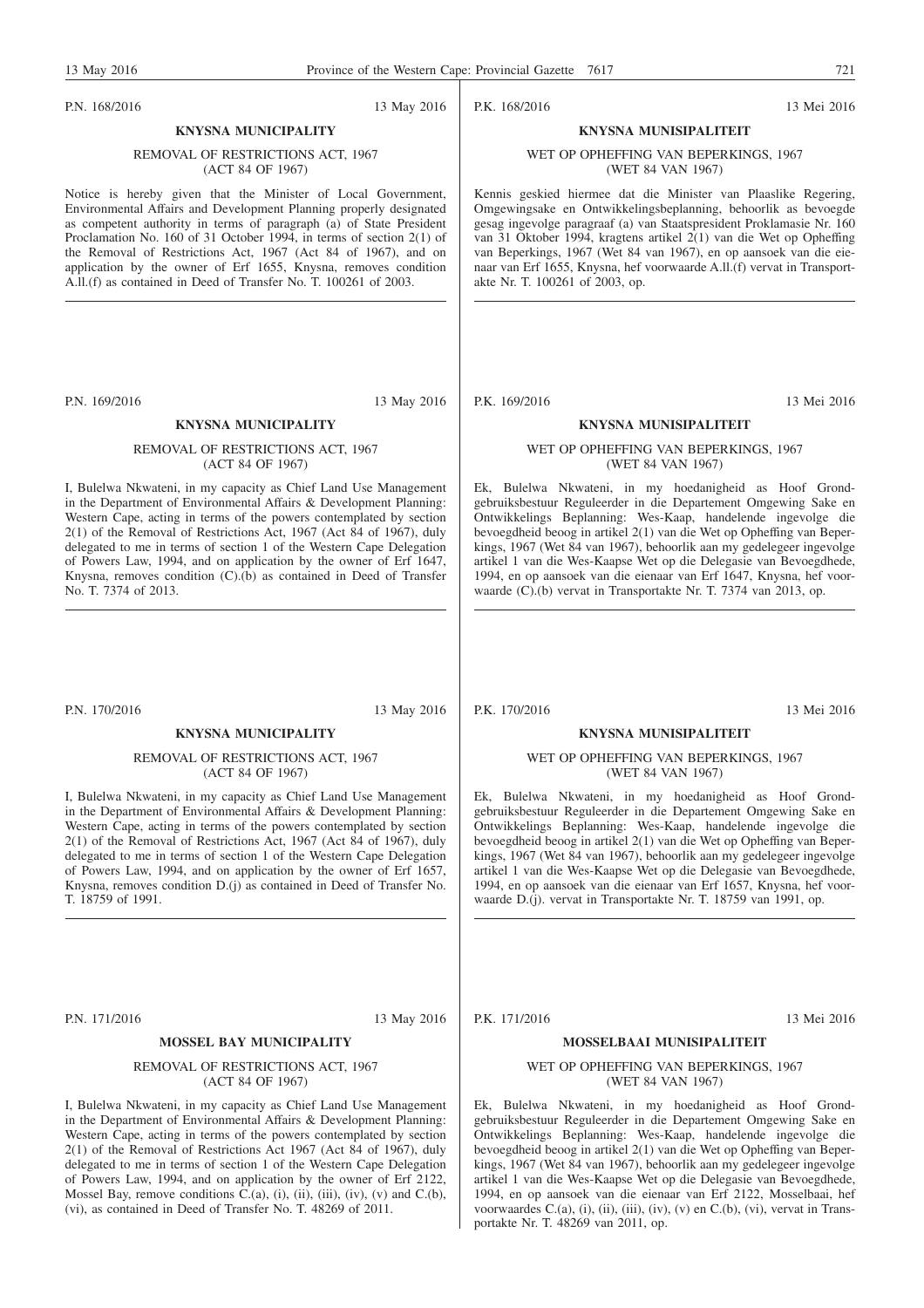P.N. 168/2016 13 May 2016

**KNYSNA MUNICIPALITY**

REMOVAL OF RESTRICTIONS ACT, 1967
(ACT 84 OF 1967)

Notice is hereby given that the Minister of Local Government, Environmental Affairs and Development Planning properly designated as competent authority in terms of paragraph (a) of State President Proclamation No. 160 of 31 October 1994, in terms of section 2(1) of the Removal of Restrictions Act, 1967 (Act 84 of 1967), and on application by the owner of Erf 1655, Knysna, removes condition A.ll.(f) as contained in Deed of Transfer No. T. 100261 of 2003.

P.K. 168/2016 13 Mei 2016

**KNYSNA MUNISIPALITEIT**

WET OP OPHEFFING VAN BEPERKINGS, 1967
(WET 84 VAN 1967)

Kennis geskied hiermee dat die Minister van Plaaslike Regering, Omgewingsake en Ontwikkelingsbeplanning, behoorlik as bevoegde gesag ingevolge paragraaf (a) van Staatspresident Proklamasie Nr. 160 van 31 Oktober 1994, kragtens artikel 2(1) van die Wet op Opheffing van Beperkings, 1967 (Wet 84 van 1967), en op aansoek van die eienaar van Erf 1655, Knysna, hef voorwaarde A.ll.(f) vervat in Transportakte Nr. T. 100261 of 2003, op.

P.N. 169/2016 13 May 2016

**KNYSNA MUNICIPALITY**

REMOVAL OF RESTRICTIONS ACT, 1967
(ACT 84 OF 1967)

I, Bulelwa Nkwateni, in my capacity as Chief Land Use Management in the Department of Environmental Affairs & Development Planning: Western Cape, acting in terms of the powers contemplated by section 2(1) of the Removal of Restrictions Act, 1967 (Act 84 of 1967), duly delegated to me in terms of section 1 of the Western Cape Delegation of Powers Law, 1994, and on application by the owner of Erf 1647, Knysna, removes condition (C).(b) as contained in Deed of Transfer No. T. 7374 of 2013.

P.K. 169/2016 13 Mei 2016

**KNYSNA MUNISIPALITEIT**

WET OP OPHEFFING VAN BEPERKINGS, 1967
(WET 84 VAN 1967)

Ek, Bulelwa Nkwateni, in my hoedanigheid as Hoof Grondgebruiksbestuur Reguleerder in die Departement Omgewing Sake en Ontwikkelings Beplanning: Wes-Kaap, handelende ingevolge die bevoegdheid beoog in artikel 2(1) van die Wet op Opheffing van Beperkings, 1967 (Wet 84 van 1967), behoorlik aan my gedelegeer ingevolge artikel 1 van die Wes-Kaapse Wet op die Delegasie van Bevoegdhede, 1994, en op aansoek van die eienaar van Erf 1647, Knysna, hef voorwaarde (C).(b) vervat in Transportakte Nr. T. 7374 van 2013, op.

P.N. 170/2016 13 May 2016

**KNYSNA MUNICIPALITY**

REMOVAL OF RESTRICTIONS ACT, 1967
(ACT 84 OF 1967)

I, Bulelwa Nkwateni, in my capacity as Chief Land Use Management in the Department of Environmental Affairs & Development Planning: Western Cape, acting in terms of the powers contemplated by section 2(1) of the Removal of Restrictions Act, 1967 (Act 84 of 1967), duly delegated to me in terms of section 1 of the Western Cape Delegation of Powers Law, 1994, and on application by the owner of Erf 1657, Knysna, removes condition D.(j) as contained in Deed of Transfer No. T. 18759 of 1991.

P.K. 170/2016 13 Mei 2016

**KNYSNA MUNISIPALITEIT**

WET OP OPHEFFING VAN BEPERKINGS, 1967
(WET 84 VAN 1967)

Ek, Bulelwa Nkwateni, in my hoedanigheid as Hoof Grondgebruiksbestuur Reguleerder in die Departement Omgewing Sake en Ontwikkelings Beplanning: Wes-Kaap, handelende ingevolge die bevoegdheid beoog in artikel 2(1) van die Wet op Opheffing van Beperkings, 1967 (Wet 84 van 1967), behoorlik aan my gedelegeer ingevolge artikel 1 van die Wes-Kaapse Wet op die Delegasie van Bevoegdhede, 1994, en op aansoek van die eienaar van Erf 1657, Knysna, hef voorwaarde D.(j). vervat in Transportakte Nr. T. 18759 van 1991, op.

P.N. 171/2016 13 May 2016

**MOSSEL BAY MUNICIPALITY**

REMOVAL OF RESTRICTIONS ACT, 1967
(ACT 84 OF 1967)

I, Bulelwa Nkwateni, in my capacity as Chief Land Use Management in the Department of Environmental Affairs & Development Planning: Western Cape, acting in terms of the powers contemplated by section 2(1) of the Removal of Restrictions Act 1967 (Act 84 of 1967), duly delegated to me in terms of section 1 of the Western Cape Delegation of Powers Law, 1994, and on application by the owner of Erf 2122, Mossel Bay, remove conditions C.(a), (i), (ii), (iii), (iv), (v) and C.(b), (vi), as contained in Deed of Transfer No. T. 48269 of 2011.

P.K. 171/2016 13 Mei 2016

**MOSSELBAAI MUNISIPALITEIT**

WET OP OPHEFFING VAN BEPERKINGS, 1967
(WET 84 VAN 1967)

Ek, Bulelwa Nkwateni, in my hoedanigheid as Hoof Grondgebruiksbestuur Reguleerder in die Departement Omgewing Sake en Ontwikkelings Beplanning: Wes-Kaap, handelende ingevolge die bevoegdheid beoog in artikel 2(1) van die Wet op Opheffing van Beperkings, 1967 (Wet 84 van 1967), behoorlik aan my gedelegeer ingevolge artikel 1 van die Wes-Kaapse Wet op die Delegasie van Bevoegdhede, 1994, en op aansoek van die eienaar van Erf 2122, Mosselbaai, hef voorwaardes C.(a), (i), (ii), (iii), (iv), (v) en C.(b), (vi), vervat in Transportakte Nr. T. 48269 van 2011, op.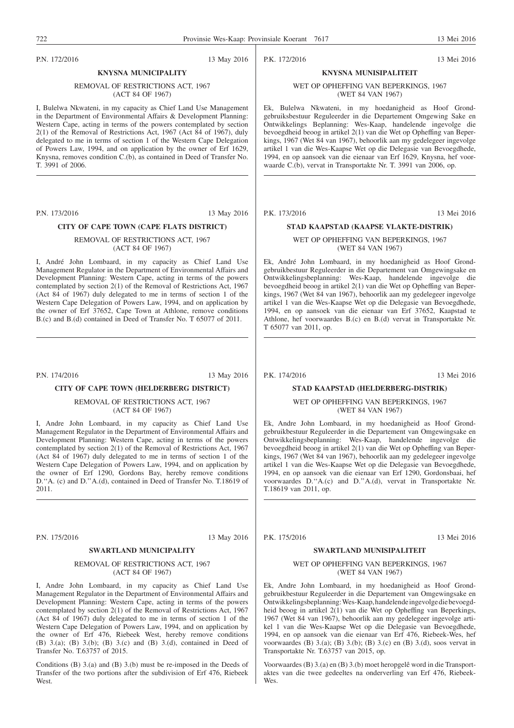P.N. 172/2016 13 May 2016

**KNYSNA MUNICIPALITY**

REMOVAL OF RESTRICTIONS ACT, 1967
(ACT 84 OF 1967)

I, Bulelwa Nkwateni, in my capacity as Chief Land Use Management in the Department of Environmental Affairs & Development Planning: Western Cape, acting in terms of the powers contemplated by section 2(1) of the Removal of Restrictions Act, 1967 (Act 84 of 1967), duly delegated to me in terms of section 1 of the Western Cape Delegation of Powers Law, 1994, and on application by the owner of Erf 1629, Knysna, removes condition C.(b), as contained in Deed of Transfer No. T. 3991 of 2006.

---

P.K. 172/2016 13 Mei 2016

**KNYSNA MUNISIPALITEIT**

WET OP OPHEFFING VAN BEPERKINGS, 1967
(WET 84 VAN 1967)

Ek, Bulelwa Nkwateni, in my hoedanigheid as Hoof Grondgebruiksbestuur Reguleerder in die Departement Omgewing Sake en Ontwikkelings Beplanning: Wes-Kaap, handelende ingevolge die bevoegdheid beoog in artikel 2(1) van die Wet op Opheffing van Beperkings, 1967 (Wet 84 van 1967), behoorlik aan my gedelegeer ingevolge artikel 1 van die Wes-Kaapse Wet op die Delegasie van Bevoegdhede, 1994, en op aansoek van die eienaar van Erf 1629, Knysna, hef voorwaarde C.(b), vervat in Transportakte Nr. T. 3991 van 2006, op.

---

P.N. 173/2016 13 May 2016

**CITY OF CAPE TOWN (CAPE FLATS DISTRICT)**

REMOVAL OF RESTRICTIONS ACT, 1967
(ACT 84 OF 1967)

I, André John Lombaard, in my capacity as Chief Land Use Management Regulator in the Department of Environmental Affairs and Development Planning: Western Cape, acting in terms of the powers contemplated by section 2(1) of the Removal of Restrictions Act, 1967 (Act 84 of 1967) duly delegated to me in terms of section 1 of the Western Cape Delegation of Powers Law, 1994, and on application by the owner of Erf 37652, Cape Town at Athlone, remove conditions B.(c) and B.(d) contained in Deed of Transfer No. T 65077 of 2011.

---

P.K. 173/2016 13 Mei 2016

**STAD KAAPSTAD (KAAPSE VLAKTE-DISTRIK)**

WET OP OPHEFFING VAN BEPERKINGS, 1967
(WET 84 VAN 1967)

Ek, André John Lombaard, in my hoedanigheid as Hoof Grondgebruikbestuur Reguleerder in die Departement van Omgewingsake en Ontwikkelingsbeplanning: Wes-Kaap, handelende ingevolge die bevoegdheid beoog in artikel 2(1) van die Wet op Opheffing van Beperkings, 1967 (Wet 84 van 1967), behoorlik aan my gedelegeer ingevolge artikel 1 van die Wes-Kaapse Wet op die Delegasie van Bevoegdhede, 1994, en op aansoek van die eienaar van Erf 37652, Kaapstad te Athlone, hef voorwaardes B.(c) en B.(d) vervat in Transportakte Nr. T 65077 van 2011, op.

---

P.N. 174/2016 13 May 2016

**CITY OF CAPE TOWN (HELDERBERG DISTRICT)**

REMOVAL OF RESTRICTIONS ACT, 1967
(ACT 84 OF 1967)

I, Andre John Lombaard, in my capacity as Chief Land Use Management Regulator in the Department of Environmental Affairs and Development Planning: Western Cape, acting in terms of the powers contemplated by section 2(1) of the Removal of Restrictions Act, 1967 (Act 84 of 1967) duly delegated to me in terms of section 1 of the Western Cape Delegation of Powers Law, 1994, and on application by the owner of Erf 1290, Gordons Bay, hereby remove conditions D.''A. (c) and D.''A.(d), contained in Deed of Transfer No. T.18619 of 2011.

---

P.K. 174/2016 13 Mei 2016

**STAD KAAPSTAD (HELDERBERG-DISTRIK)**

WET OP OPHEFFING VAN BEPERKINGS, 1967
(WET 84 VAN 1967)

Ek, Andre John Lombaard, in my hoedanigheid as Hoof Grondgebruikbestuur Reguleerder in die Departement van Omgewingsake en Ontwikkelingsbeplanning: Wes-Kaap, handelende ingevolge die bevoegdheid beoog in artikel 2(1) van die Wet op Opheffing van Beperkings, 1967 (Wet 84 van 1967), behoorlik aan my gedelegeer ingevolge artikel 1 van die Wes-Kaapse Wet op die Delegasie van Bevoegdhede, 1994, en op aansoek van die eienaar van Erf 1290, Gordonsbaai, hef voorwaardes D.''A.(c) and D.''A.(d), vervat in Transportakte Nr. T.18619 van 2011, op.

---

P.N. 175/2016 13 May 2016

**SWARTLAND MUNICIPALITY**

REMOVAL OF RESTRICTIONS ACT, 1967
(ACT 84 OF 1967)

I, Andre John Lombaard, in my capacity as Chief Land Use Management Regulator in the Department of Environmental Affairs and Development Planning: Western Cape, acting in terms of the powers contemplated by section 2(1) of the Removal of Restrictions Act, 1967 (Act 84 of 1967) duly delegated to me in terms of section 1 of the Western Cape Delegation of Powers Law, 1994, and on application by the owner of Erf 476, Riebeek West, hereby remove conditions (B) 3.(a); (B) 3.(b); (B) 3.(c) and (B) 3.(d), contained in Deed of Transfer No. T.63757 of 2015.

Conditions (B) 3.(a) and (B) 3.(b) must be re-imposed in the Deeds of Transfer of the two portions after the subdivision of Erf 476, Riebeek West.

---

P.K. 175/2016 13 Mei 2016

**SWARTLAND MUNISIPALITEIT**

WET OP OPHEFFING VAN BEPERKINGS, 1967
(WET 84 VAN 1967)

Ek, Andre John Lombaard, in my hoedanigheid as Hoof Grondgebruikbestuur Reguleerder in die Departement van Omgewingsake en Ontwikkelingsbeplanning: Wes-Kaap, handelende ingevolge die bevoegdheid beoog in artikel 2(1) van die Wet op Opheffing van Beperkings, 1967 (Wet 84 van 1967), behoorlik aan my gedelegeer ingevolge artikel 1 van die Wes-Kaapse Wet op die Delegasie van Bevoegdhede, 1994, en op aansoek van die eienaar van Erf 476, Riebeek-Wes, hef voorwaardes (B) 3.(a); (B) 3.(b); (B) 3.(c) en (B) 3.(d), soos vervat in Transportakte Nr. T.63757 van 2015, op.

Voorwaardes (B) 3.(a) en (B) 3.(b) moet heropgelê word in die Transportaktes van die twee gedeeltes na onderverling van Erf 476, Riebeek-Wes.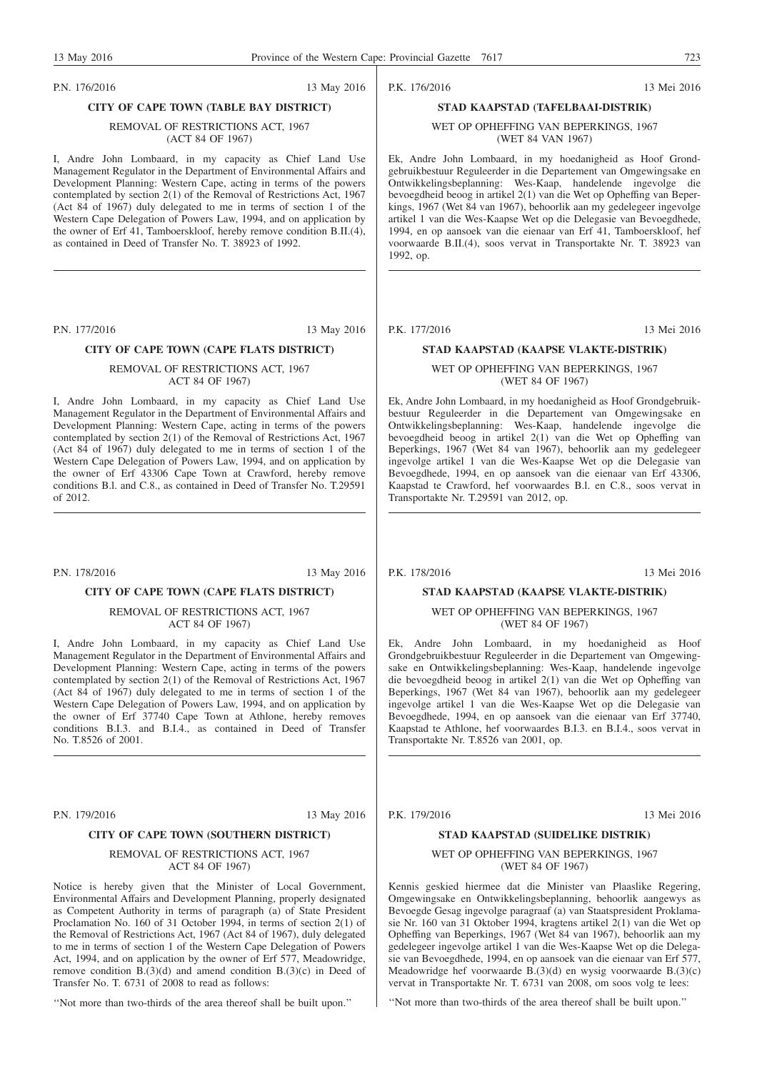P.N. 176/2016 13 May 2016

**CITY OF CAPE TOWN (TABLE BAY DISTRICT)**

REMOVAL OF RESTRICTIONS ACT, 1967
(ACT 84 OF 1967)

I, Andre John Lombaard, in my capacity as Chief Land Use Management Regulator in the Department of Environmental Affairs and Development Planning: Western Cape, acting in terms of the powers contemplated by section 2(1) of the Removal of Restrictions Act, 1967 (Act 84 of 1967) duly delegated to me in terms of section 1 of the Western Cape Delegation of Powers Law, 1994, and on application by the owner of Erf 41, Tamboerskloof, hereby remove condition B.II.(4), as contained in Deed of Transfer No. T. 38923 of 1992.

---

P.K. 176/2016 13 Mei 2016

**STAD KAAPSTAD (TAFELBAAI-DISTRIK)**

WET OP OPHEFFING VAN BEPERKINGS, 1967
(WET 84 VAN 1967)

Ek, Andre John Lombaard, in my hoedanigheid as Hoof Grondgebruikbestuur Reguleerder in die Departement van Omgewingsake en Ontwikkelingsbeplanning: Wes-Kaap, handelende ingevolge die bevoegdheid beoog in artikel 2(1) van die Wet op Opheffing van Beperkings, 1967 (Wet 84 van 1967), behoorlik aan my gedelegeer ingevolge artikel 1 van die Wes-Kaapse Wet op die Delegasie van Bevoegdhede, 1994, en op aansoek van die eienaar van Erf 41, Tamboerskloof, hef voorwaarde B.II.(4), soos vervat in Transportakte Nr. T. 38923 van 1992, op.

---

P.N. 177/2016 13 May 2016

**CITY OF CAPE TOWN (CAPE FLATS DISTRICT)**

REMOVAL OF RESTRICTIONS ACT, 1967
ACT 84 OF 1967)

I, Andre John Lombaard, in my capacity as Chief Land Use Management Regulator in the Department of Environmental Affairs and Development Planning: Western Cape, acting in terms of the powers contemplated by section 2(1) of the Removal of Restrictions Act, 1967 (Act 84 of 1967) duly delegated to me in terms of section 1 of the Western Cape Delegation of Powers Law, 1994, and on application by the owner of Erf 43306 Cape Town at Crawford, hereby remove conditions B.l. and C.8., as contained in Deed of Transfer No. T.29591 of 2012.

---

P.K. 177/2016 13 Mei 2016

**STAD KAAPSTAD (KAAPSE VLAKTE-DISTRIK)**

WET OP OPHEFFING VAN BEPERKINGS, 1967
(WET 84 OF 1967)

Ek, Andre John Lombaard, in my hoedanigheid as Hoof Grondgebruikbestuur Reguleerder in die Departement van Omgewingsake en Ontwikkelingsbeplanning: Wes-Kaap, handelende ingevolge die bevoegdheid beoog in artikel 2(1) van die Wet op Opheffing van Beperkings, 1967 (Wet 84 van 1967), behoorlik aan my gedelegeer ingevolge artikel 1 van die Wes-Kaapse Wet op die Delegasie van Bevoegdhede, 1994, en op aansoek van die eienaar van Erf 43306, Kaapstad te Crawford, hef voorwaardes B.l. en C.8., soos vervat in Transportakte Nr. T.29591 van 2012, op.

---

P.N. 178/2016 13 May 2016

**CITY OF CAPE TOWN (CAPE FLATS DISTRICT)**

REMOVAL OF RESTRICTIONS ACT, 1967
ACT 84 OF 1967)

I, Andre John Lombaard, in my capacity as Chief Land Use Management Regulator in the Department of Environmental Affairs and Development Planning: Western Cape, acting in terms of the powers contemplated by section 2(1) of the Removal of Restrictions Act, 1967 (Act 84 of 1967) duly delegated to me in terms of section 1 of the Western Cape Delegation of Powers Law, 1994, and on application by the owner of Erf 37740 Cape Town at Athlone, hereby removes conditions B.I.3. and B.I.4., as contained in Deed of Transfer No. T.8526 of 2001.

---

P.K. 178/2016 13 Mei 2016

**STAD KAAPSTAD (KAAPSE VLAKTE-DISTRIK)**

WET OP OPHEFFING VAN BEPERKINGS, 1967
(WET 84 OF 1967)

Ek, Andre John Lombaard, in my hoedanigheid as Hoof Grondgebruikbestuur Reguleerder in die Departement van Omgewingsake en Ontwikkelingsbeplanning: Wes-Kaap, handelende ingevolge die bevoegdheid beoog in artikel 2(1) van die Wet op Opheffing van Beperkings, 1967 (Wet 84 van 1967), behoorlik aan my gedelegeer ingevolge artikel 1 van die Wes-Kaapse Wet op die Delegasie van Bevoegdhede, 1994, en op aansoek van die eienaar van Erf 37740, Kaapstad te Athlone, hef voorwaardes B.I.3. en B.I.4., soos vervat in Transportakte Nr. T.8526 van 2001, op.

---

P.N. 179/2016 13 May 2016

**CITY OF CAPE TOWN (SOUTHERN DISTRICT)**

REMOVAL OF RESTRICTIONS ACT, 1967
ACT 84 OF 1967)

Notice is hereby given that the Minister of Local Government, Environmental Affairs and Development Planning, properly designated as Competent Authority in terms of paragraph (a) of State President Proclamation No. 160 of 31 October 1994, in terms of section 2(1) of the Removal of Restrictions Act, 1967 (Act 84 of 1967), duly delegated to me in terms of section 1 of the Western Cape Delegation of Powers Act, 1994, and on application by the owner of Erf 577, Meadowridge, remove condition B.(3)(d) and amend condition B.(3)(c) in Deed of Transfer No. T. 6731 of 2008 to read as follows:

''Not more than two-thirds of the area thereof shall be built upon.''

---

P.K. 179/2016 13 Mei 2016

**STAD KAAPSTAD (SUIDELIKE DISTRIK)**

WET OP OPHEFFING VAN BEPERKINGS, 1967
(WET 84 OF 1967)

Kennis geskied hiermee dat die Minister van Plaaslike Regering, Omgewingsake en Ontwikkelingsbeplanning, behoorlik aangewys as Bevoegde Gesag ingevolge paragraaf (a) van Staatspresident Proklamasie Nr. 160 van 31 Oktober 1994, kragtens artikel 2(1) van die Wet op Opheffing van Beperkings, 1967 (Wet 84 van 1967), behoorlik aan my gedelegeer ingevolge artikel 1 van die Wes-Kaapse Wet op die Delegasie van Bevoegdhede, 1994, en op aansoek van die eienaar van Erf 577, Meadowridge hef voorwaarde B.(3)(d) en wysig voorwaarde B.(3)(c) vervat in Transportakte Nr. T. 6731 van 2008, om soos volg te lees:

''Not more than two-thirds of the area thereof shall be built upon.''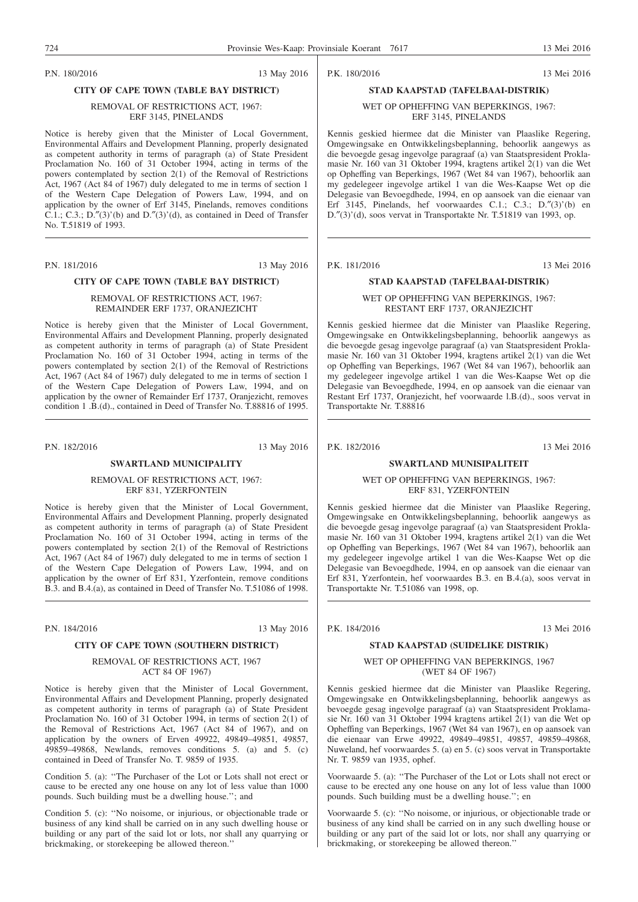P.N. 180/2016 13 May 2016

**CITY OF CAPE TOWN (TABLE BAY DISTRICT)**

REMOVAL OF RESTRICTIONS ACT, 1967:
ERF 3145, PINELANDS

Notice is hereby given that the Minister of Local Government, Environmental Affairs and Development Planning, properly designated as competent authority in terms of paragraph (a) of State President Proclamation No. 160 of 31 October 1994, acting in terms of the powers contemplated by section 2(1) of the Removal of Restrictions Act, 1967 (Act 84 of 1967) duly delegated to me in terms of section 1 of the Western Cape Delegation of Powers Law, 1994, and on application by the owner of Erf 3145, Pinelands, removes conditions C.1.; C.3.; D.″(3)'(b) and D.″(3)'(d), as contained in Deed of Transfer No. T.51819 of 1993.

P.K. 180/2016 13 Mei 2016

**STAD KAAPSTAD (TAFELBAAI-DISTRIK)**

WET OP OPHEFFING VAN BEPERKINGS, 1967:
ERF 3145, PINELANDS

Kennis geskied hiermee dat die Minister van Plaaslike Regering, Omgewingsake en Ontwikkelingsbeplanning, behoorlik aangewys as die bevoegde gesag ingevolge paragraaf (a) van Staatspresident Proklamasie Nr. 160 van 31 Oktober 1994, kragtens artikel 2(1) van die Wet op Opheffing van Beperkings, 1967 (Wet 84 van 1967), behoorlik aan my gedelegeer ingevolge artikel 1 van die Wes-Kaapse Wet op die Delegasie van Bevoegdhede, 1994, en op aansoek van die eienaar van Erf 3145, Pinelands, hef voorwaardes C.1.; C.3.; D.″(3)'(b) en D.″(3)'(d), soos vervat in Transportakte Nr. T.51819 van 1993, op.

P.N. 181/2016 13 May 2016

**CITY OF CAPE TOWN (TABLE BAY DISTRICT)**

REMOVAL OF RESTRICTIONS ACT, 1967:
REMAINDER ERF 1737, ORANJEZICHT

Notice is hereby given that the Minister of Local Government, Environmental Affairs and Development Planning, properly designated as competent authority in terms of paragraph (a) of State President Proclamation No. 160 of 31 October 1994, acting in terms of the powers contemplated by section 2(1) of the Removal of Restrictions Act, 1967 (Act 84 of 1967) duly delegated to me in terms of section 1 of the Western Cape Delegation of Powers Law, 1994, and on application by the owner of Remainder Erf 1737, Oranjezicht, removes condition 1 .B.(d)., contained in Deed of Transfer No. T.88816 of 1995.

P.K. 181/2016 13 Mei 2016

**STAD KAAPSTAD (TAFELBAAI-DISTRIK)**

WET OP OPHEFFING VAN BEPERKINGS, 1967:
RESTANT ERF 1737, ORANJEZICHT

Kennis geskied hiermee dat die Minister van Plaaslike Regering, Omgewingsake en Ontwikkelingsbeplanning, behoorlik aangewys as die bevoegde gesag ingevolge paragraaf (a) van Staatspresident Proklamasie Nr. 160 van 31 Oktober 1994, kragtens artikel 2(1) van die Wet op Opheffing van Beperkings, 1967 (Wet 84 van 1967), behoorlik aan my gedelegeer ingevolge artikel 1 van die Wes-Kaapse Wet op die Delegasie van Bevoegdhede, 1994, en op aansoek van die eienaar van Restant Erf 1737, Oranjezicht, hef voorwaarde 1.B.(d)., soos vervat in Transportakte Nr. T.88816

P.N. 182/2016 13 May 2016

**SWARTLAND MUNICIPALITY**

REMOVAL OF RESTRICTIONS ACT, 1967:
ERF 831, YZERFONTEIN

Notice is hereby given that the Minister of Local Government, Environmental Affairs and Development Planning, properly designated as competent authority in terms of paragraph (a) of State President Proclamation No. 160 of 31 October 1994, acting in terms of the powers contemplated by section 2(1) of the Removal of Restrictions Act, 1967 (Act 84 of 1967) duly delegated to me in terms of section 1 of the Western Cape Delegation of Powers Law, 1994, and on application by the owner of Erf 831, Yzerfontein, remove conditions B.3. and B.4.(a), as contained in Deed of Transfer No. T.51086 of 1998.

P.K. 182/2016 13 Mei 2016

**SWARTLAND MUNISIPALITEIT**

WET OP OPHEFFING VAN BEPERKINGS, 1967:
ERF 831, YZERFONTEIN

Kennis geskied hiermee dat die Minister van Plaaslike Regering, Omgewingsake en Ontwikkelingsbeplanning, behoorlik aangewys as die bevoegde gesag ingevolge paragraaf (a) van Staatspresident Proklamasie Nr. 160 van 31 Oktober 1994, kragtens artikel 2(1) van die Wet op Opheffing van Beperkings, 1967 (Wet 84 van 1967), behoorlik aan my gedelegeer ingevolge artikel 1 van die Wes-Kaapse Wet op die Delegasie van Bevoegdhede, 1994, en op aansoek van die eienaar van Erf 831, Yzerfontein, hef voorwaardes B.3. en B.4.(a), soos vervat in Transportakte Nr. T.51086 van 1998, op.

P.N. 184/2016 13 May 2016

**CITY OF CAPE TOWN (SOUTHERN DISTRICT)**

REMOVAL OF RESTRICTIONS ACT, 1967
ACT 84 OF 1967)

Notice is hereby given that the Minister of Local Government, Environmental Affairs and Development Planning, properly designated as competent authority in terms of paragraph (a) of State President Proclamation No. 160 of 31 October 1994, in terms of section 2(1) of the Removal of Restrictions Act, 1967 (Act 84 of 1967), and on application by the owners of Erven 49922, 49849–49851, 49857, 49859–49868, Newlands, removes conditions 5. (a) and 5. (c) contained in Deed of Transfer No. T. 9859 of 1935.

Condition 5. (a): ''The Purchaser of the Lot or Lots shall not erect or cause to be erected any one house on any lot of less value than 1000 pounds. Such building must be a dwelling house.''; and

Condition 5. (c): ''No noisome, or injurious, or objectionable trade or business of any kind shall be carried on in any such dwelling house or building or any part of the said lot or lots, nor shall any quarrying or brickmaking, or storekeeping be allowed thereon.''

P.K. 184/2016 13 Mei 2016

**STAD KAAPSTAD (SUIDELIKE DISTRIK)**

WET OP OPHEFFING VAN BEPERKINGS, 1967
(WET 84 OF 1967)

Kennis geskied hiermee dat die Minister van Plaaslike Regering, Omgewingsake en Ontwikkelingsbeplanning, behoorlik aangewys as bevoegde gesag ingevolge paragraaf (a) van Staatspresident Proklamasie Nr. 160 van 31 Oktober 1994 kragtens artikel 2(1) van die Wet op Opheffing van Beperkings, 1967 (Wet 84 van 1967), en op aansoek van die eienaar van Erwe 49922, 49849–49851, 49857, 49859–49868, Nuweland, hef voorwaardes 5. (a) en 5. (c) soos vervat in Transportakte Nr. T. 9859 van 1935, ophef.

Voorwaarde 5. (a): ''The Purchaser of the Lot or Lots shall not erect or cause to be erected any one house on any lot of less value than 1000 pounds. Such building must be a dwelling house.''; en

Voorwaarde 5. (c): ''No noisome, or injurious, or objectionable trade or business of any kind shall be carried on in any such dwelling house or building or any part of the said lot or lots, nor shall any quarrying or brickmaking, or storekeeping be allowed thereon.''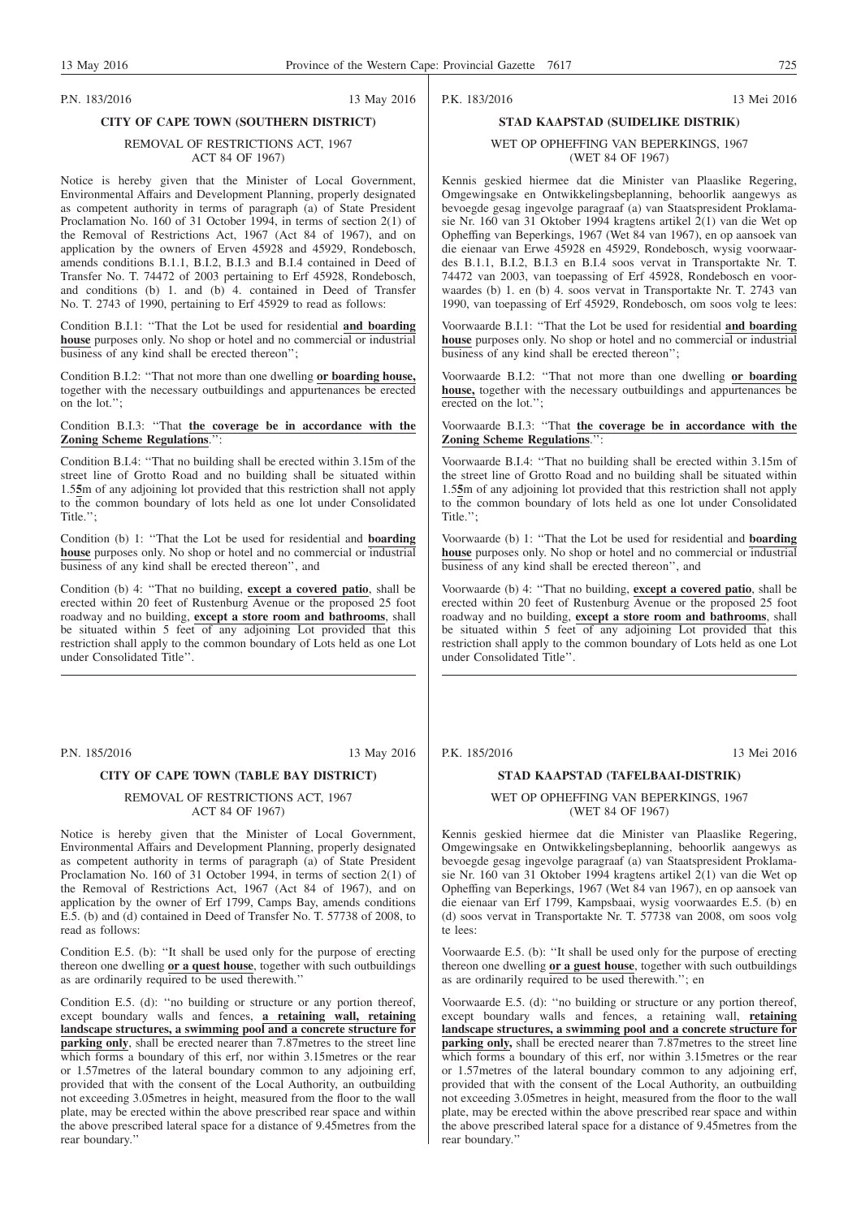P.N. 183/2016 13 May 2016

## CITY OF CAPE TOWN (SOUTHERN DISTRICT)

REMOVAL OF RESTRICTIONS ACT, 1967
ACT 84 OF 1967)

Notice is hereby given that the Minister of Local Government, Environmental Affairs and Development Planning, properly designated as competent authority in terms of paragraph (a) of State President Proclamation No. 160 of 31 October 1994, in terms of section 2(1) of the Removal of Restrictions Act, 1967 (Act 84 of 1967), and on application by the owners of Erven 45928 and 45929, Rondebosch, amends conditions B.1.1, B.I.2, B.I.3 and B.I.4 contained in Deed of Transfer No. T. 74472 of 2003 pertaining to Erf 45928, Rondebosch, and conditions (b) 1. and (b) 4. contained in Deed of Transfer No. T. 2743 of 1990, pertaining to Erf 45929 to read as follows:

Condition B.I.1: ''That the Lot be used for residential **and boarding house** purposes only. No shop or hotel and no commercial or industrial business of any kind shall be erected thereon'';

Condition B.I.2: ''That not more than one dwelling **or boarding house,** together with the necessary outbuildings and appurtenances be erected on the lot.'';

Condition B.I.3: ''That **the coverage be in accordance with the Zoning Scheme Regulations**.'':

Condition B.I.4: ''That no building shall be erected within 3.15m of the street line of Grotto Road and no building shall be situated within 1.5**5**m of any adjoining lot provided that this restriction shall not apply to the common boundary of lots held as one lot under Consolidated Title.'';

Condition (b) 1: ''That the Lot be used for residential and **boarding house** purposes only. No shop or hotel and no commercial or industrial business of any kind shall be erected thereon'', and

Condition (b) 4: ''That no building, **except a covered patio**, shall be erected within 20 feet of Rustenburg Avenue or the proposed 25 foot roadway and no building, **except a store room and bathrooms**, shall be situated within 5 feet of any adjoining Lot provided that this restriction shall apply to the common boundary of Lots held as one Lot under Consolidated Title''.

P.K. 183/2016 13 Mei 2016

## STAD KAAPSTAD (SUIDELIKE DISTRIK)

WET OP OPHEFFING VAN BEPERKINGS, 1967
(WET 84 OF 1967)

Kennis geskied hiermee dat die Minister van Plaaslike Regering, Omgewingsake en Ontwikkelingsbeplanning, behoorlik aangewys as bevoegde gesag ingevolge paragraaf (a) van Staatspresident Proklamasie Nr. 160 van 31 Oktober 1994 kragtens artikel 2(1) van die Wet op Opheffing van Beperkings, 1967 (Wet 84 van 1967), en op aansoek van die eienaar van Erwe 45928 en 45929, Rondebosch, wysig voorwaardes B.1.1, B.I.2, B.I.3 en B.I.4 soos vervat in Transportakte Nr. T. 74472 van 2003, van toepassing op Erf 45928, Rondebosch en voorwaardes (b) 1. en (b) 4. soos vervat in Transportakte Nr. T. 2743 van 1990, van toepassing of Erf 45929, Rondebosch, om soos volg te lees:

Voorwaarde B.I.1: ''That the Lot be used for residential **and boarding house** purposes only. No shop or hotel and no commercial or industrial business of any kind shall be erected thereon'';

Voorwaarde B.I.2: ''That not more than one dwelling **or boarding house,** together with the necessary outbuildings and appurtenances be erected on the lot.'';

Voorwaarde B.I.3: ''That **the coverage be in accordance with the Zoning Scheme Regulations**.'':

Voorwaarde B.I.4: ''That no building shall be erected within 3.15m of the street line of Grotto Road and no building shall be situated within 1.5**5**m of any adjoining lot provided that this restriction shall not apply to the common boundary of lots held as one lot under Consolidated Title.'';

Voorwaarde (b) 1: ''That the Lot be used for residential and **boarding house** purposes only. No shop or hotel and no commercial or industrial business of any kind shall be erected thereon'', and

Voorwaarde (b) 4: ''That no building, **except a covered patio**, shall be erected within 20 feet of Rustenburg Avenue or the proposed 25 foot roadway and no building, **except a store room and bathrooms**, shall be situated within 5 feet of any adjoining Lot provided that this restriction shall apply to the common boundary of Lots held as one Lot under Consolidated Title''.

P.N. 185/2016 13 May 2016

## CITY OF CAPE TOWN (TABLE BAY DISTRICT)

REMOVAL OF RESTRICTIONS ACT, 1967
ACT 84 OF 1967)

Notice is hereby given that the Minister of Local Government, Environmental Affairs and Development Planning, properly designated as competent authority in terms of paragraph (a) of State President Proclamation No. 160 of 31 October 1994, in terms of section 2(1) of the Removal of Restrictions Act, 1967 (Act 84 of 1967), and on application by the owner of Erf 1799, Camps Bay, amends conditions E.5. (b) and (d) contained in Deed of Transfer No. T. 57738 of 2008, to read as follows:

Condition E.5. (b): ''It shall be used only for the purpose of erecting thereon one dwelling **or a quest house**, together with such outbuildings as are ordinarily required to be used therewith.''

Condition E.5. (d): ''no building or structure or any portion thereof, except boundary walls and fences, **a retaining wall, retaining landscape structures, a swimming pool and a concrete structure for parking only**, shall be erected nearer than 7.87metres to the street line which forms a boundary of this erf, nor within 3.15metres or the rear or 1.57metres of the lateral boundary common to any adjoining erf, provided that with the consent of the Local Authority, an outbuilding not exceeding 3.05metres in height, measured from the floor to the wall plate, may be erected within the above prescribed rear space and within the above prescribed lateral space for a distance of 9.45metres from the rear boundary.''

P.K. 185/2016 13 Mei 2016

## STAD KAAPSTAD (TAFELBAAI-DISTRIK)

WET OP OPHEFFING VAN BEPERKINGS, 1967
(WET 84 OF 1967)

Kennis geskied hiermee dat die Minister van Plaaslike Regering, Omgewingsake en Ontwikkelingsbeplanning, behoorlik aangewys as bevoegde gesag ingevolge paragraaf (a) van Staatspresident Proklamasie Nr. 160 van 31 Oktober 1994 kragtens artikel 2(1) van die Wet op Opheffing van Beperkings, 1967 (Wet 84 van 1967), en op aansoek van die eienaar van Erf 1799, Kampsbaai, wysig voorwaardes E.5. (b) en (d) soos vervat in Transportakte Nr. T. 57738 van 2008, om soos volg te lees:

Voorwaarde E.5. (b): ''It shall be used only for the purpose of erecting thereon one dwelling **or a guest house**, together with such outbuildings as are ordinarily required to be used therewith.''; en

Voorwaarde E.5. (d): ''no building or structure or any portion thereof, except boundary walls and fences, a retaining wall, **retaining landscape structures, a swimming pool and a concrete structure for parking only,** shall be erected nearer than 7.87metres to the street line which forms a boundary of this erf, nor within 3.15metres or the rear or 1.57metres of the lateral boundary common to any adjoining erf, provided that with the consent of the Local Authority, an outbuilding not exceeding 3.05metres in height, measured from the floor to the wall plate, may be erected within the above prescribed rear space and within the above prescribed lateral space for a distance of 9.45metres from the rear boundary.''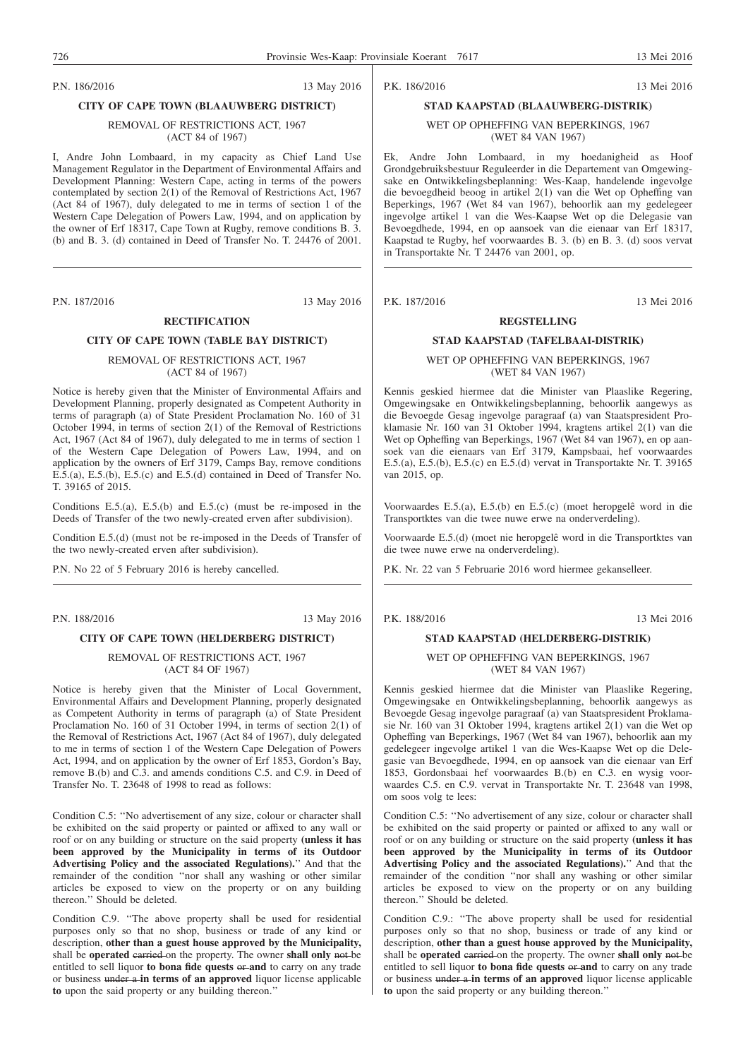P.N. 186/2016 13 May 2016

## CITY OF CAPE TOWN (BLAAUWBERG DISTRICT)

REMOVAL OF RESTRICTIONS ACT, 1967
(ACT 84 of 1967)

I, Andre John Lombaard, in my capacity as Chief Land Use Management Regulator in the Department of Environmental Affairs and Development Planning: Western Cape, acting in terms of the powers contemplated by section 2(1) of the Removal of Restrictions Act, 1967 (Act 84 of 1967), duly delegated to me in terms of section 1 of the Western Cape Delegation of Powers Law, 1994, and on application by the owner of Erf 18317, Cape Town at Rugby, remove conditions B. 3. (b) and B. 3. (d) contained in Deed of Transfer No. T. 24476 of 2001.

---

P.N. 187/2016 13 May 2016

## RECTIFICATION

## CITY OF CAPE TOWN (TABLE BAY DISTRICT)

REMOVAL OF RESTRICTIONS ACT, 1967
(ACT 84 of 1967)

Notice is hereby given that the Minister of Environmental Affairs and Development Planning, properly designated as Competent Authority in terms of paragraph (a) of State President Proclamation No. 160 of 31 October 1994, in terms of section 2(1) of the Removal of Restrictions Act, 1967 (Act 84 of 1967), duly delegated to me in terms of section 1 of the Western Cape Delegation of Powers Law, 1994, and on application by the owners of Erf 3179, Camps Bay, remove conditions E.5.(a), E.5.(b), E.5.(c) and E.5.(d) contained in Deed of Transfer No. T. 39165 of 2015.

Conditions E.5.(a), E.5.(b) and E.5.(c) (must be re-imposed in the Deeds of Transfer of the two newly-created erven after subdivision).

Condition E.5.(d) (must not be re-imposed in the Deeds of Transfer of the two newly-created erven after subdivision).

P.N. No 22 of 5 February 2016 is hereby cancelled.

---

P.N. 188/2016 13 May 2016

## CITY OF CAPE TOWN (HELDERBERG DISTRICT)

REMOVAL OF RESTRICTIONS ACT, 1967
(ACT 84 OF 1967)

Notice is hereby given that the Minister of Local Government, Environmental Affairs and Development Planning, properly designated as Competent Authority in terms of paragraph (a) of State President Proclamation No. 160 of 31 October 1994, in terms of section 2(1) of the Removal of Restrictions Act, 1967 (Act 84 of 1967), duly delegated to me in terms of section 1 of the Western Cape Delegation of Powers Act, 1994, and on application by the owner of Erf 1853, Gordon's Bay, remove B.(b) and C.3. and amends conditions C.5. and C.9. in Deed of Transfer No. T. 23648 of 1998 to read as follows:

Condition C.5: ''No advertisement of any size, colour or character shall be exhibited on the said property or painted or affixed to any wall or roof or on any building or structure on the said property **(unless it has been approved by the Municipality in terms of its Outdoor Advertising Policy and the associated Regulations).**'' And that the remainder of the condition ''nor shall any washing or other similar articles be exposed to view on the property or on any building thereon.'' Should be deleted.

Condition C.9. ''The above property shall be used for residential purposes only so that no shop, business or trade of any kind or description, **other than a guest house approved by the Municipality,** shall be **operated** ~~carried~~ on the property. The owner **shall only** ~~not~~ be entitled to sell liquor **to bona fide quests** ~~or~~ **and** to carry on any trade or business ~~under a~~ **in terms of an approved** liquor license applicable **to** upon the said property or any building thereon.''

---

P.K. 186/2016 13 Mei 2016

## STAD KAAPSTAD (BLAAUWBERG-DISTRIK)

WET OP OPHEFFING VAN BEPERKINGS, 1967
(WET 84 VAN 1967)

Ek, Andre John Lombaard, in my hoedanigheid as Hoof Grondgebruiksbestuur Reguleerder in die Departement van Omgewingsake en Ontwikkelingsbeplanning: Wes-Kaap, handelende ingevolge die bevoegdheid beoog in artikel 2(1) van die Wet op Opheffing van Beperkings, 1967 (Wet 84 van 1967), behoorlik aan my gedelegeer ingevolge artikel 1 van die Wes-Kaapse Wet op die Delegasie van Bevoegdhede, 1994, en op aansoek van die eienaar van Erf 18317, Kaapstad te Rugby, hef voorwaardes B. 3. (b) en B. 3. (d) soos vervat in Transportakte Nr. T 24476 van 2001, op.

---

P.K. 187/2016 13 Mei 2016

## REGSTELLING

## STAD KAAPSTAD (TAFELBAAI-DISTRIK)

WET OP OPHEFFING VAN BEPERKINGS, 1967
(WET 84 VAN 1967)

Kennis geskied hiermee dat die Minister van Plaaslike Regering, Omgewingsake en Ontwikkelingsbeplanning, behoorlik aangewys as die Bevoegde Gesag ingevolge paragraaf (a) van Staatspresident Proklamasie Nr. 160 van 31 Oktober 1994, kragtens artikel 2(1) van die Wet op Opheffing van Beperkings, 1967 (Wet 84 van 1967), en op aansoek van die eienaars van Erf 3179, Kampsbaai, hef voorwaardes E.5.(a), E.5.(b), E.5.(c) en E.5.(d) vervat in Transportakte Nr. T. 39165 van 2015, op.

Voorwaardes E.5.(a), E.5.(b) en E.5.(c) (moet heropgelê word in die Transportktes van die twee nuwe erwe na onderverdeling).

Voorwaarde E.5.(d) (moet nie heropgelê word in die Transportktes van die twee nuwe erwe na onderverdeling).

P.K. Nr. 22 van 5 Februarie 2016 word hiermee gekanselleer.

---

P.K. 188/2016 13 Mei 2016

## STAD KAAPSTAD (HELDERBERG-DISTRIK)

WET OP OPHEFFING VAN BEPERKINGS, 1967
(WET 84 VAN 1967)

Kennis geskied hiermee dat die Minister van Plaaslike Regering, Omgewingsake en Ontwikkelingsbeplanning, behoorlik aangewys as Bevoegde Gesag ingevolge paragraaf (a) van Staatspresident Proklamasie Nr. 160 van 31 Oktober 1994, kragtens artikel 2(1) van die Wet op Opheffing van Beperkings, 1967 (Wet 84 van 1967), behoorlik aan my gedelegeer ingevolge artikel 1 van die Wes-Kaapse Wet op die Delegasie van Bevoegdhede, 1994, en op aansoek van die eienaar van Erf 1853, Gordonsbaai hef voorwaardes B.(b) en C.3. en wysig voorwaardes C.5. en C.9. vervat in Transportakte Nr. T. 23648 van 1998, om soos volg te lees:

Condition C.5: ''No advertisement of any size, colour or character shall be exhibited on the said property or painted or affixed to any wall or roof or on any building or structure on the said property **(unless it has been approved by the Municipality in terms of its Outdoor Advertising Policy and the associated Regulations).**'' And that the remainder of the condition ''nor shall any washing or other similar articles be exposed to view on the property or on any building thereon.'' Should be deleted.

Condition C.9.: ''The above property shall be used for residential purposes only so that no shop, business or trade of any kind or description, **other than a guest house approved by the Municipality,** shall be **operated** ~~carried~~ on the property. The owner **shall only** ~~not~~ be entitled to sell liquor **to bona fide quests** ~~or~~ **and** to carry on any trade or business ~~under a~~ **in terms of an approved** liquor license applicable **to** upon the said property or any building thereon.''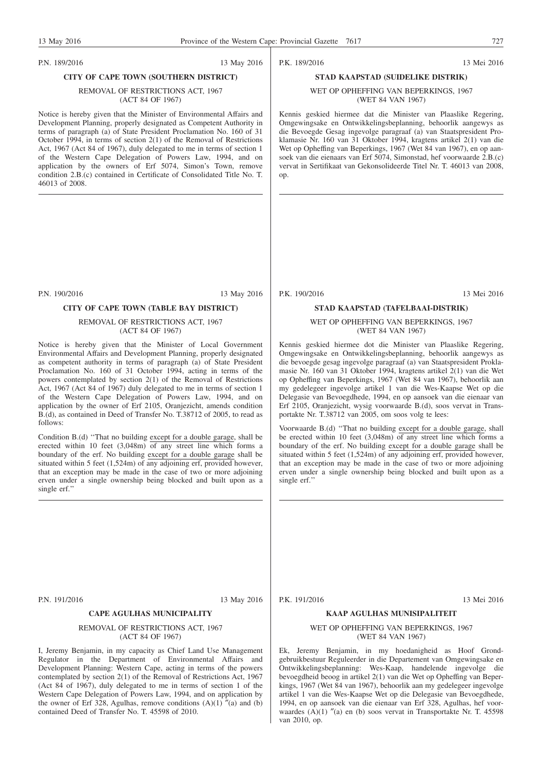P.N. 189/2016 13 May 2016

**CITY OF CAPE TOWN (SOUTHERN DISTRICT)**

REMOVAL OF RESTRICTIONS ACT, 1967
(ACT 84 OF 1967)

Notice is hereby given that the Minister of Environmental Affairs and Development Planning, properly designated as Competent Authority in terms of paragraph (a) of State President Proclamation No. 160 of 31 October 1994, in terms of section 2(1) of the Removal of Restrictions Act, 1967 (Act 84 of 1967), duly delegated to me in terms of section 1 of the Western Cape Delegation of Powers Law, 1994, and on application by the owners of Erf 5074, Simon's Town, remove condition 2.B.(c) contained in Certificate of Consolidated Title No. T. 46013 of 2008.

---

P.K. 189/2016 13 Mei 2016

**STAD KAAPSTAD (SUIDELIKE DISTRIK)**

WET OP OPHEFFING VAN BEPERKINGS, 1967
(WET 84 VAN 1967)

Kennis geskied hiermee dat die Minister van Plaaslike Regering, Omgewingsake en Ontwikkelingsbeplanning, behoorlik aangewys as die Bevoegde Gesag ingevolge paragraaf (a) van Staatspresident Proklamasie Nr. 160 van 31 Oktober 1994, kragtens artikel 2(1) van die Wet op Opheffing van Beperkings, 1967 (Wet 84 van 1967), en op aansoek van die eienaars van Erf 5074, Simonstad, hef voorwaarde 2.B.(c) vervat in Sertifikaat van Gekonsolideerde Titel Nr. T. 46013 van 2008, op.

---

P.N. 190/2016 13 May 2016

**CITY OF CAPE TOWN (TABLE BAY DISTRICT)**

REMOVAL OF RESTRICTIONS ACT, 1967
(ACT 84 OF 1967)

Notice is hereby given that the Minister of Local Government Environmental Affairs and Development Planning, properly designated as competent authority in terms of paragraph (a) of State President Proclamation No. 160 of 31 October 1994, acting in terms of the powers contemplated by section 2(1) of the Removal of Restrictions Act, 1967 (Act 84 of 1967) duly delegated to me in terms of section 1 of the Western Cape Delegation of Powers Law, 1994, and on application by the owner of Erf 2105, Oranjezicht, amends condition B.(d), as contained in Deed of Transfer No. T.38712 of 2005, to read as follows:

Condition B.(d) ''That no building except for a double garage, shall be erected within 10 feet (3,048m) of any street line which forms a boundary of the erf. No building except for a double garage shall be situated within 5 feet (1,524m) of any adjoining erf, provided however, that an exception may be made in the case of two or more adjoining erven under a single ownership being blocked and built upon as a single erf.''

---

P.K. 190/2016 13 Mei 2016

**STAD KAAPSTAD (TAFELBAAI-DISTRIK)**

WET OP OPHEFFING VAN BEPERKINGS, 1967
(WET 84 VAN 1967)

Kennis geskied hiermee dot die Minister van Plaaslike Regering, Omgewingsake en Ontwikkelingsbeplanning, behoorlik aangewys as die bevoegde gesag ingevolge paragraaf (a) van Staatspresident Proklamasie Nr. 160 van 31 Oktober 1994, kragtens artikel 2(1) van die Wet op Opheffing van Beperkings, 1967 (Wet 84 van 1967), behoorlik aan my gedelegeer ingevolge artikel 1 van die Wes-Kaapse Wet op die Delegasie van Bevoegdhede, 1994, en op aansoek van die eienaar van Erf 2105, Oranjezicht, wysig voorwaarde B.(d), soos vervat in Transportakte Nr. T.38712 van 2005, om soos volg te lees:

Voorwaarde B.(d) ''That no building except for a double garage, shall be erected within 10 feet (3,048m) of any street line which forms a boundary of the erf. No building except for a double garage shall be situated within 5 feet (1,524m) of any adjoining erf, provided however, that an exception may be made in the case of two or more adjoining erven under a single ownership being blocked and built upon as a single erf.''

---

P.N. 191/2016 13 May 2016

**CAPE AGULHAS MUNICIPALITY**

REMOVAL OF RESTRICTIONS ACT, 1967
(ACT 84 OF 1967)

I, Jeremy Benjamin, in my capacity as Chief Land Use Management Regulator in the Department of Environmental Affairs and Development Planning: Western Cape, acting in terms of the powers contemplated by section 2(1) of the Removal of Restrictions Act, 1967 (Act 84 of 1967), duly delegated to me in terms of section 1 of the Western Cape Delegation of Powers Law, 1994, and on application by the owner of Erf 328, Agulhas, remove conditions (A)(1) ″(a) and (b) contained Deed of Transfer No. T. 45598 of 2010.

---

P.K. 191/2016 13 Mei 2016

**KAAP AGULHAS MUNISIPALITEIT**

WET OP OPHEFFING VAN BEPERKINGS, 1967
(WET 84 VAN 1967)

Ek, Jeremy Benjamin, in my hoedanigheid as Hoof Grondgebruikbestuur Reguleerder in die Departement van Omgewingsake en Ontwikkelingsbeplanning: Wes-Kaap, handelende ingevolge die bevoegdheid beoog in artikel 2(1) van die Wet op Opheffing van Beperkings, 1967 (Wet 84 van 1967), behoorlik aan my gedelegeer ingevolge artikel 1 van die Wes-Kaapse Wet op die Delegasie van Bevoegdhede, 1994, en op aansoek van die eienaar van Erf 328, Agulhas, hef voorwaardes (A)(1) ″(a) en (b) soos vervat in Transportakte Nr. T. 45598 van 2010, op.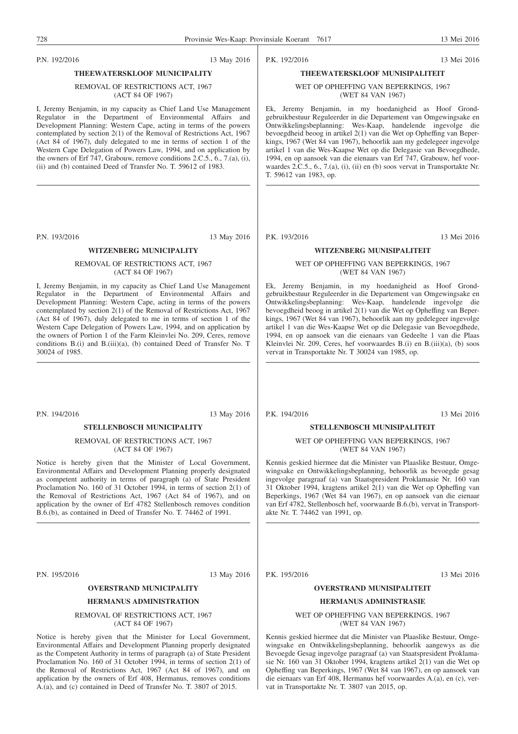P.N. 192/2016 13 May 2016

### THEEWATERSKLOOF MUNICIPALITY

REMOVAL OF RESTRICTIONS ACT, 1967
(ACT 84 OF 1967)

I, Jeremy Benjamin, in my capacity as Chief Land Use Management Regulator in the Department of Environmental Affairs and Development Planning: Western Cape, acting in terms of the powers contemplated by section 2(1) of the Removal of Restrictions Act, 1967 (Act 84 of 1967), duly delegated to me in terms of section 1 of the Western Cape Delegation of Powers Law, 1994, and on application by the owners of Erf 747, Grabouw, remove conditions 2.C.5., 6., 7.(a), (i), (ii) and (b) contained Deed of Transfer No. T. 59612 of 1983.

P.K. 192/2016 13 Mei 2016

### THEEWATERSKLOOF MUNISIPALITEIT

WET OP OPHEFFING VAN BEPERKINGS, 1967
(WET 84 VAN 1967)

Ek, Jeremy Benjamin, in my hoedanigheid as Hoof Grondgebruikbestuur Reguleerder in die Departement van Omgewingsake en Ontwikkelingsbeplanning: Wes-Kaap, handelende ingevolge die bevoegdheid beoog in artikel 2(1) van die Wet op Opheffing van Beperkings, 1967 (Wet 84 van 1967), behoorlik aan my gedelegeer ingevolge artikel 1 van die Wes-Kaapse Wet op die Delegasie van Bevoegdhede, 1994, en op aansoek van die eienaars van Erf 747, Grabouw, hef voorwaardes 2.C.5., 6., 7.(a), (i), (ii) en (b) soos vervat in Transportakte Nr. T. 59612 van 1983, op.

P.N. 193/2016 13 May 2016

### WITZENBERG MUNICIPALITY

REMOVAL OF RESTRICTIONS ACT, 1967
(ACT 84 OF 1967)

I, Jeremy Benjamin, in my capacity as Chief Land Use Management Regulator in the Department of Environmental Affairs and Development Planning: Western Cape, acting in terms of the powers contemplated by section 2(1) of the Removal of Restrictions Act, 1967 (Act 84 of 1967), duly delegated to me in terms of section 1 of the Western Cape Delegation of Powers Law, 1994, and on application by the owners of Portion 1 of the Farm Kleinvlei No. 209, Ceres, remove conditions B.(i) and B.(iii)(a), (b) contained Deed of Transfer No. T 30024 of 1985.

P.K. 193/2016 13 Mei 2016

### WITZENBERG MUNISIPALITEIT

WET OP OPHEFFING VAN BEPERKINGS, 1967
(WET 84 VAN 1967)

Ek, Jeremy Benjamin, in my hoedanigheid as Hoof Grondgebruikbestuur Reguleerder in die Departement van Omgewingsake en Ontwikkelingsbeplanning: Wes-Kaap, handelende ingevolge die bevoegdheid beoog in artikel 2(1) van die Wet op Opheffing van Beperkings, 1967 (Wet 84 van 1967), behoorlik aan my gedelegeer ingevolge artikel 1 van die Wes-Kaapse Wet op die Delegasie van Bevoegdhede, 1994, en op aansoek van die eienaars van Gedeelte 1 van die Plaas Kleinvlei Nr. 209, Ceres, hef voorwaardes B.(i) en B.(iii)(a), (b) soos vervat in Transportakte Nr. T 30024 van 1985, op.

P.N. 194/2016 13 May 2016

### STELLENBOSCH MUNICIPALITY

REMOVAL OF RESTRICTIONS ACT, 1967
(ACT 84 OF 1967)

Notice is hereby given that the Minister of Local Government, Environmental Affairs and Development Planning properly designated as competent authority in terms of paragraph (a) of State President Proclamation No. 160 of 31 October 1994, in terms of section 2(1) of the Removal of Restrictions Act, 1967 (Act 84 of 1967), and on application by the owner of Erf 4782 Stellenbosch removes condition B.6.(b), as contained in Deed of Transfer No. T. 74462 of 1991.

P.K. 194/2016 13 Mei 2016

### STELLENBOSCH MUNISIPALITEIT

WET OP OPHEFFING VAN BEPERKINGS, 1967
(WET 84 VAN 1967)

Kennis geskied hiermee dat die Minister van Plaaslike Bestuur, Omgewingsake en Ontwikkelingsbeplanning, behoorlik as bevoegde gesag ingevolge paragraaf (a) van Staatspresident Proklamasie Nr. 160 van 31 Oktober 1994, kragtens artikel 2(1) van die Wet op Opheffing van Beperkings, 1967 (Wet 84 van 1967), en op aansoek van die eienaar van Erf 4782, Stellenbosch hef, voorwaarde B.6.(b), vervat in Transportakte Nr. T. 74462 van 1991, op.

P.N. 195/2016 13 May 2016

### OVERSTRAND MUNICIPALITY

### HERMANUS ADMINISTRATION

REMOVAL OF RESTRICTIONS ACT, 1967
(ACT 84 OF 1967)

Notice is hereby given that the Minister for Local Government, Environmental Affairs and Development Planning properly designated as the Competent Authority in terms of paragraph (a) of State President Proclamation No. 160 of 31 October 1994, in terms of section 2(1) of the Removal of Restrictions Act, 1967 (Act 84 of 1967), and on application by the owners of Erf 408, Hermanus, removes conditions A.(a), and (c) contained in Deed of Transfer No. T. 3807 of 2015.

P.K. 195/2016 13 Mei 2016

### OVERSTRAND MUNISIPALITEIT

### HERMANUS ADMINISTRASIE

WET OP OPHEFFING VAN BEPERKINGS, 1967
(WET 84 VAN 1967)

Kennis geskied hiermee dat die Minister van Plaaslike Bestuur, Omgewingsake en Ontwikkelingsbeplanning, behoorlik aangewys as die Bevoegde Gesag ingevolge paragraaf (a) van Staatspresident Proklamasie Nr. 160 van 31 Oktober 1994, kragtens artikel 2(1) van die Wet op Opheffing van Beperkings, 1967 (Wet 84 van 1967), en op aansoek van die eienaars van Erf 408, Hermanus hef voorwaardes A.(a), en (c), vervat in Transportakte Nr. T. 3807 van 2015, op.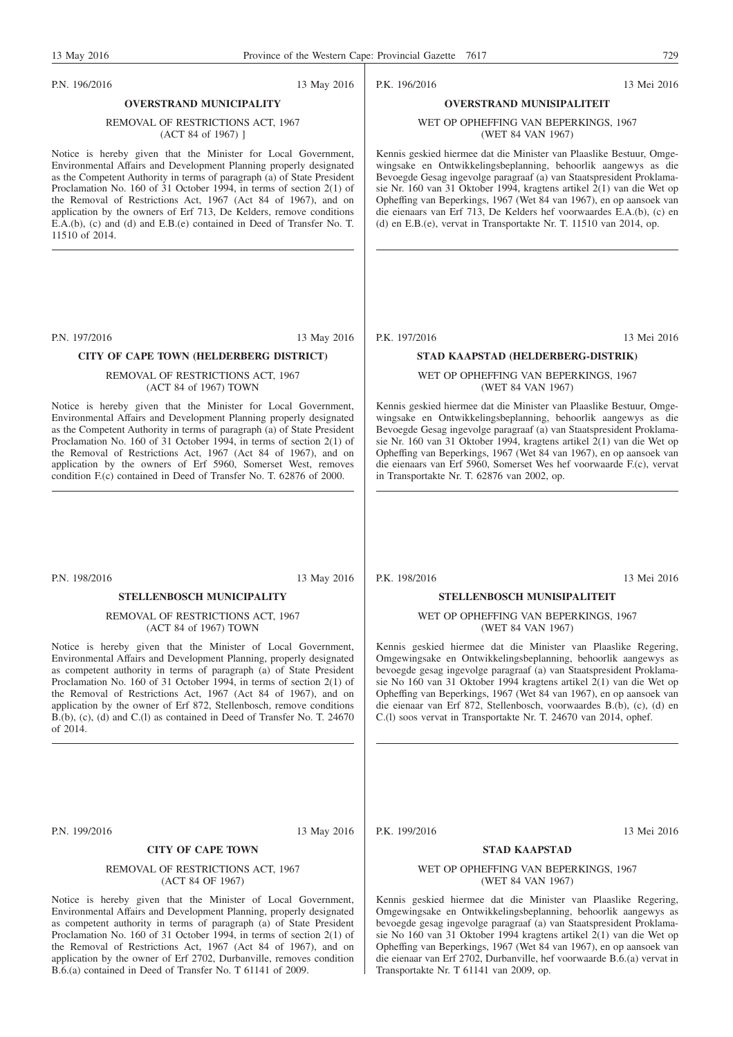P.N. 196/2016 13 May 2016

**OVERSTRAND MUNICIPALITY**

REMOVAL OF RESTRICTIONS ACT, 1967
(ACT 84 of 1967) ]

Notice is hereby given that the Minister for Local Government, Environmental Affairs and Development Planning properly designated as the Competent Authority in terms of paragraph (a) of State President Proclamation No. 160 of 31 October 1994, in terms of section 2(1) of the Removal of Restrictions Act, 1967 (Act 84 of 1967), and on application by the owners of Erf 713, De Kelders, remove conditions E.A.(b), (c) and (d) and E.B.(e) contained in Deed of Transfer No. T. 11510 of 2014.

---

P.K. 196/2016 13 Mei 2016

**OVERSTRAND MUNISIPALITEIT**

WET OP OPHEFFING VAN BEPERKINGS, 1967
(WET 84 VAN 1967)

Kennis geskied hiermee dat die Minister van Plaaslike Bestuur, Omgewingsake en Ontwikkelingsbeplanning, behoorlik aangewys as die Bevoegde Gesag ingevolge paragraaf (a) van Staatspresident Proklamasie Nr. 160 van 31 Oktober 1994, kragtens artikel 2(1) van die Wet op Opheffing van Beperkings, 1967 (Wet 84 van 1967), en op aansoek van die eienaars van Erf 713, De Kelders hef voorwaardes E.A.(b), (c) en (d) en E.B.(e), vervat in Transportakte Nr. T. 11510 van 2014, op.

---

P.N. 197/2016 13 May 2016

**CITY OF CAPE TOWN (HELDERBERG DISTRICT)**

REMOVAL OF RESTRICTIONS ACT, 1967
(ACT 84 of 1967) TOWN

Notice is hereby given that the Minister for Local Government, Environmental Affairs and Development Planning properly designated as the Competent Authority in terms of paragraph (a) of State President Proclamation No. 160 of 31 October 1994, in terms of section 2(1) of the Removal of Restrictions Act, 1967 (Act 84 of 1967), and on application by the owners of Erf 5960, Somerset West, removes condition F.(c) contained in Deed of Transfer No. T. 62876 of 2000.

---

P.K. 197/2016 13 Mei 2016

**STAD KAAPSTAD (HELDERBERG-DISTRIK)**

WET OP OPHEFFING VAN BEPERKINGS, 1967
(WET 84 VAN 1967)

Kennis geskied hiermee dat die Minister van Plaaslike Bestuur, Omgewingsake en Ontwikkelingsbeplanning, behoorlik aangewys as die Bevoegde Gesag ingevolge paragraaf (a) van Staatspresident Proklamasie Nr. 160 van 31 Oktober 1994, kragtens artikel 2(1) van die Wet op Opheffing van Beperkings, 1967 (Wet 84 van 1967), en op aansoek van die eienaars van Erf 5960, Somerset Wes hef voorwaarde F.(c), vervat in Transportakte Nr. T. 62876 van 2002, op.

---

P.N. 198/2016 13 May 2016

**STELLENBOSCH MUNICIPALITY**

REMOVAL OF RESTRICTIONS ACT, 1967
(ACT 84 of 1967) TOWN

Notice is hereby given that the Minister of Local Government, Environmental Affairs and Development Planning, properly designated as competent authority in terms of paragraph (a) of State President Proclamation No. 160 of 31 October 1994, in terms of section 2(1) of the Removal of Restrictions Act, 1967 (Act 84 of 1967), and on application by the owner of Erf 872, Stellenbosch, remove conditions B.(b), (c), (d) and C.(l) as contained in Deed of Transfer No. T. 24670 of 2014.

---

P.K. 198/2016 13 Mei 2016

**STELLENBOSCH MUNISIPALITEIT**

WET OP OPHEFFING VAN BEPERKINGS, 1967
(WET 84 VAN 1967)

Kennis geskied hiermee dat die Minister van Plaaslike Regering, Omgewingsake en Ontwikkelingsbeplanning, behoorlik aangewys as bevoegde gesag ingevolge paragraaf (a) van Staatspresident Proklamasie No 160 van 31 Oktober 1994 kragtens artikel 2(1) van die Wet op Opheffing van Beperkings, 1967 (Wet 84 van 1967), en op aansoek van die eienaar van Erf 872, Stellenbosch, voorwaardes B.(b), (c), (d) en C.(l) soos vervat in Transportakte Nr. T. 24670 van 2014, ophef.

---

P.N. 199/2016 13 May 2016

**CITY OF CAPE TOWN**

REMOVAL OF RESTRICTIONS ACT, 1967
(ACT 84 OF 1967)

Notice is hereby given that the Minister of Local Government, Environmental Affairs and Development Planning, properly designated as competent authority in terms of paragraph (a) of State President Proclamation No. 160 of 31 October 1994, in terms of section 2(1) of the Removal of Restrictions Act, 1967 (Act 84 of 1967), and on application by the owner of Erf 2702, Durbanville, removes condition B.6.(a) contained in Deed of Transfer No. T 61141 of 2009.

---

P.K. 199/2016 13 Mei 2016

**STAD KAAPSTAD**

WET OP OPHEFFING VAN BEPERKINGS, 1967
(WET 84 VAN 1967)

Kennis geskied hiermee dat die Minister van Plaaslike Regering, Omgewingsake en Ontwikkelingsbeplanning, behoorlik aangewys as bevoegde gesag ingevolge paragraaf (a) van Staatspresident Proklamasie No 160 van 31 Oktober 1994 kragtens artikel 2(1) van die Wet op Opheffing van Beperkings, 1967 (Wet 84 van 1967), en op aansoek van die eienaar van Erf 2702, Durbanville, hef voorwaarde B.6.(a) vervat in Transportakte Nr. T 61141 van 2009, op.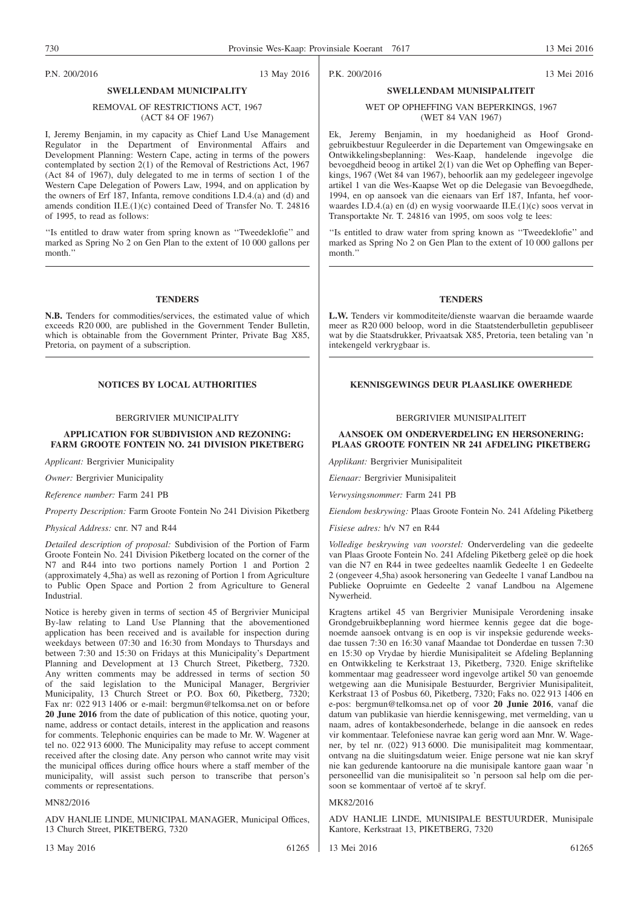P.N. 200/2016 13 May 2016

## SWELLENDAM MUNICIPALITY

REMOVAL OF RESTRICTIONS ACT, 1967
(ACT 84 OF 1967)

I, Jeremy Benjamin, in my capacity as Chief Land Use Management Regulator in the Department of Environmental Affairs and Development Planning: Western Cape, acting in terms of the powers contemplated by section 2(1) of the Removal of Restrictions Act, 1967 (Act 84 of 1967), duly delegated to me in terms of section 1 of the Western Cape Delegation of Powers Law, 1994, and on application by the owners of Erf 187, Infanta, remove conditions I.D.4.(a) and (d) and amends condition II.E.(1)(c) contained Deed of Transfer No. T. 24816 of 1995, to read as follows:

''Is entitled to draw water from spring known as ''Tweedeklofie'' and marked as Spring No 2 on Gen Plan to the extent of 10 000 gallons per month.''

---

## TENDERS

**N.B.** Tenders for commodities/services, the estimated value of which exceeds R20 000, are published in the Government Tender Bulletin, which is obtainable from the Government Printer, Private Bag X85, Pretoria, on payment of a subscription.

---

## NOTICES BY LOCAL AUTHORITIES

BERGRIVIER MUNICIPALITY

### APPLICATION FOR SUBDIVISION AND REZONING: FARM GROOTE FONTEIN NO. 241 DIVISION PIKETBERG

*Applicant:* Bergrivier Municipality

*Owner:* Bergrivier Municipality

*Reference number:* Farm 241 PB

*Property Description:* Farm Groote Fontein No 241 Division Piketberg

*Physical Address:* cnr. N7 and R44

*Detailed description of proposal:* Subdivision of the Portion of Farm Groote Fontein No. 241 Division Piketberg located on the corner of the N7 and R44 into two portions namely Portion 1 and Portion 2 (approximately 4,5ha) as well as rezoning of Portion 1 from Agriculture to Public Open Space and Portion 2 from Agriculture to General Industrial.

Notice is hereby given in terms of section 45 of Bergrivier Municipal By-law relating to Land Use Planning that the abovementioned application has been received and is available for inspection during weekdays between 07:30 and 16:30 from Mondays to Thursdays and between 7:30 and 15:30 on Fridays at this Municipality's Department Planning and Development at 13 Church Street, Piketberg, 7320. Any written comments may be addressed in terms of section 50 of the said legislation to the Municipal Manager, Bergrivier Municipality, 13 Church Street or P.O. Box 60, Piketberg, 7320; Fax nr: 022 913 1406 or e-mail: bergmun@telkomsa.net on or before **20 June 2016** from the date of publication of this notice, quoting your, name, address or contact details, interest in the application and reasons for comments. Telephonic enquiries can be made to Mr. W. Wagener at tel no. 022 913 6000. The Municipality may refuse to accept comment received after the closing date. Any person who cannot write may visit the municipal offices during office hours where a staff member of the municipality, will assist such person to transcribe that person's comments or representations.

MN82/2016

ADV HANLIE LINDE, MUNICIPAL MANAGER, Municipal Offices, 13 Church Street, PIKETBERG, 7320

13 May 2016 61265

---

P.K. 200/2016 13 Mei 2016

## SWELLENDAM MUNISIPALITEIT

WET OP OPHEFFING VAN BEPERKINGS, 1967
(WET 84 VAN 1967)

Ek, Jeremy Benjamin, in my hoedanigheid as Hoof Grondgebruikbestuur Reguleerder in die Departement van Omgewingsake en Ontwikkelingsbeplanning: Wes-Kaap, handelende ingevolge die bevoegdheid beoog in artikel 2(1) van die Wet op Opheffing van Beperkings, 1967 (Wet 84 van 1967), behoorlik aan my gedelegeer ingevolge artikel 1 van die Wes-Kaapse Wet op die Delegasie van Bevoegdhede, 1994, en op aansoek van die eienaars van Erf 187, Infanta, hef voorwaardes I.D.4.(a) en (d) en wysig voorwaarde II.E.(1)(c) soos vervat in Transportakte Nr. T. 24816 van 1995, om soos volg te lees:

''Is entitled to draw water from spring known as ''Tweedeklofie'' and marked as Spring No 2 on Gen Plan to the extent of 10 000 gallons per month.''

---

## TENDERS

**L.W.** Tenders vir kommoditeite/dienste waarvan die beraamde waarde meer as R20 000 beloop, word in die Staatstenderbulletin gepubliseer wat by die Staatsdrukker, Privaatsak X85, Pretoria, teen betaling van 'n intekengeld verkrygbaar is.

---

## KENNISGEWINGS DEUR PLAASLIKE OWERHEDE

BERGRIVIER MUNISIPALITEIT

### AANSOEK OM ONDERVERDELING EN HERSONERING: PLAAS GROOTE FONTEIN NR 241 AFDELING PIKETBERG

*Applikant:* Bergrivier Munisipaliteit

*Eienaar:* Bergrivier Munisipaliteit

*Verwysingsnommer:* Farm 241 PB

*Eiendom beskrywing:* Plaas Groote Fontein No. 241 Afdeling Piketberg

*Fisiese adres:* h/v N7 en R44

*Volledige beskrywing van voorstel:* Onderverdeling van die gedeelte van Plaas Groote Fontein No. 241 Afdeling Piketberg geleë op die hoek van die N7 en R44 in twee gedeeltes naamlik Gedeelte 1 en Gedeelte 2 (ongeveer 4,5ha) asook hersonering van Gedeelte 1 vanaf Landbou na Publieke Oopruimte en Gedeelte 2 vanaf Landbou na Algemene Nywerheid.

Kragtens artikel 45 van Bergrivier Munisipale Verordening insake Grondgebruikbeplanning word hiermee kennis gegee dat die bogenoemde aansoek ontvang is en oop is vir inspeksie gedurende weeksdae tussen 7:30 en 16:30 vanaf Maandae tot Donderdae en tussen 7:30 en 15:30 op Vrydae by hierdie Munisipaliteit se Afdeling Beplanning en Ontwikkeling te Kerkstraat 13, Piketberg, 7320. Enige skriftelike kommentaar mag geadresseer word ingevolge artikel 50 van genoemde wetgewing aan die Munisipale Bestuurder, Bergrivier Munisipaliteit, Kerkstraat 13 of Posbus 60, Piketberg, 7320; Faks no. 022 913 1406 en e-pos: bergmun@telkomsa.net op of voor **20 Junie 2016**, vanaf die datum van publikasie van hierdie kennisgewing, met vermelding, van u naam, adres of kontakbesonderhede, belange in die aansoek en redes vir kommentaar. Telefoniese navrae kan gerig word aan Mnr. W. Wagener, by tel nr. (022) 913 6000. Die munisipaliteit mag kommentaar, ontvang na die sluitingsdatum weier. Enige persone wat nie kan skryf nie kan gedurende kantoorure na die munisipale kantore gaan waar 'n personeellid van die munisipaliteit so 'n persoon sal help om die persoon se kommentaar of vertoë af te skryf.

MK82/2016

ADV HANLIE LINDE, MUNISIPALE BESTUURDER, Munisipale Kantore, Kerkstraat 13, PIKETBERG, 7320

13 Mei 2016 61265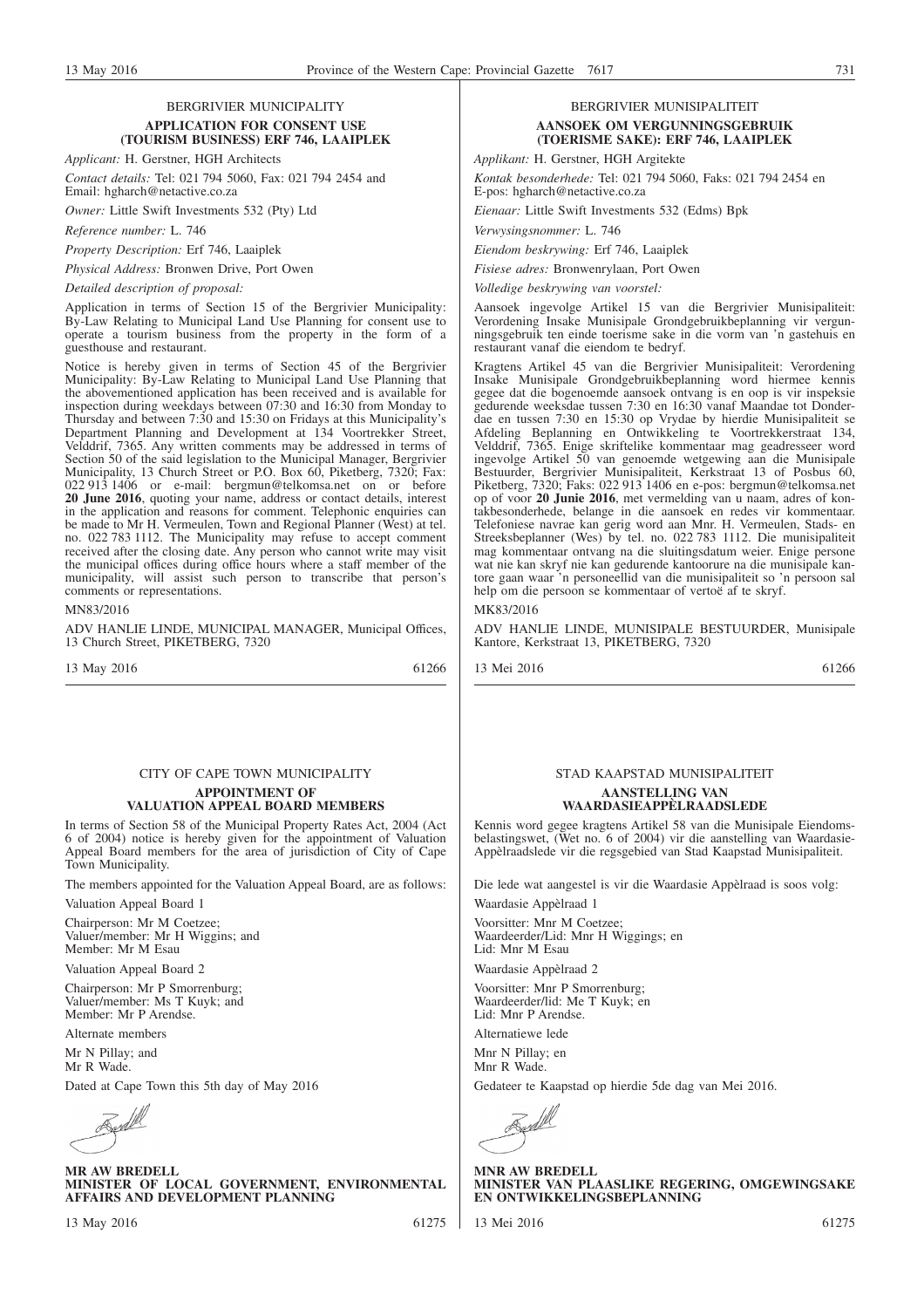BERGRIVIER MUNICIPALITY

**APPLICATION FOR CONSENT USE (TOURISM BUSINESS) ERF 746, LAAIPLEK**

*Applicant:* H. Gerstner, HGH Architects

*Contact details:* Tel: 021 794 5060, Fax: 021 794 2454 and Email: hgharch@netactive.co.za

*Owner:* Little Swift Investments 532 (Pty) Ltd

*Reference number:* L. 746

*Property Description:* Erf 746, Laaiplek

*Physical Address:* Bronwen Drive, Port Owen

*Detailed description of proposal:*

Application in terms of Section 15 of the Bergrivier Municipality: By-Law Relating to Municipal Land Use Planning for consent use to operate a tourism business from the property in the form of a guesthouse and restaurant.

Notice is hereby given in terms of Section 45 of the Bergrivier Municipality: By-Law Relating to Municipal Land Use Planning that the abovementioned application has been received and is available for inspection during weekdays between 07:30 and 16:30 from Monday to Thursday and between 7:30 and 15:30 on Fridays at this Municipality's Department Planning and Development at 134 Voortrekker Street, Velddrif, 7365. Any written comments may be addressed in terms of Section 50 of the said legislation to the Municipal Manager, Bergrivier Municipality, 13 Church Street or P.O. Box 60, Piketberg, 7320; Fax: 022 913 1406 or e-mail: bergmun@telkomsa.net on or before **20 June 2016**, quoting your name, address or contact details, interest in the application and reasons for comment. Telephonic enquiries can be made to Mr H. Vermeulen, Town and Regional Planner (West) at tel. no. 022 783 1112. The Municipality may refuse to accept comment received after the closing date. Any person who cannot write may visit the municipal offices during office hours where a staff member of the municipality, will assist such person to transcribe that person's comments or representations.

MN83/2016

ADV HANLIE LINDE, MUNICIPAL MANAGER, Municipal Offices, 13 Church Street, PIKETBERG, 7320

13 May 2016 61266

---

BERGRIVIER MUNISIPALITEIT

**AANSOEK OM VERGUNNINGSGEBRUIK (TOERISME SAKE): ERF 746, LAAIPLEK**

*Applikant:* H. Gerstner, HGH Argitekte

*Kontak besonderhede:* Tel: 021 794 5060, Faks: 021 794 2454 en E-pos: hgharch@netactive.co.za

*Eienaar:* Little Swift Investments 532 (Edms) Bpk

*Verwysingsnommer:* L. 746

*Eiendom beskrywing:* Erf 746, Laaiplek

*Fisiese adres:* Bronwenrylaan, Port Owen

*Volledige beskrywing van voorstel:*

Aansoek ingevolge Artikel 15 van die Bergrivier Munisipaliteit: Verordening Insake Munisipale Grondgebruikbeplanning vir vergunningsgebruik ten einde toerisme sake in die vorm van 'n gastehuis en restaurant vanaf die eiendom te bedryf.

Kragtens Artikel 45 van die Bergrivier Munisipaliteit: Verordening Insake Munisipale Grondgebruikbeplanning word hiermee kennis gegee dat die bogenoemde aansoek ontvang is en oop is vir inspeksie gedurende weeksdae tussen 7:30 en 16:30 vanaf Maandae tot Donderdae en tussen 7:30 en 15:30 op Vrydae by hierdie Munisipaliteit se Afdeling Beplanning en Ontwikkeling te Voortrekkerstraat 134, Velddrif, 7365. Enige skriftelike kommentaar mag geadresseer word ingevolge Artikel 50 van genoemde wetgewing aan die Munisipale Bestuurder, Bergrivier Munisipaliteit, Kerkstraat 13 of Posbus 60, Piketberg, 7320; Faks: 022 913 1406 en e-pos: bergmun@telkomsa.net op of voor **20 Junie 2016**, met vermelding van u naam, adres of kontakbesonderhede, belange in die aansoek en redes vir kommentaar. Telefoniese navrae kan gerig word aan Mnr. H. Vermeulen, Stads- en Streeksbeplanner (Wes) by tel. no. 022 783 1112. Die munisipaliteit mag kommentaar ontvang na die sluitingsdatum weier. Enige persone wat nie kan skryf nie kan gedurende kantoorure na die munisipale kantore gaan waar 'n personeellid van die munisipaliteit so 'n persoon sal help om die persoon se kommentaar of vertoë af te skryf.

MK83/2016

ADV HANLIE LINDE, MUNISIPALE BESTUURDER, Munisipale Kantore, Kerkstraat 13, PIKETBERG, 7320

13 Mei 2016 61266

---

CITY OF CAPE TOWN MUNICIPALITY

**APPOINTMENT OF VALUATION APPEAL BOARD MEMBERS**

In terms of Section 58 of the Municipal Property Rates Act, 2004 (Act 6 of 2004) notice is hereby given for the appointment of Valuation Appeal Board members for the area of jurisdiction of City of Cape Town Municipality.

The members appointed for the Valuation Appeal Board, are as follows:

Valuation Appeal Board 1

Chairperson: Mr M Coetzee;
Valuer/member: Mr H Wiggins; and
Member: Mr M Esau

Valuation Appeal Board 2

Chairperson: Mr P Smorrenburg;
Valuer/member: Ms T Kuyk; and
Member: Mr P Arendse.

Alternate members

Mr N Pillay; and
Mr R Wade.

Dated at Cape Town this 5th day of May 2016

**MR AW BREDELL**
**MINISTER OF LOCAL GOVERNMENT, ENVIRONMENTAL AFFAIRS AND DEVELOPMENT PLANNING**

13 May 2016 61275

---

STAD KAAPSTAD MUNISIPALITEIT

**AANSTELLING VAN WAARDASIEAPPÈLRAADSLEDE**

Kennis word gegee kragtens Artikel 58 van die Munisipale Eiendomsbelastingswet, (Wet no. 6 of 2004) vir die aanstelling van Waardasie-Appèlraadslede vir die regsgebied van Stad Kaapstad Munisipaliteit.

Die lede wat aangestel is vir die Waardasie Appèlraad is soos volg:

Waardasie Appèlraad 1

Voorsitter: Mnr M Coetzee;
Waardeerder/Lid: Mnr H Wiggings; en
Lid: Mnr M Esau

Waardasie Appèlraad 2

Voorsitter: Mnr P Smorrenburg;
Waardeerder/lid: Me T Kuyk; en
Lid: Mnr P Arendse.

Alternatiewe lede

Mnr N Pillay; en
Mnr R Wade.

Gedateer te Kaapstad op hierdie 5de dag van Mei 2016.

**MNR AW BREDELL**
**MINISTER VAN PLAASLIKE REGERING, OMGEWINGSAKE EN ONTWIKKELINGSBEPLANNING**

13 Mei 2016 61275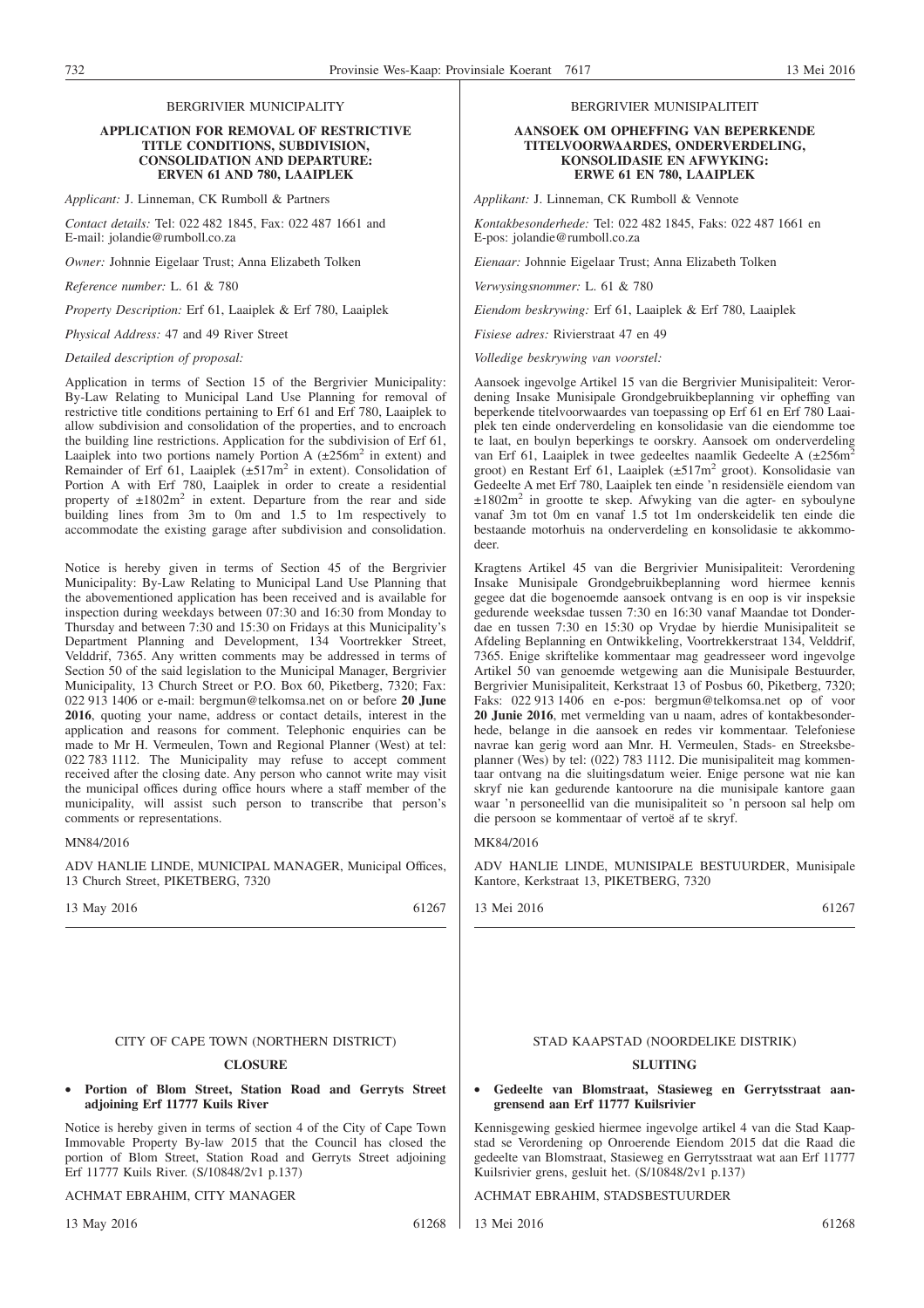BERGRIVIER MUNICIPALITY

**APPLICATION FOR REMOVAL OF RESTRICTIVE TITLE CONDITIONS, SUBDIVISION, CONSOLIDATION AND DEPARTURE: ERVEN 61 AND 780, LAAIPLEK**

*Applicant:* J. Linneman, CK Rumboll & Partners

*Contact details:* Tel: 022 482 1845, Fax: 022 487 1661 and E-mail: jolandie@rumboll.co.za

*Owner:* Johnnie Eigelaar Trust; Anna Elizabeth Tolken

*Reference number:* L. 61 & 780

*Property Description:* Erf 61, Laaiplek & Erf 780, Laaiplek

*Physical Address:* 47 and 49 River Street

*Detailed description of proposal:*

Application in terms of Section 15 of the Bergrivier Municipality: By-Law Relating to Municipal Land Use Planning for removal of restrictive title conditions pertaining to Erf 61 and Erf 780, Laaiplek to allow subdivision and consolidation of the properties, and to encroach the building line restrictions. Application for the subdivision of Erf 61, Laaiplek into two portions namely Portion A (±256m$^2$ in extent) and Remainder of Erf 61, Laaiplek (±517m$^2$ in extent). Consolidation of Portion A with Erf 780, Laaiplek in order to create a residential property of ±1802m$^2$ in extent. Departure from the rear and side building lines from 3m to 0m and 1.5 to 1m respectively to accommodate the existing garage after subdivision and consolidation.

Notice is hereby given in terms of Section 45 of the Bergrivier Municipality: By-Law Relating to Municipal Land Use Planning that the abovementioned application has been received and is available for inspection during weekdays between 07:30 and 16:30 from Monday to Thursday and between 7:30 and 15:30 on Fridays at this Municipality's Department Planning and Development, 134 Voortrekker Street, Velddrif, 7365. Any written comments may be addressed in terms of Section 50 of the said legislation to the Municipal Manager, Bergrivier Municipality, 13 Church Street or P.O. Box 60, Piketberg, 7320; Fax: 022 913 1406 or e-mail: bergmun@telkomsa.net on or before **20 June 2016**, quoting your name, address or contact details, interest in the application and reasons for comment. Telephonic enquiries can be made to Mr H. Vermeulen, Town and Regional Planner (West) at tel: 022 783 1112. The Municipality may refuse to accept comment received after the closing date. Any person who cannot write may visit the municipal offices during office hours where a staff member of the municipality, will assist such person to transcribe that person's comments or representations.

MN84/2016

ADV HANLIE LINDE, MUNICIPAL MANAGER, Municipal Offices, 13 Church Street, PIKETBERG, 7320

13 May 2016 61267

BERGRIVIER MUNISIPALITEIT

**AANSOEK OM OPHEFFING VAN BEPERKENDE TITELVOORWAARDES, ONDERVERDELING, KONSOLIDASIE EN AFWYKING: ERWE 61 EN 780, LAAIPLEK**

*Applikant:* J. Linneman, CK Rumboll & Vennote

*Kontakbesonderhede:* Tel: 022 482 1845, Faks: 022 487 1661 en E-pos: jolandie@rumboll.co.za

*Eienaar:* Johnnie Eigelaar Trust; Anna Elizabeth Tolken

*Verwysingsnommer:* L. 61 & 780

*Eiendom beskrywing:* Erf 61, Laaiplek & Erf 780, Laaiplek

*Fisiese adres:* Rivierstraat 47 en 49

*Volledige beskrywing van voorstel:*

Aansoek ingevolge Artikel 15 van die Bergrivier Munisipaliteit: Verordening Insake Munisipale Grondgebruikbeplanning vir opheffing van beperkende titelvoorwaardes van toepassing op Erf 61 en Erf 780 Laaiplek ten einde onderverdeling en konsolidasie van die eiendomme toe te laat, en boulyn beperkings te oorskry. Aansoek om onderverdeling van Erf 61, Laaiplek in twee gedeeltes naamlik Gedeelte A (±256m$^2$ groot) en Restant Erf 61, Laaiplek (±517m$^2$ groot). Konsolidasie van Gedeelte A met Erf 780, Laaiplek ten einde 'n residensiële eiendom van ±1802m$^2$ in grootte te skep. Afwyking van die agter- en syboulyne vanaf 3m tot 0m en vanaf 1.5 tot 1m onderskeidelik ten einde die bestaande motorhuis na onderverdeling en konsolidasie te akkommodeer.

Kragtens Artikel 45 van die Bergrivier Munisipaliteit: Verordening Insake Munisipale Grondgebruikbeplanning word hiermee kennis gegee dat die bogenoemde aansoek ontvang is en oop is vir inspeksie gedurende weeksdae tussen 7:30 en 16:30 vanaf Maandae tot Donderdae en tussen 7:30 en 15:30 op Vrydae by hierdie Munisipaliteit se Afdeling Beplanning en Ontwikkeling, Voortrekkerstraat 134, Velddrif, 7365. Enige skriftelike kommentaar mag geadresseer word ingevolge Artikel 50 van genoemde wetgewing aan die Munisipale Bestuurder, Bergrivier Munisipaliteit, Kerkstraat 13 of Posbus 60, Piketberg, 7320; Faks: 022 913 1406 en e-pos: bergmun@telkomsa.net op of voor **20 Junie 2016**, met vermelding van u naam, adres of kontakbesonderhede, belange in die aansoek en redes vir kommentaar. Telefoniese navrae kan gerig word aan Mnr. H. Vermeulen, Stads- en Streeksbeplanner (Wes) by tel: (022) 783 1112. Die munisipaliteit mag kommentaar ontvang na die sluitingsdatum weier. Enige persone wat nie kan skryf nie kan gedurende kantoorure na die munisipale kantore gaan waar 'n personeellid van die munisipaliteit so 'n persoon sal help om die persoon se kommentaar of vertoë af te skryf.

MK84/2016

ADV HANLIE LINDE, MUNISIPALE BESTUURDER, Munisipale Kantore, Kerkstraat 13, PIKETBERG, 7320

13 Mei 2016 61267

CITY OF CAPE TOWN (NORTHERN DISTRICT)

**CLOSURE**

- **Portion of Blom Street, Station Road and Gerryts Street adjoining Erf 11777 Kuils River**

Notice is hereby given in terms of section 4 of the City of Cape Town Immovable Property By-law 2015 that the Council has closed the portion of Blom Street, Station Road and Gerryts Street adjoining Erf 11777 Kuils River. (S/10848/2v1 p.137)

ACHMAT EBRAHIM, CITY MANAGER

13 May 2016 61268

STAD KAAPSTAD (NOORDELIKE DISTRIK)

**SLUITING**

- **Gedeelte van Blomstraat, Stasieweg en Gerrytsstraat aangrensend aan Erf 11777 Kuilsrivier**

Kennisgewing geskied hiermee ingevolge artikel 4 van die Stad Kaapstad se Verordening op Onroerende Eiendom 2015 dat die Raad die gedeelte van Blomstraat, Stasieweg en Gerrytsstraat wat aan Erf 11777 Kuilsrivier grens, gesluit het. (S/10848/2v1 p.137)

ACHMAT EBRAHIM, STADSBESTUURDER

13 Mei 2016 61268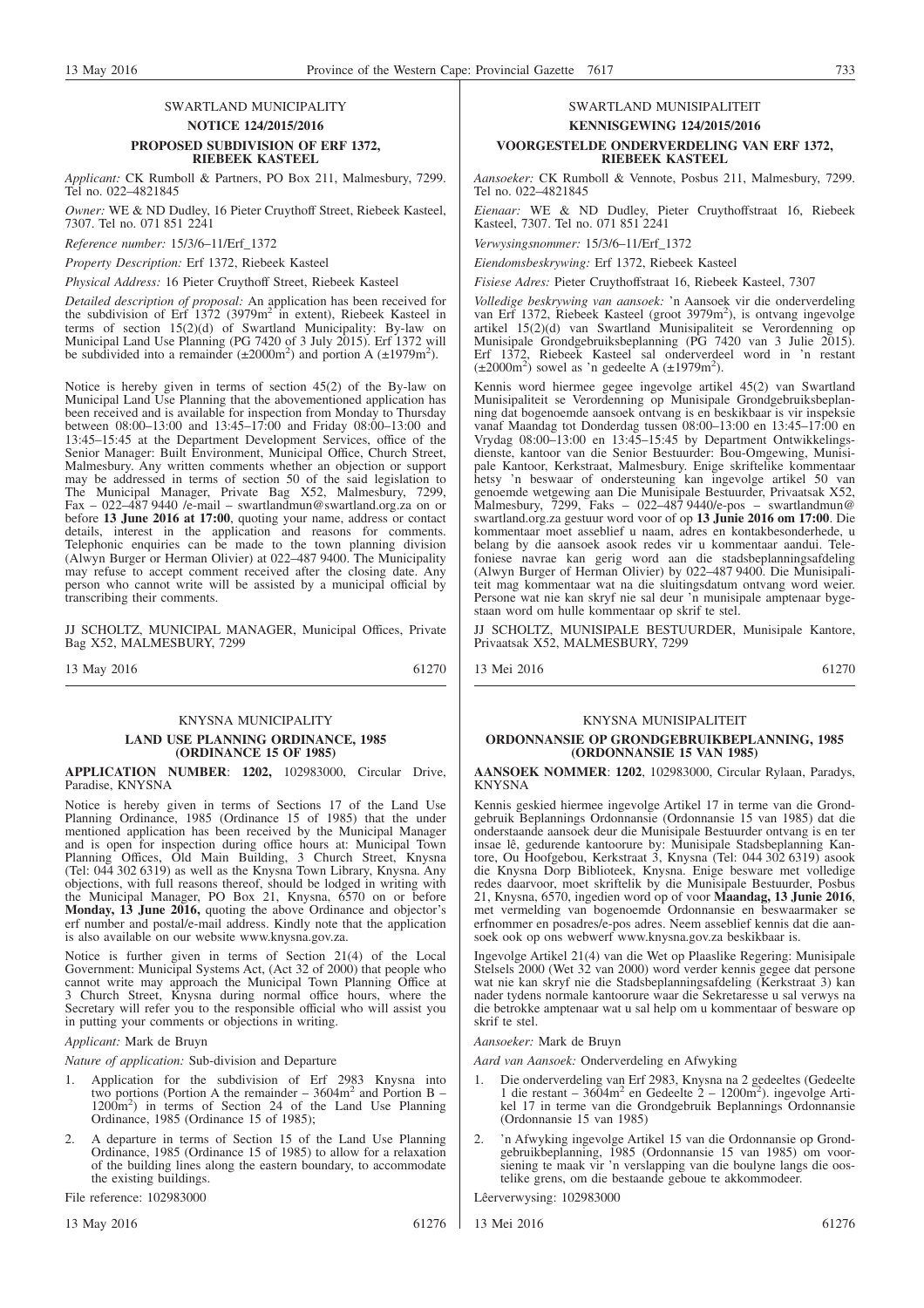## SWARTLAND MUNICIPALITY

### NOTICE 124/2015/2016

### PROPOSED SUBDIVISION OF ERF 1372, RIEBEEK KASTEEL

*Applicant:* CK Rumboll & Partners, PO Box 211, Malmesbury, 7299. Tel no. 022–4821845

*Owner:* WE & ND Dudley, 16 Pieter Cruythoff Street, Riebeek Kasteel, 7307. Tel no. 071 851 2241

*Reference number:* 15/3/6–11/Erf_1372

*Property Description:* Erf 1372, Riebeek Kasteel

*Physical Address:* 16 Pieter Cruythoff Street, Riebeek Kasteel

*Detailed description of proposal:* An application has been received for the subdivision of Erf 1372 (3979m$^2$ in extent), Riebeek Kasteel in terms of section 15(2)(d) of Swartland Municipality: By-law on Municipal Land Use Planning (PG 7420 of 3 July 2015). Erf 1372 will be subdivided into a remainder (±2000m$^2$) and portion A (±1979m$^2$).

Notice is hereby given in terms of section 45(2) of the By-law on Municipal Land Use Planning that the abovementioned application has been received and is available for inspection from Monday to Thursday between 08:00–13:00 and 13:45–17:00 and Friday 08:00–13:00 and 13:45–15:45 at the Department Development Services, office of the Senior Manager: Built Environment, Municipal Office, Church Street, Malmesbury. Any written comments whether an objection or support may be addressed in terms of section 50 of the said legislation to The Municipal Manager, Private Bag X52, Malmesbury, 7299, Fax – 022–487 9440 /e-mail – swartlandmun@swartland.org.za on or before **13 June 2016 at 17:00**, quoting your name, address or contact details, interest in the application and reasons for comments. Telephonic enquiries can be made to the town planning division (Alwyn Burger or Herman Olivier) at 022–487 9400. The Municipality may refuse to accept comment received after the closing date. Any person who cannot write will be assisted by a municipal official by transcribing their comments.

JJ SCHOLTZ, MUNICIPAL MANAGER, Municipal Offices, Private Bag X52, MALMESBURY, 7299

13 May 2016 61270

## SWARTLAND MUNISIPALITEIT

### KENNISGEWING 124/2015/2016

### VOORGESTELDE ONDERVERDELING VAN ERF 1372, RIEBEEK KASTEEL

*Aansoeker:* CK Rumboll & Vennote, Posbus 211, Malmesbury, 7299. Tel no. 022–4821845

*Eienaar:* WE & ND Dudley, Pieter Cruythoffstraat 16, Riebeek Kasteel, 7307. Tel no. 071 851 2241

*Verwysingsnommer:* 15/3/6–11/Erf_1372

*Eiendomsbeskrywing:* Erf 1372, Riebeek Kasteel

*Fisiese Adres:* Pieter Cruythoffstraat 16, Riebeek Kasteel, 7307

*Volledige beskrywing van aansoek:* 'n Aansoek vir die onderverdeling van Erf 1372, Riebeek Kasteel (groot 3979m$^2$), is ontvang ingevolge artikel 15(2)(d) van Swartland Munisipaliteit se Verordenning op Munisipale Grondgebruiksbeplanning (PG 7420 van 3 Julie 2015). Erf 1372, Riebeek Kasteel sal onderverdeel word in 'n restant (±2000m$^2$) sowel as 'n gedeelte A (±1979m$^2$).

Kennis word hiermee gegee ingevolge artikel 45(2) van Swartland Munisipaliteit se Verordenning op Munisipale Grondgebruiksbeplanning dat bogenoemde aansoek ontvang is en beskikbaar is vir inspeksie vanaf Maandag tot Donderdag tussen 08:00–13:00 en 13:45–17:00 en Vrydag 08:00–13:00 en 13:45–15:45 by Department Ontwikkelingsdienste, kantoor van die Senior Bestuurder: Bou-Omgewing, Munisipale Kantoor, Kerkstraat, Malmesbury. Enige skriftelike kommentaar hetsy 'n beswaar of ondersteuning kan ingevolge artikel 50 van genoemde wetgewing aan Die Munisipale Bestuurder, Privaatsak X52, Malmesbury, 7299, Faks – 022–487 9440/e-pos – swartlandmun@swartland.org.za gestuur word voor of op **13 Junie 2016 om 17:00**. Die kommentaar moet asseblief u naam, adres en kontakbesonderhede, u belang by die aansoek asook redes vir u kommentaar aandui. Telefoniese navrae kan gerig word aan die stadsbeplanningsafdeling (Alwyn Burger of Herman Olivier) by 022–487 9400. Die Munisipaliteit mag kommentaar wat na die sluitingsdatum ontvang word weier. Persone wat nie kan skryf nie sal deur 'n munisipale amptenaar bygestaan word om hulle kommentaar op skrif te stel.

JJ SCHOLTZ, MUNISIPALE BESTUURDER, Munisipale Kantore, Privaatsak X52, MALMESBURY, 7299

13 Mei 2016 61270

## KNYSNA MUNICIPALITY

### LAND USE PLANNING ORDINANCE, 1985 (ORDINANCE 15 OF 1985)

**APPLICATION NUMBER**: **1202,** 102983000, Circular Drive, Paradise, KNYSNA

Notice is hereby given in terms of Sections 17 of the Land Use Planning Ordinance, 1985 (Ordinance 15 of 1985) that the under mentioned application has been received by the Municipal Manager and is open for inspection during office hours at: Municipal Town Planning Offices, Old Main Building, 3 Church Street, Knysna (Tel: 044 302 6319) as well as the Knysna Town Library, Knysna. Any objections, with full reasons thereof, should be lodged in writing with the Municipal Manager, PO Box 21, Knysna, 6570 on or before **Monday, 13 June 2016,** quoting the above Ordinance and objector's erf number and postal/e-mail address. Kindly note that the application is also available on our website www.knysna.gov.za.

Notice is further given in terms of Section 21(4) of the Local Government: Municipal Systems Act, (Act 32 of 2000) that people who cannot write may approach the Municipal Town Planning Office at 3 Church Street, Knysna during normal office hours, where the Secretary will refer you to the responsible official who will assist you in putting your comments or objections in writing.

*Applicant:* Mark de Bruyn

*Nature of application:* Sub-division and Departure

1. Application for the subdivision of Erf 2983 Knysna into two portions (Portion A the remainder – 3604m$^2$ and Portion B – 1200m$^2$) in terms of Section 24 of the Land Use Planning Ordinance, 1985 (Ordinance 15 of 1985);
2. A departure in terms of Section 15 of the Land Use Planning Ordinance, 1985 (Ordinance 15 of 1985) to allow for a relaxation of the building lines along the eastern boundary, to accommodate the existing buildings.

File reference: 102983000

13 May 2016 61276

## KNYSNA MUNISIPALITEIT

### ORDONNANSIE OP GRONDGEBRUIKBEPLANNING, 1985 (ORDONNANSIE 15 VAN 1985)

**AANSOEK NOMMER**: **1202**, 102983000, Circular Rylaan, Paradys, KNYSNA

Kennis geskied hiermee ingevolge Artikel 17 in terme van die Grondgebruik Beplannings Ordonnansie (Ordonnansie 15 van 1985) dat die onderstaande aansoek deur die Munisipale Bestuurder ontvang is en ter insae lê, gedurende kantoorure by: Munisipale Stadsbeplanning Kantore, Ou Hoofgebou, Kerkstraat 3, Knysna (Tel: 044 302 6319) asook die Knysna Dorp Biblioteek, Knysna. Enige besware met volledige redes daarvoor, moet skriftelik by die Munisipale Bestuurder, Posbus 21, Knysna, 6570, ingedien word op of voor **Maandag, 13 Junie 2016**, met vermelding van bogenoemde Ordonnansie en beswaarmaker se erfnommer en posadres/e-pos adres. Neem asseblief kennis dat die aansoek ook op ons webwerf www.knysna.gov.za beskikbaar is.

Ingevolge Artikel 21(4) van die Wet op Plaaslike Regering: Munisipale Stelsels 2000 (Wet 32 van 2000) word verder kennis gegee dat persone wat nie kan skryf nie die Stadsbeplanningsafdeling (Kerkstraat 3) kan nader tydens normale kantoorure waar die Sekretaresse u sal verwys na die betrokke amptenaar wat u sal help om u kommentaar of besware op skrif te stel.

*Aansoeker:* Mark de Bruyn

*Aard van Aansoek:* Onderverdeling en Afwyking

1. Die onderverdeling van Erf 2983, Knysna na 2 gedeeltes (Gedeelte 1 die restant – 3604m$^2$ en Gedeelte 2 – 1200m$^2$). ingevolge Artikel 17 in terme van die Grondgebruik Beplannings Ordonnansie (Ordonnansie 15 van 1985)
2. 'n Afwyking ingevolge Artikel 15 van die Ordonnansie op Grondgebruikbeplanning, 1985 (Ordonnansie 15 van 1985) om voorsiening te maak vir 'n verslapping van die boulyne langs die oostelike grens, om die bestaande geboue te akkommodeer.

Lêerverwysing: 102983000

13 Mei 2016 61276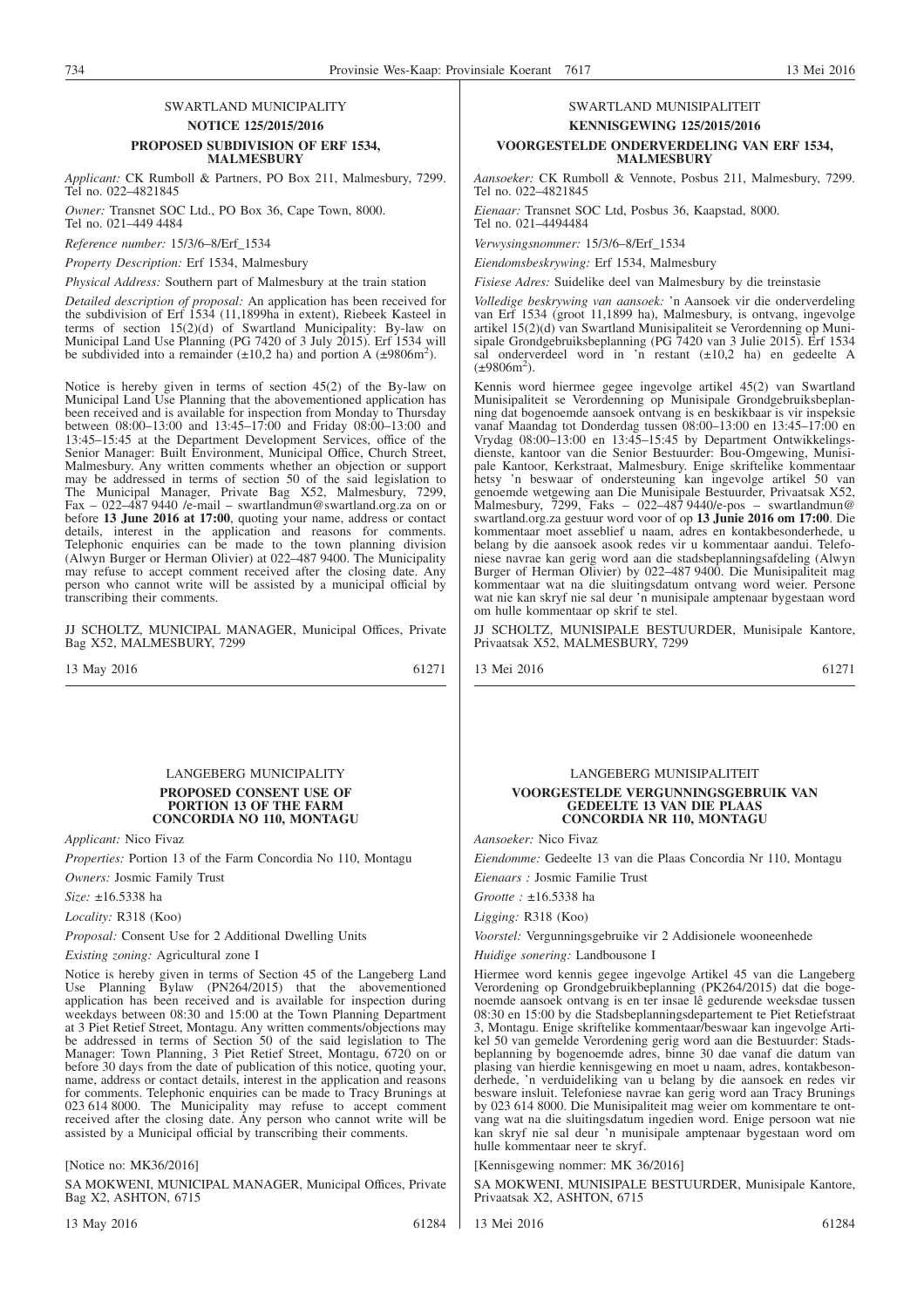## SWARTLAND MUNICIPALITY

### NOTICE 125/2015/2016

### PROPOSED SUBDIVISION OF ERF 1534, MALMESBURY

*Applicant:* CK Rumboll & Partners, PO Box 211, Malmesbury, 7299. Tel no. 022–4821845

*Owner:* Transnet SOC Ltd., PO Box 36, Cape Town, 8000. Tel no. 021–449 4484

*Reference number:* 15/3/6–8/Erf_1534

*Property Description:* Erf 1534, Malmesbury

*Physical Address:* Southern part of Malmesbury at the train station

*Detailed description of proposal:* An application has been received for the subdivision of Erf 1534 (11,1899ha in extent), Riebeek Kasteel in terms of section 15(2)(d) of Swartland Municipality: By-law on Municipal Land Use Planning (PG 7420 of 3 July 2015). Erf 1534 will be subdivided into a remainder (±10,2 ha) and portion A (±9806m$^2$).

Notice is hereby given in terms of section 45(2) of the By-law on Municipal Land Use Planning that the abovementioned application has been received and is available for inspection from Monday to Thursday between 08:00–13:00 and 13:45–17:00 and Friday 08:00–13:00 and 13:45–15:45 at the Department Development Services, office of the Senior Manager: Built Environment, Municipal Office, Church Street, Malmesbury. Any written comments whether an objection or support may be addressed in terms of section 50 of the said legislation to The Municipal Manager, Private Bag X52, Malmesbury, 7299, Fax – 022–487 9440 /e-mail – swartlandmun@swartland.org.za on or before **13 June 2016 at 17:00**, quoting your name, address or contact details, interest in the application and reasons for comments. Telephonic enquiries can be made to the town planning division (Alwyn Burger or Herman Olivier) at 022–487 9400. The Municipality may refuse to accept comment received after the closing date. Any person who cannot write will be assisted by a municipal official by transcribing their comments.

JJ SCHOLTZ, MUNICIPAL MANAGER, Municipal Offices, Private Bag X52, MALMESBURY, 7299

13 May 2016 61271

---

## SWARTLAND MUNISIPALITEIT

### KENNISGEWING 125/2015/2016

### VOORGESTELDE ONDERVERDELING VAN ERF 1534, MALMESBURY

*Aansoeker:* CK Rumboll & Vennote, Posbus 211, Malmesbury, 7299. Tel no. 022–4821845

*Eienaar:* Transnet SOC Ltd, Posbus 36, Kaapstad, 8000. Tel no. 021–4494484

*Verwysingsnommer:* 15/3/6–8/Erf_1534

*Eiendomsbeskrywing:* Erf 1534, Malmesbury

*Fisiese Adres:* Suidelike deel van Malmesbury by die treinstasie

*Volledige beskrywing van aansoek:* 'n Aansoek vir die onderverdeling van Erf 1534 (groot 11,1899 ha), Malmesbury, is ontvang, ingevolge artikel 15(2)(d) van Swartland Munisipaliteit se Verordenning op Munisipale Grondgebruiksbeplanning (PG 7420 van 3 Julie 2015). Erf 1534 sal onderverdeel word in 'n restant (±10,2 ha) en gedeelte A (±9806m$^2$).

Kennis word hiermee gegee ingevolge artikel 45(2) van Swartland Munisipaliteit se Verordenning op Munisipale Grondgebruiksbeplanning dat bogenoemde aansoek ontvang is en beskikbaar is vir inspeksie vanaf Maandag tot Donderdag tussen 08:00–13:00 en 13:45–17:00 en Vrydag 08:00–13:00 en 13:45–15:45 by Department Ontwikkelingsdienste, kantoor van die Senior Bestuurder: Bou-Omgewing, Munisipale Kantoor, Kerkstraat, Malmesbury. Enige skriftelike kommentaar hetsy 'n beswaar of ondersteuning kan ingevolge artikel 50 van genoemde wetgewing aan Die Munisipale Bestuurder, Privaatsak X52, Malmesbury, 7299, Faks – 022–487 9440/e-pos – swartlandmun@swartland.org.za gestuur word voor of op **13 Junie 2016 om 17:00**. Die kommentaar moet asseblief u naam, adres en kontakbesonderhede, u belang by die aansoek asook redes vir u kommentaar aandui. Telefoniese navrae kan gerig word aan die stadsbeplanningsafdeling (Alwyn Burger of Herman Olivier) by 022–487 9400. Die Munisipaliteit mag kommentaar wat na die sluitingsdatum ontvang word weier. Persone wat nie kan skryf nie sal deur 'n munisipale amptenaar bygestaan word om hulle kommentaar op skrif te stel.

JJ SCHOLTZ, MUNISIPALE BESTUURDER, Munisipale Kantore, Privaatsak X52, MALMESBURY, 7299

13 Mei 2016 61271

---

## LANGEBERG MUNICIPALITY

### PROPOSED CONSENT USE OF PORTION 13 OF THE FARM CONCORDIA NO 110, MONTAGU

*Applicant:* Nico Fivaz

*Properties:* Portion 13 of the Farm Concordia No 110, Montagu

*Owners:* Josmic Family Trust

*Size:* ±16.5338 ha

*Locality:* R318 (Koo)

*Proposal:* Consent Use for 2 Additional Dwelling Units

*Existing zoning:* Agricultural zone I

Notice is hereby given in terms of Section 45 of the Langeberg Land Use Planning Bylaw (PN264/2015) that the abovementioned application has been received and is available for inspection during weekdays between 08:30 and 15:00 at the Town Planning Department at 3 Piet Retief Street, Montagu. Any written comments/objections may be addressed in terms of Section 50 of the said legislation to The Manager: Town Planning, 3 Piet Retief Street, Montagu, 6720 on or before 30 days from the date of publication of this notice, quoting your, name, address or contact details, interest in the application and reasons for comments. Telephonic enquiries can be made to Tracy Brunings at 023 614 8000. The Municipality may refuse to accept comment received after the closing date. Any person who cannot write will be assisted by a Municipal official by transcribing their comments.

[Notice no: MK36/2016]

SA MOKWENI, MUNICIPAL MANAGER, Municipal Offices, Private Bag X2, ASHTON, 6715

13 May 2016 61284

---

## LANGEBERG MUNISIPALITEIT

### VOORGESTELDE VERGUNNINGSGEBRUIK VAN GEDEELTE 13 VAN DIE PLAAS CONCORDIA NR 110, MONTAGU

*Aansoeker:* Nico Fivaz

*Eiendomme:* Gedeelte 13 van die Plaas Concordia Nr 110, Montagu

*Eienaars :* Josmic Familie Trust

*Grootte :* ±16.5338 ha

*Ligging:* R318 (Koo)

*Voorstel:* Vergunningsgebruike vir 2 Addisionele wooneenhede

*Huidige sonering:* Landbousone I

Hiermee word kennis gegee ingevolge Artikel 45 van die Langeberg Verordening op Grondgebruikbeplanning (PK264/2015) dat die bogenoemde aansoek ontvang is en ter insae lê gedurende weeksdae tussen 08:30 en 15:00 by die Stadsbeplanningsdepartement te Piet Retiefstraat 3, Montagu. Enige skriftelike kommentaar/beswaar kan ingevolge Artikel 50 van gemelde Verordening gerig word aan die Bestuurder: Stadsbeplanning by bogenoemde adres, binne 30 dae vanaf die datum van plasing van hierdie kennisgewing en moet u naam, adres, kontakbesonderhede, 'n verduideliking van u belang by die aansoek en redes vir besware insluit. Telefoniese navrae kan gerig word aan Tracy Brunings by 023 614 8000. Die Munisipaliteit mag weier om kommentare te ontvang wat na die sluitingsdatum ingedien word. Enige persoon wat nie kan skryf nie sal deur 'n munisipale amptenaar bygestaan word om hulle kommentaar neer te skryf.

[Kennisgewing nommer: MK 36/2016]

SA MOKWENI, MUNISIPALE BESTUURDER, Munisipale Kantore, Privaatsak X2, ASHTON, 6715

13 Mei 2016 61284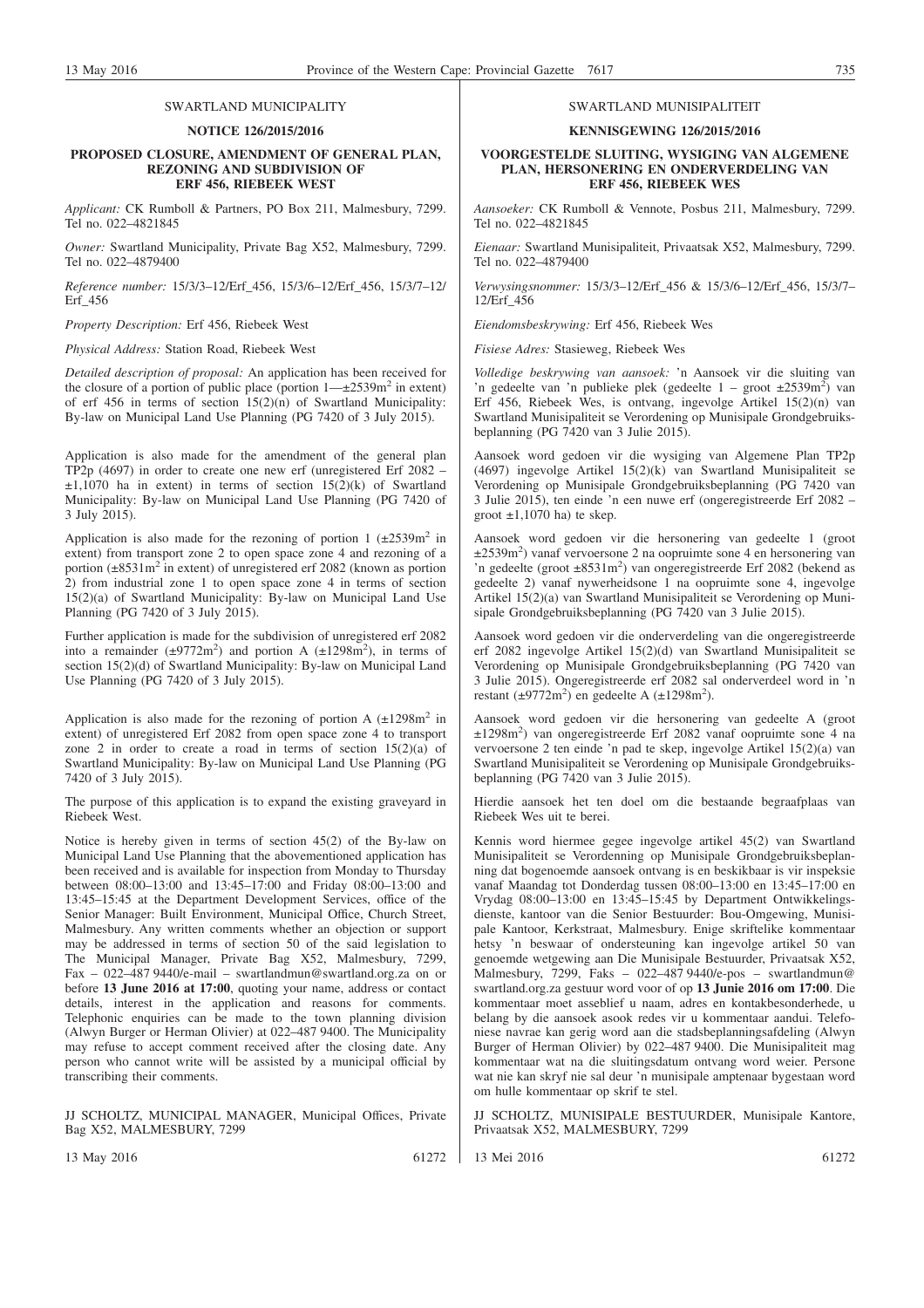SWARTLAND MUNICIPALITY

**NOTICE 126/2015/2016**

**PROPOSED CLOSURE, AMENDMENT OF GENERAL PLAN, REZONING AND SUBDIVISION OF ERF 456, RIEBEEK WEST**

*Applicant:* CK Rumboll & Partners, PO Box 211, Malmesbury, 7299. Tel no. 022–4821845

*Owner:* Swartland Municipality, Private Bag X52, Malmesbury, 7299. Tel no. 022–4879400

*Reference number:* 15/3/3–12/Erf_456, 15/3/6–12/Erf_456, 15/3/7–12/Erf_456

*Property Description:* Erf 456, Riebeek West

*Physical Address:* Station Road, Riebeek West

*Detailed description of proposal:* An application has been received for the closure of a portion of public place (portion 1—±2539m$^2$ in extent) of erf 456 in terms of section 15(2)(n) of Swartland Municipality: By-law on Municipal Land Use Planning (PG 7420 of 3 July 2015).

Application is also made for the amendment of the general plan TP2p (4697) in order to create one new erf (unregistered Erf 2082 – ±1,1070 ha in extent) in terms of section 15(2)(k) of Swartland Municipality: By-law on Municipal Land Use Planning (PG 7420 of 3 July 2015).

Application is also made for the rezoning of portion 1 (±2539m$^2$ in extent) from transport zone 2 to open space zone 4 and rezoning of a portion (±8531m$^2$ in extent) of unregistered erf 2082 (known as portion 2) from industrial zone 1 to open space zone 4 in terms of section 15(2)(a) of Swartland Municipality: By-law on Municipal Land Use Planning (PG 7420 of 3 July 2015).

Further application is made for the subdivision of unregistered erf 2082 into a remainder (±9772m$^2$) and portion A (±1298m$^2$), in terms of section 15(2)(d) of Swartland Municipality: By-law on Municipal Land Use Planning (PG 7420 of 3 July 2015).

Application is also made for the rezoning of portion A (±1298m$^2$ in extent) of unregistered Erf 2082 from open space zone 4 to transport zone 2 in order to create a road in terms of section 15(2)(a) of Swartland Municipality: By-law on Municipal Land Use Planning (PG 7420 of 3 July 2015).

The purpose of this application is to expand the existing graveyard in Riebeek West.

Notice is hereby given in terms of section 45(2) of the By-law on Municipal Land Use Planning that the abovementioned application has been received and is available for inspection from Monday to Thursday between 08:00–13:00 and 13:45–17:00 and Friday 08:00–13:00 and 13:45–15:45 at the Department Development Services, office of the Senior Manager: Built Environment, Municipal Office, Church Street, Malmesbury. Any written comments whether an objection or support may be addressed in terms of section 50 of the said legislation to The Municipal Manager, Private Bag X52, Malmesbury, 7299, Fax – 022–487 9440/e-mail – swartlandmun@swartland.org.za on or before **13 June 2016 at 17:00**, quoting your name, address or contact details, interest in the application and reasons for comments. Telephonic enquiries can be made to the town planning division (Alwyn Burger or Herman Olivier) at 022–487 9400. The Municipality may refuse to accept comment received after the closing date. Any person who cannot write will be assisted by a municipal official by transcribing their comments.

JJ SCHOLTZ, MUNICIPAL MANAGER, Municipal Offices, Private Bag X52, MALMESBURY, 7299

13 May 2016 61272

SWARTLAND MUNISIPALITEIT

**KENNISGEWING 126/2015/2016**

**VOORGESTELDE SLUITING, WYSIGING VAN ALGEMENE PLAN, HERSONERING EN ONDERVERDELING VAN ERF 456, RIEBEEK WES**

*Aansoeker:* CK Rumboll & Vennote, Posbus 211, Malmesbury, 7299. Tel no. 022–4821845

*Eienaar:* Swartland Munisipaliteit, Privaatsak X52, Malmesbury, 7299. Tel no. 022–4879400

*Verwysingsnommer:* 15/3/3–12/Erf_456 & 15/3/6–12/Erf_456, 15/3/7–12/Erf_456

*Eiendomsbeskrywing:* Erf 456, Riebeek Wes

*Fisiese Adres:* Stasieweg, Riebeek Wes

*Volledige beskrywing van aansoek:* 'n Aansoek vir die sluiting van 'n gedeelte van 'n publieke plek (gedeelte 1 – groot ±2539m$^2$) van Erf 456, Riebeek Wes, is ontvang, ingevolge Artikel 15(2)(n) van Swartland Munisipaliteit se Verordening op Munisipale Grondgebruiksbeplanning (PG 7420 van 3 Julie 2015).

Aansoek word gedoen vir die wysiging van Algemene Plan TP2p (4697) ingevolge Artikel 15(2)(k) van Swartland Munisipaliteit se Verordening op Munisipale Grondgebruiksbeplanning (PG 7420 van 3 Julie 2015), ten einde 'n een nuwe erf (ongeregistreerde Erf 2082 – groot ±1,1070 ha) te skep.

Aansoek word gedoen vir die hersonering van gedeelte 1 (groot ±2539m$^2$) vanaf vervoersone 2 na oopruimte sone 4 en hersonering van 'n gedeelte (groot ±8531m$^2$) van ongeregistreerde Erf 2082 (bekend as gedeelte 2) vanaf nywerheidsone 1 na oopruimte sone 4, ingevolge Artikel 15(2)(a) van Swartland Munisipaliteit se Verordening op Munisipale Grondgebruiksbeplanning (PG 7420 van 3 Julie 2015).

Aansoek word gedoen vir die onderverdeling van die ongeregistreerde erf 2082 ingevolge Artikel 15(2)(d) van Swartland Munisipaliteit se Verordening op Munisipale Grondgebruiksbeplanning (PG 7420 van 3 Julie 2015). Ongeregistreerde erf 2082 sal onderverdeel word in 'n restant (±9772m$^2$) en gedeelte A (±1298m$^2$).

Aansoek word gedoen vir die hersonering van gedeelte A (groot ±1298m$^2$) van ongeregistreerde Erf 2082 vanaf oopruimte sone 4 na vervoersone 2 ten einde 'n pad te skep, ingevolge Artikel 15(2)(a) van Swartland Munisipaliteit se Verordening op Munisipale Grondgebruiksbeplanning (PG 7420 van 3 Julie 2015).

Hierdie aansoek het ten doel om die bestaande begraafplaas van Riebeek Wes uit te berei.

Kennis word hiermee gegee ingevolge artikel 45(2) van Swartland Munisipaliteit se Verordenning op Munisipale Grondgebruiksbeplanning dat bogenoemde aansoek ontvang is en beskikbaar is vir inspeksie vanaf Maandag tot Donderdag tussen 08:00–13:00 en 13:45–17:00 en Vrydag 08:00–13:00 en 13:45–15:45 by Department Ontwikkelingsdienste, kantoor van die Senior Bestuurder: Bou-Omgewing, Munisipale Kantoor, Kerkstraat, Malmesbury. Enige skriftelike kommentaar hetsy 'n beswaar of ondersteuning kan ingevolge artikel 50 van genoemde wetgewing aan Die Munisipale Bestuurder, Privaatsak X52, Malmesbury, 7299, Faks – 022–487 9440/e-pos – swartlandmun@swartland.org.za gestuur word voor of op **13 Junie 2016 om 17:00**. Die kommentaar moet asseblief u naam, adres en kontakbesonderhede, u belang by die aansoek asook redes vir u kommentaar aandui. Telefoniese navrae kan gerig word aan die stadsbeplanningsafdeling (Alwyn Burger of Herman Olivier) by 022–487 9400. Die Munisipaliteit mag kommentaar wat na die sluitingsdatum ontvang word weier. Persone wat nie kan skryf nie sal deur 'n munisipale amptenaar bygestaan word om hulle kommentaar op skrif te stel.

JJ SCHOLTZ, MUNISIPALE BESTUURDER, Munisipale Kantore, Privaatsak X52, MALMESBURY, 7299

13 Mei 2016 61272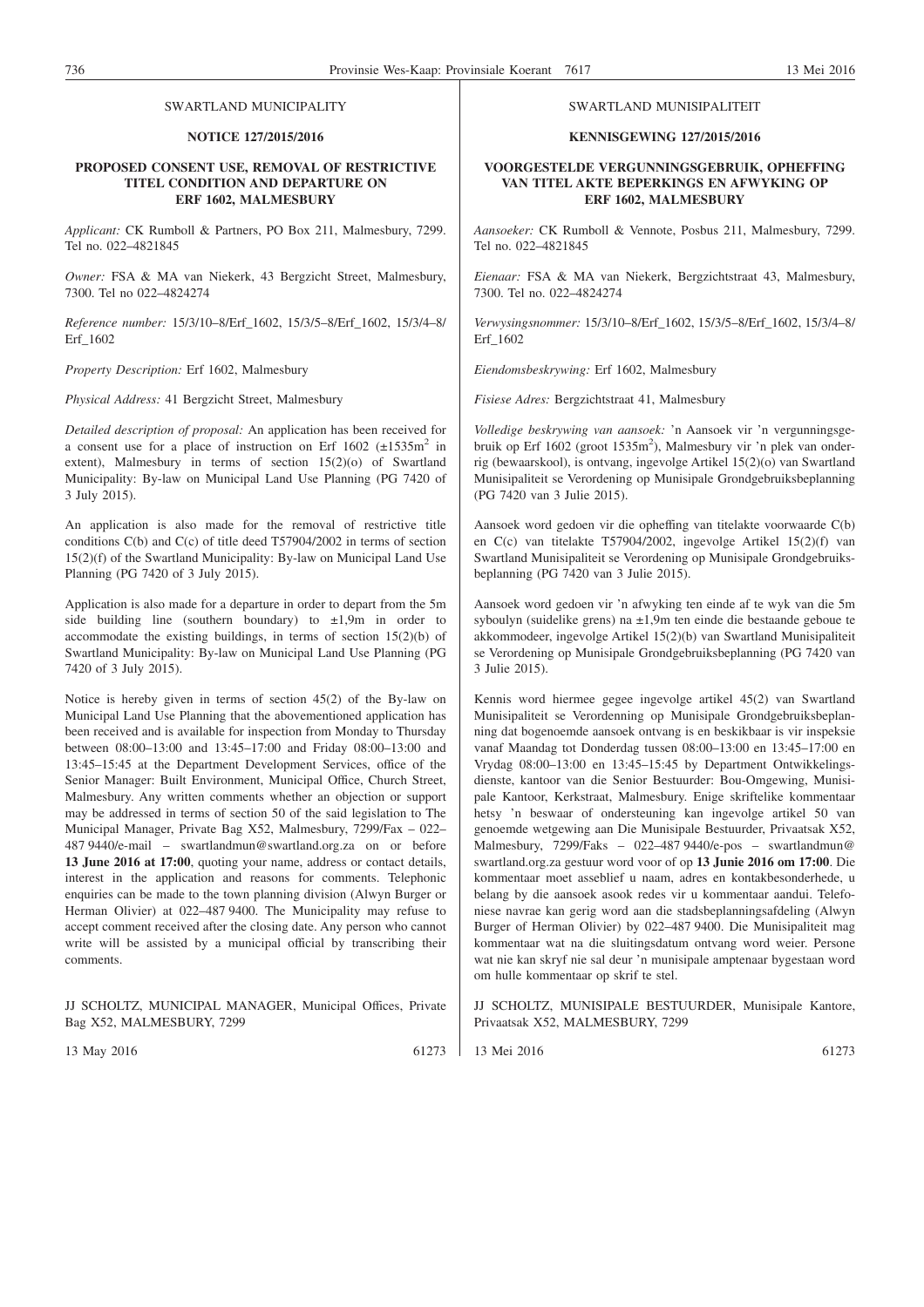SWARTLAND MUNICIPALITY

**NOTICE 127/2015/2016**

**PROPOSED CONSENT USE, REMOVAL OF RESTRICTIVE TITEL CONDITION AND DEPARTURE ON ERF 1602, MALMESBURY**

*Applicant:* CK Rumboll & Partners, PO Box 211, Malmesbury, 7299. Tel no. 022–4821845

*Owner:* FSA & MA van Niekerk, 43 Bergzicht Street, Malmesbury, 7300. Tel no 022–4824274

*Reference number:* 15/3/10–8/Erf_1602, 15/3/5–8/Erf_1602, 15/3/4–8/Erf_1602

*Property Description:* Erf 1602, Malmesbury

*Physical Address:* 41 Bergzicht Street, Malmesbury

*Detailed description of proposal:* An application has been received for a consent use for a place of instruction on Erf 1602 (±1535m$^2$ in extent), Malmesbury in terms of section 15(2)(o) of Swartland Municipality: By-law on Municipal Land Use Planning (PG 7420 of 3 July 2015).

An application is also made for the removal of restrictive title conditions C(b) and C(c) of title deed T57904/2002 in terms of section 15(2)(f) of the Swartland Municipality: By-law on Municipal Land Use Planning (PG 7420 of 3 July 2015).

Application is also made for a departure in order to depart from the 5m side building line (southern boundary) to ±1,9m in order to accommodate the existing buildings, in terms of section 15(2)(b) of Swartland Municipality: By-law on Municipal Land Use Planning (PG 7420 of 3 July 2015).

Notice is hereby given in terms of section 45(2) of the By-law on Municipal Land Use Planning that the abovementioned application has been received and is available for inspection from Monday to Thursday between 08:00–13:00 and 13:45–17:00 and Friday 08:00–13:00 and 13:45–15:45 at the Department Development Services, office of the Senior Manager: Built Environment, Municipal Office, Church Street, Malmesbury. Any written comments whether an objection or support may be addressed in terms of section 50 of the said legislation to The Municipal Manager, Private Bag X52, Malmesbury, 7299/Fax – 022–487 9440/e-mail – swartlandmun@swartland.org.za on or before **13 June 2016 at 17:00**, quoting your name, address or contact details, interest in the application and reasons for comments. Telephonic enquiries can be made to the town planning division (Alwyn Burger or Herman Olivier) at 022–487 9400. The Municipality may refuse to accept comment received after the closing date. Any person who cannot write will be assisted by a municipal official by transcribing their comments.

JJ SCHOLTZ, MUNICIPAL MANAGER, Municipal Offices, Private Bag X52, MALMESBURY, 7299

13 May 2016 61273

SWARTLAND MUNISIPALITEIT

**KENNISGEWING 127/2015/2016**

**VOORGESTELDE VERGUNNINGSGEBRUIK, OPHEFFING VAN TITEL AKTE BEPERKINGS EN AFWYKING OP ERF 1602, MALMESBURY**

*Aansoeker:* CK Rumboll & Vennote, Posbus 211, Malmesbury, 7299. Tel no. 022–4821845

*Eienaar:* FSA & MA van Niekerk, Bergzichtstraat 43, Malmesbury, 7300. Tel no. 022–4824274

*Verwysingsnommer:* 15/3/10–8/Erf_1602, 15/3/5–8/Erf_1602, 15/3/4–8/Erf_1602

*Eiendomsbeskrywing:* Erf 1602, Malmesbury

*Fisiese Adres:* Bergzichtstraat 41, Malmesbury

*Volledige beskrywing van aansoek:* 'n Aansoek vir 'n vergunningsgebruik op Erf 1602 (groot 1535m$^2$), Malmesbury vir 'n plek van onderrig (bewaarskool), is ontvang, ingevolge Artikel 15(2)(o) van Swartland Munisipaliteit se Verordening op Munisipale Grondgebruiksbeplanning (PG 7420 van 3 Julie 2015).

Aansoek word gedoen vir die opheffing van titelakte voorwaarde C(b) en C(c) van titelakte T57904/2002, ingevolge Artikel 15(2)(f) van Swartland Munisipaliteit se Verordening op Munisipale Grondgebruiksbeplanning (PG 7420 van 3 Julie 2015).

Aansoek word gedoen vir 'n afwyking ten einde af te wyk van die 5m syboulyn (suidelike grens) na ±1,9m ten einde die bestaande geboue te akkommodeer, ingevolge Artikel 15(2)(b) van Swartland Munisipaliteit se Verordening op Munisipale Grondgebruiksbeplanning (PG 7420 van 3 Julie 2015).

Kennis word hiermee gegee ingevolge artikel 45(2) van Swartland Munisipaliteit se Verordenning op Munisipale Grondgebruiksbeplanning dat bogenoemde aansoek ontvang is en beskikbaar is vir inspeksie vanaf Maandag tot Donderdag tussen 08:00–13:00 en 13:45–17:00 en Vrydag 08:00–13:00 en 13:45–15:45 by Department Ontwikkelingsdienste, kantoor van die Senior Bestuurder: Bou-Omgewing, Munisipale Kantoor, Kerkstraat, Malmesbury. Enige skriftelike kommentaar hetsy 'n beswaar of ondersteuning kan ingevolge artikel 50 van genoemde wetgewing aan Die Munisipale Bestuurder, Privaatsak X52, Malmesbury, 7299/Faks – 022–487 9440/e-pos – swartlandmun@swartland.org.za gestuur word voor of op **13 Junie 2016 om 17:00**. Die kommentaar moet asseblief u naam, adres en kontakbesonderhede, u belang by die aansoek asook redes vir u kommentaar aandui. Telefoniese navrae kan gerig word aan die stadsbeplanningsafdeling (Alwyn Burger of Herman Olivier) by 022–487 9400. Die Munisipaliteit mag kommentaar wat na die sluitingsdatum ontvang word weier. Persone wat nie kan skryf nie sal deur 'n munisipale amptenaar bygestaan word om hulle kommentaar op skrif te stel.

JJ SCHOLTZ, MUNISIPALE BESTUURDER, Munisipale Kantore, Privaatsak X52, MALMESBURY, 7299

13 Mei 2016 61273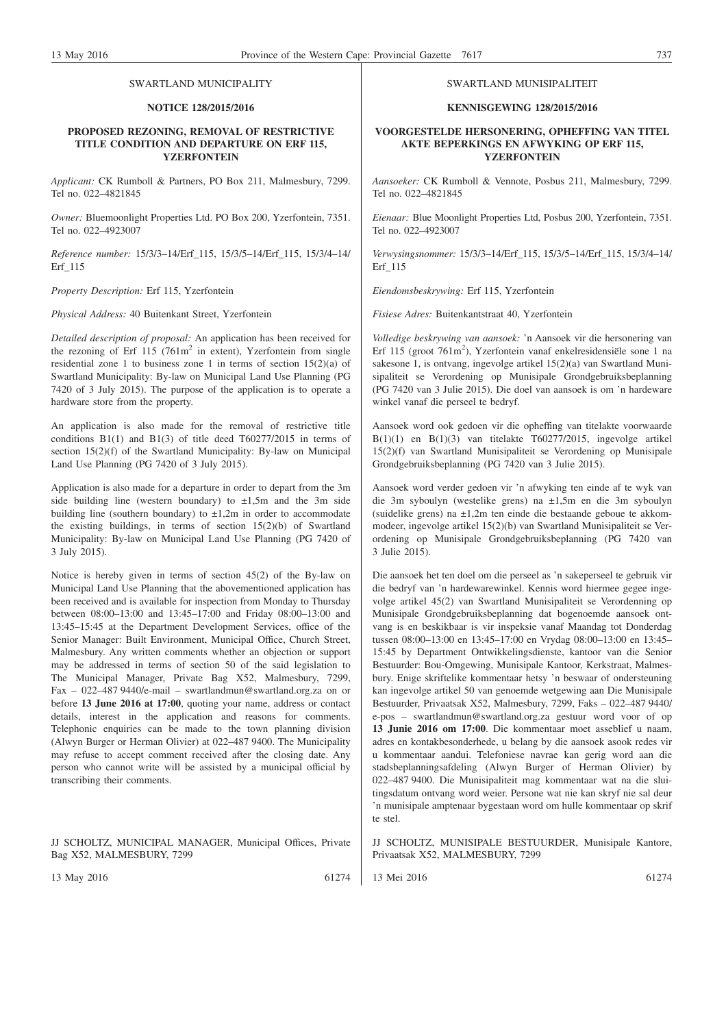SWARTLAND MUNICIPALITY

**NOTICE 128/2015/2016**

**PROPOSED REZONING, REMOVAL OF RESTRICTIVE TITLE CONDITION AND DEPARTURE ON ERF 115, YZERFONTEIN**

*Applicant:* CK Rumboll & Partners, PO Box 211, Malmesbury, 7299. Tel no. 022–4821845

*Owner:* Bluemoonlight Properties Ltd. PO Box 200, Yzerfontein, 7351. Tel no. 022–4923007

*Reference number:* 15/3/3–14/Erf_115, 15/3/5–14/Erf_115, 15/3/4–14/Erf_115

*Property Description:* Erf 115, Yzerfontein

*Physical Address:* 40 Buitenkant Street, Yzerfontein

*Detailed description of proposal:* An application has been received for the rezoning of Erf 115 (761m$^2$ in extent), Yzerfontein from single residential zone 1 to business zone 1 in terms of section 15(2)(a) of Swartland Municipality: By-law on Municipal Land Use Planning (PG 7420 of 3 July 2015). The purpose of the application is to operate a hardware store from the property.

An application is also made for the removal of restrictive title conditions B1(1) and B1(3) of title deed T60277/2015 in terms of section 15(2)(f) of the Swartland Municipality: By-law on Municipal Land Use Planning (PG 7420 of 3 July 2015).

Application is also made for a departure in order to depart from the 3m side building line (western boundary) to ±1,5m and the 3m side building line (southern boundary) to ±1,2m in order to accommodate the existing buildings, in terms of section 15(2)(b) of Swartland Municipality: By-law on Municipal Land Use Planning (PG 7420 of 3 July 2015).

Notice is hereby given in terms of section 45(2) of the By-law on Municipal Land Use Planning that the abovementioned application has been received and is available for inspection from Monday to Thursday between 08:00–13:00 and 13:45–17:00 and Friday 08:00–13:00 and 13:45–15:45 at the Department Development Services, office of the Senior Manager: Built Environment, Municipal Office, Church Street, Malmesbury. Any written comments whether an objection or support may be addressed in terms of section 50 of the said legislation to The Municipal Manager, Private Bag X52, Malmesbury, 7299, Fax – 022–487 9440/e-mail – swartlandmun@swartland.org.za on or before **13 June 2016 at 17:00**, quoting your name, address or contact details, interest in the application and reasons for comments. Telephonic enquiries can be made to the town planning division (Alwyn Burger or Herman Olivier) at 022–487 9400. The Municipality may refuse to accept comment received after the closing date. Any person who cannot write will be assisted by a municipal official by transcribing their comments.

JJ SCHOLTZ, MUNICIPAL MANAGER, Municipal Offices, Private Bag X52, MALMESBURY, 7299

13 May 2016 61274

SWARTLAND MUNISIPALITEIT

**KENNISGEWING 128/2015/2016**

**VOORGESTELDE HERSONERING, OPHEFFING VAN TITEL AKTE BEPERKINGS EN AFWYKING OP ERF 115, YZERFONTEIN**

*Aansoeker:* CK Rumboll & Vennote, Posbus 211, Malmesbury, 7299. Tel no. 022–4821845

*Eienaar:* Blue Moonlight Properties Ltd, Posbus 200, Yzerfontein, 7351. Tel no. 022–4923007

*Verwysingsnommer:* 15/3/3–14/Erf_115, 15/3/5–14/Erf_115, 15/3/4–14/Erf_115

*Eiendomsbeskrywing:* Erf 115, Yzerfontein

*Fisiese Adres:* Buitenkantstraat 40, Yzerfontein

*Volledige beskrywing van aansoek:* 'n Aansoek vir die hersonering van Erf 115 (groot 761m$^2$), Yzerfontein vanaf enkelresidensiële sone 1 na sakesone 1, is ontvang, ingevolge artikel 15(2)(a) van Swartland Munisipaliteit se Verordening op Munisipale Grondgebruiksbeplanning (PG 7420 van 3 Julie 2015). Die doel van aansoek is om 'n hardeware winkel vanaf die perseel te bedryf.

Aansoek word ook gedoen vir die opheffing van titelakte voorwaarde B(1)(1) en B(1)(3) van titelakte T60277/2015, ingevolge artikel 15(2)(f) van Swartland Munisipaliteit se Verordening op Munisipale Grondgebruiksbeplanning (PG 7420 van 3 Julie 2015).

Aansoek word verder gedoen vir 'n afwyking ten einde af te wyk van die 3m syboulyn (westelike grens) na ±1,5m en die 3m syboulyn (suidelike grens) na ±1,2m ten einde die bestaande geboue te akkommodeer, ingevolge artikel 15(2)(b) van Swartland Munisipaliteit se Verordening op Munisipale Grondgebruiksbeplanning (PG 7420 van 3 Julie 2015).

Die aansoek het ten doel om die perseel as 'n sakeperseel te gebruik vir die bedryf van 'n hardewarewinkel. Kennis word hiermee gegee ingevolge artikel 45(2) van Swartland Munisipaliteit se Verordenning op Munisipale Grondgebruiksbeplanning dat bogenoemde aansoek ontvang is en beskikbaar is vir inspeksie vanaf Maandag tot Donderdag tussen 08:00–13:00 en 13:45–17:00 en Vrydag 08:00–13:00 en 13:45–15:45 by Department Ontwikkelingsdienste, kantoor van die Senior Bestuurder: Bou-Omgewing, Munisipale Kantoor, Kerkstraat, Malmesbury. Enige skriftelike kommentaar hetsy 'n beswaar of ondersteuning kan ingevolge artikel 50 van genoemde wetgewing aan Die Munisipale Bestuurder, Privaatsak X52, Malmesbury, 7299, Faks – 022–487 9440/e-pos – swartlandmun@swartland.org.za gestuur word voor of op **13 Junie 2016 om 17:00**. Die kommentaar moet asseblief u naam, adres en kontakbesonderhede, u belang by die aansoek asook redes vir u kommentaar aandui. Telefoniese navrae kan gerig word aan die stadsbeplanningsafdeling (Alwyn Burger of Herman Olivier) by 022–487 9400. Die Munisipaliteit mag kommentaar wat na die sluitingsdatum ontvang word weier. Persone wat nie kan skryf nie sal deur 'n munisipale amptenaar bygestaan word om hulle kommentaar op skrif te stel.

JJ SCHOLTZ, MUNISIPALE BESTUURDER, Munisipale Kantore, Privaatsak X52, MALMESBURY, 7299

13 Mei 2016 61274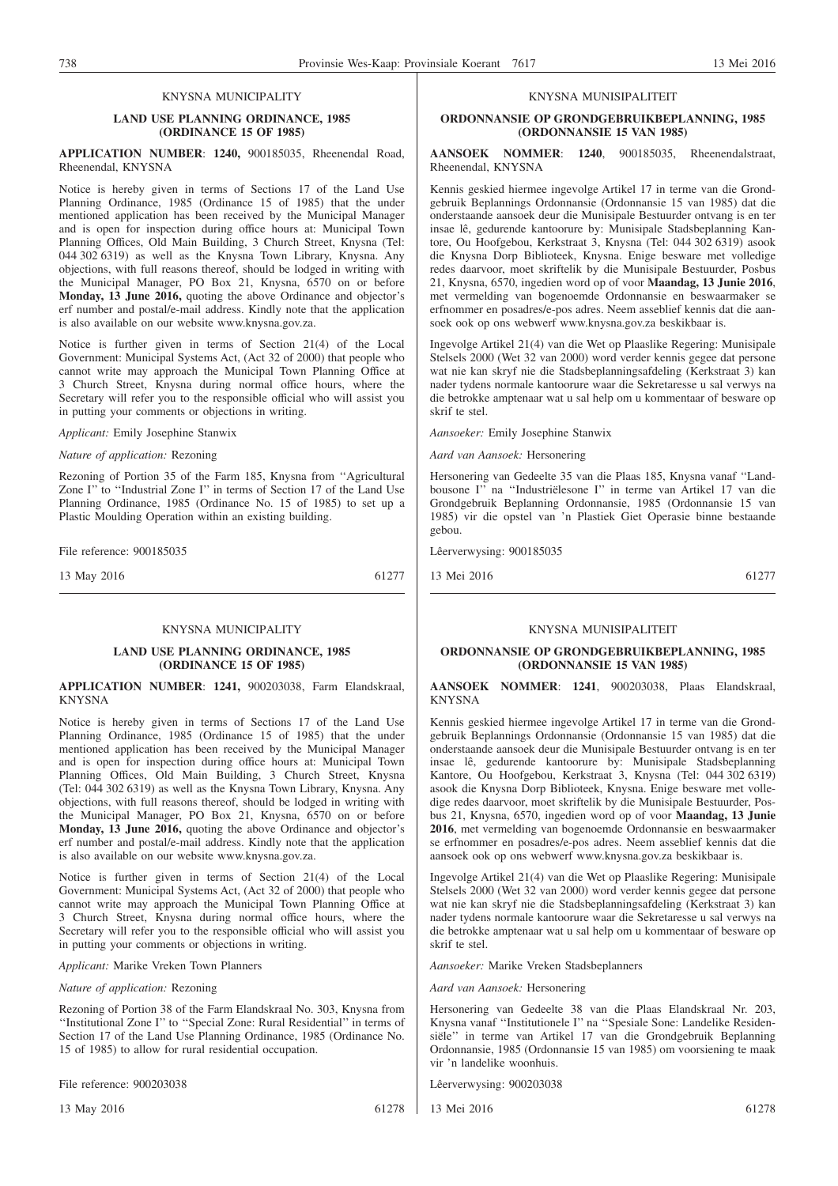KNYSNA MUNICIPALITY

**LAND USE PLANNING ORDINANCE, 1985 (ORDINANCE 15 OF 1985)**

**APPLICATION NUMBER**: **1240,** 900185035, Rheenendal Road, Rheenendal, KNYSNA

Notice is hereby given in terms of Sections 17 of the Land Use Planning Ordinance, 1985 (Ordinance 15 of 1985) that the under mentioned application has been received by the Municipal Manager and is open for inspection during office hours at: Municipal Town Planning Offices, Old Main Building, 3 Church Street, Knysna (Tel: 044 302 6319) as well as the Knysna Town Library, Knysna. Any objections, with full reasons thereof, should be lodged in writing with the Municipal Manager, PO Box 21, Knysna, 6570 on or before **Monday, 13 June 2016,** quoting the above Ordinance and objector's erf number and postal/e-mail address. Kindly note that the application is also available on our website www.knysna.gov.za.

Notice is further given in terms of Section 21(4) of the Local Government: Municipal Systems Act, (Act 32 of 2000) that people who cannot write may approach the Municipal Town Planning Office at 3 Church Street, Knysna during normal office hours, where the Secretary will refer you to the responsible official who will assist you in putting your comments or objections in writing.

*Applicant:* Emily Josephine Stanwix

*Nature of application:* Rezoning

Rezoning of Portion 35 of the Farm 185, Knysna from ''Agricultural Zone I'' to ''Industrial Zone I'' in terms of Section 17 of the Land Use Planning Ordinance, 1985 (Ordinance No. 15 of 1985) to set up a Plastic Moulding Operation within an existing building.

File reference: 900185035

13 May 2016 61277

---

KNYSNA MUNISIPALITEIT

**ORDONNANSIE OP GRONDGEBRUIKBEPLANNING, 1985 (ORDONNANSIE 15 VAN 1985)**

**AANSOEK NOMMER**: **1240**, 900185035, Rheenendalstraat, Rheenendal, KNYSNA

Kennis geskied hiermee ingevolge Artikel 17 in terme van die Grondgebruik Beplannings Ordonnansie (Ordonnansie 15 van 1985) dat die onderstaande aansoek deur die Munisipale Bestuurder ontvang is en ter insae lê, gedurende kantoorure by: Munisipale Stadsbeplanning Kantore, Ou Hoofgebou, Kerkstraat 3, Knysna (Tel: 044 302 6319) asook die Knysna Dorp Biblioteek, Knysna. Enige besware met volledige redes daarvoor, moet skriftelik by die Munisipale Bestuurder, Posbus 21, Knysna, 6570, ingedien word op of voor **Maandag, 13 Junie 2016**, met vermelding van bogenoemde Ordonnansie en beswaarmaker se erfnommer en posadres/e-pos adres. Neem asseblief kennis dat die aansoek ook op ons webwerf www.knysna.gov.za beskikbaar is.

Ingevolge Artikel 21(4) van die Wet op Plaaslike Regering: Munisipale Stelsels 2000 (Wet 32 van 2000) word verder kennis gegee dat persone wat nie kan skryf nie die Stadsbeplanningsafdeling (Kerkstraat 3) kan nader tydens normale kantoorure waar die Sekretaresse u sal verwys na die betrokke amptenaar wat u sal help om u kommentaar of besware op skrif te stel.

*Aansoeker:* Emily Josephine Stanwix

*Aard van Aansoek:* Hersonering

Hersonering van Gedeelte 35 van die Plaas 185, Knysna vanaf ''Landbousone I'' na ''Industriëlesone I'' in terme van Artikel 17 van die Grondgebruik Beplanning Ordonnansie, 1985 (Ordonnansie 15 van 1985) vir die opstel van 'n Plastiek Giet Operasie binne bestaande gebou.

Lêerverwysing: 900185035

13 Mei 2016 61277

---

KNYSNA MUNICIPALITY

**LAND USE PLANNING ORDINANCE, 1985 (ORDINANCE 15 OF 1985)**

**APPLICATION NUMBER**: **1241,** 900203038, Farm Elandskraal, KNYSNA

Notice is hereby given in terms of Sections 17 of the Land Use Planning Ordinance, 1985 (Ordinance 15 of 1985) that the under mentioned application has been received by the Municipal Manager and is open for inspection during office hours at: Municipal Town Planning Offices, Old Main Building, 3 Church Street, Knysna (Tel: 044 302 6319) as well as the Knysna Town Library, Knysna. Any objections, with full reasons thereof, should be lodged in writing with the Municipal Manager, PO Box 21, Knysna, 6570 on or before **Monday, 13 June 2016,** quoting the above Ordinance and objector's erf number and postal/e-mail address. Kindly note that the application is also available on our website www.knysna.gov.za.

Notice is further given in terms of Section 21(4) of the Local Government: Municipal Systems Act, (Act 32 of 2000) that people who cannot write may approach the Municipal Town Planning Office at 3 Church Street, Knysna during normal office hours, where the Secretary will refer you to the responsible official who will assist you in putting your comments or objections in writing.

*Applicant:* Marike Vreken Town Planners

*Nature of application:* Rezoning

Rezoning of Portion 38 of the Farm Elandskraal No. 303, Knysna from ''Institutional Zone I'' to ''Special Zone: Rural Residential'' in terms of Section 17 of the Land Use Planning Ordinance, 1985 (Ordinance No. 15 of 1985) to allow for rural residential occupation.

File reference: 900203038

13 May 2016 61278

---

KNYSNA MUNISIPALITEIT

**ORDONNANSIE OP GRONDGEBRUIKBEPLANNING, 1985 (ORDONNANSIE 15 VAN 1985)**

**AANSOEK NOMMER**: **1241**, 900203038, Plaas Elandskraal, KNYSNA

Kennis geskied hiermee ingevolge Artikel 17 in terme van die Grondgebruik Beplannings Ordonnansie (Ordonnansie 15 van 1985) dat die onderstaande aansoek deur die Munisipale Bestuurder ontvang is en ter insae lê, gedurende kantoorure by: Munisipale Stadsbeplanning Kantore, Ou Hoofgebou, Kerkstraat 3, Knysna (Tel: 044 302 6319) asook die Knysna Dorp Biblioteek, Knysna. Enige besware met volledige redes daarvoor, moet skriftelik by die Munisipale Bestuurder, Posbus 21, Knysna, 6570, ingedien word op of voor **Maandag, 13 Junie 2016**, met vermelding van bogenoemde Ordonnansie en beswaarmaker se erfnommer en posadres/e-pos adres. Neem asseblief kennis dat die aansoek ook op ons webwerf www.knysna.gov.za beskikbaar is.

Ingevolge Artikel 21(4) van die Wet op Plaaslike Regering: Munisipale Stelsels 2000 (Wet 32 van 2000) word verder kennis gegee dat persone wat nie kan skryf nie die Stadsbeplanningsafdeling (Kerkstraat 3) kan nader tydens normale kantoorure waar die Sekretaresse u sal verwys na die betrokke amptenaar wat u sal help om u kommentaar of besware op skrif te stel.

*Aansoeker:* Marike Vreken Stadsbeplanners

*Aard van Aansoek:* Hersonering

Hersonering van Gedeelte 38 van die Plaas Elandskraal Nr. 203, Knysna vanaf ''Institutionele I'' na ''Spesiale Sone: Landelike Residensiële'' in terme van Artikel 17 van die Grondgebruik Beplanning Ordonnansie, 1985 (Ordonnansie 15 van 1985) om voorsiening te maak vir 'n landelike woonhuis.

Lêerverwysing: 900203038

13 Mei 2016 61278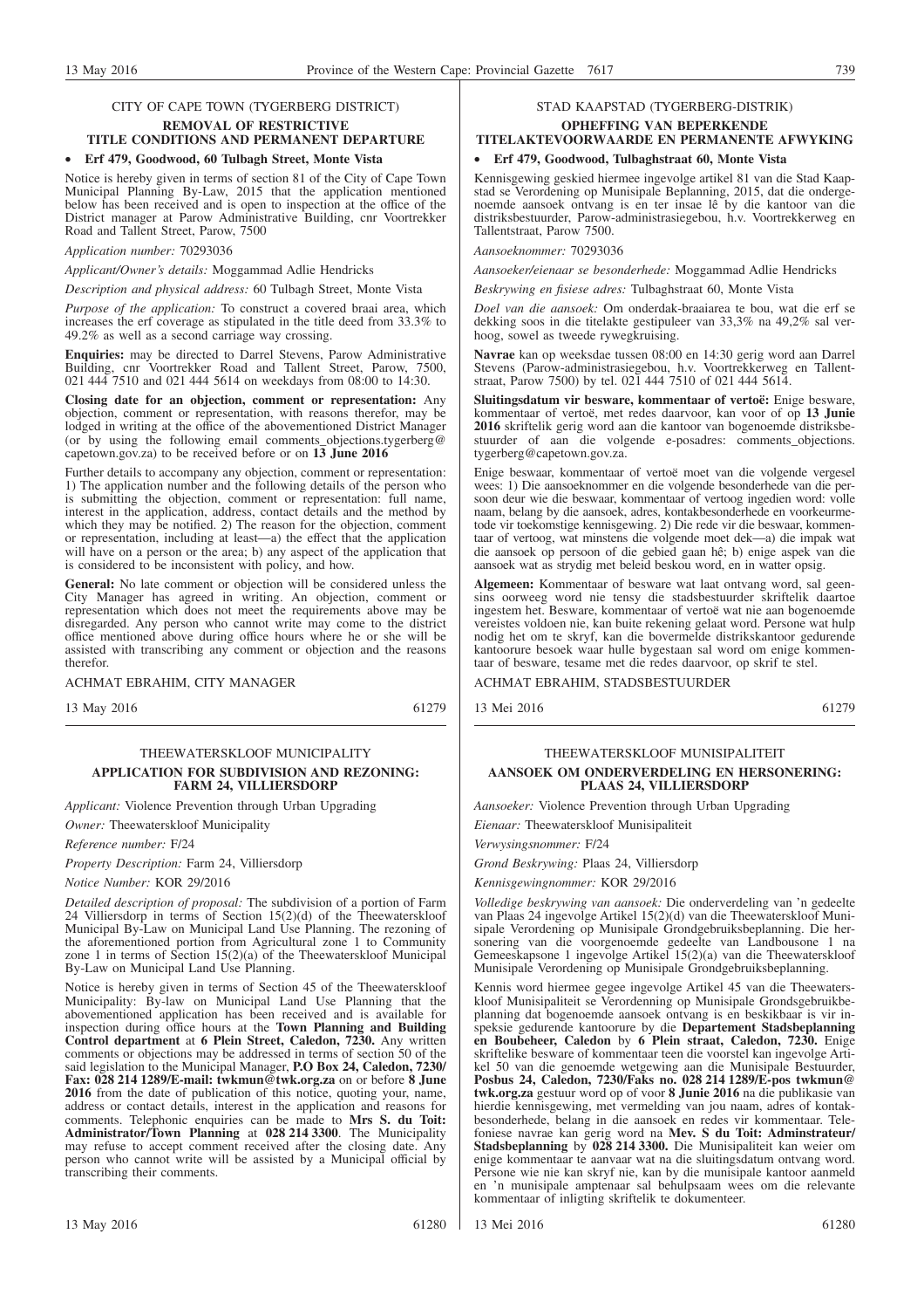CITY OF CAPE TOWN (TYGERBERG DISTRICT)

**REMOVAL OF RESTRICTIVE TITLE CONDITIONS AND PERMANENT DEPARTURE**

- **Erf 479, Goodwood, 60 Tulbagh Street, Monte Vista**

Notice is hereby given in terms of section 81 of the City of Cape Town Municipal Planning By-Law, 2015 that the application mentioned below has been received and is open to inspection at the office of the District manager at Parow Administrative Building, cnr Voortrekker Road and Tallent Street, Parow, 7500

*Application number:* 70293036

*Applicant/Owner's details:* Moggammad Adlie Hendricks

*Description and physical address:* 60 Tulbagh Street, Monte Vista

*Purpose of the application:* To construct a covered braai area, which increases the erf coverage as stipulated in the title deed from 33.3% to 49.2% as well as a second carriage way crossing.

**Enquiries:** may be directed to Darrel Stevens, Parow Administrative Building, cnr Voortrekker Road and Tallent Street, Parow, 7500, 021 444 7510 and 021 444 5614 on weekdays from 08:00 to 14:30.

**Closing date for an objection, comment or representation:** Any objection, comment or representation, with reasons therefor, may be lodged in writing at the office of the abovementioned District Manager (or by using the following email comments_objections.tygerberg@capetown.gov.za) to be received before or on **13 June 2016**

Further details to accompany any objection, comment or representation: 1) The application number and the following details of the person who is submitting the objection, comment or representation: full name, interest in the application, address, contact details and the method by which they may be notified. 2) The reason for the objection, comment or representation, including at least—a) the effect that the application will have on a person or the area; b) any aspect of the application that is considered to be inconsistent with policy, and how.

**General:** No late comment or objection will be considered unless the City Manager has agreed in writing. An objection, comment or representation which does not meet the requirements above may be disregarded. Any person who cannot write may come to the district office mentioned above during office hours where he or she will be assisted with transcribing any comment or objection and the reasons therefor.

ACHMAT EBRAHIM, CITY MANAGER

13 May 2016 61279

---

STAD KAAPSTAD (TYGERBERG-DISTRIK)

**OPHEFFING VAN BEPERKENDE TITELAKTEVOORWAARDE EN PERMANENTE AFWYKING**

- **Erf 479, Goodwood, Tulbaghstraat 60, Monte Vista**

Kennisgewing geskied hiermee ingevolge artikel 81 van die Stad Kaapstad se Verordening op Munisipale Beplanning, 2015, dat die ondergenoemde aansoek ontvang is en ter insae lê by die kantoor van die distriksbestuurder, Parow-administrasiegebou, h.v. Voortrekkerweg en Tallentstraat, Parow 7500.

*Aansoeknommer:* 70293036

*Aansoeker/eienaar se besonderhede:* Moggammad Adlie Hendricks

*Beskrywing en fisiese adres:* Tulbaghstraat 60, Monte Vista

*Doel van die aansoek:* Om onderdak-braaiarea te bou, wat die erf se dekking soos in die titelakte gestipuleer van 33,3% na 49,2% sal verhoog, sowel as tweede rywegkruising.

**Navrae** kan op weeksdae tussen 08:00 en 14:30 gerig word aan Darrel Stevens (Parow-administrasiegebou, h.v. Voortrekkerweg en Tallentstraat, Parow 7500) by tel. 021 444 7510 of 021 444 5614.

**Sluitingsdatum vir besware, kommentaar of vertoë:** Enige besware, kommentaar of vertoë, met redes daarvoor, kan voor of op **13 Junie 2016** skriftelik gerig word aan die kantoor van bogenoemde distriksbestuurder of aan die volgende e-posadres: comments_objections.tygerberg@capetown.gov.za.

Enige beswaar, kommentaar of vertoë moet van die volgende vergesel wees: 1) Die aansoeknommer en die volgende besonderhede van die persoon deur wie die beswaar, kommentaar of vertoog ingedien word: volle naam, belang by die aansoek, adres, kontakbesonderhede en voorkeurmetode vir toekomstige kennisgewing. 2) Die rede vir die beswaar, kommentaar of vertoog, wat minstens die volgende moet dek—a) die impak wat die aansoek op persoon of die gebied gaan hê; b) enige aspek van die aansoek wat as strydig met beleid beskou word, en in watter opsig.

**Algemeen:** Kommentaar of besware wat laat ontvang word, sal geensins oorweeg word nie tensy die stadsbestuurder skriftelik daartoe ingestem het. Besware, kommentaar of vertoë wat nie aan bogenoemde vereistes voldoen nie, kan buite rekening gelaat word. Persone wat hulp nodig het om te skryf, kan die bovermelde distrikskantoor gedurende kantoorure besoek waar hulle bygestaan sal word om enige kommentaar of besware, tesame met die redes daarvoor, op skrif te stel.

ACHMAT EBRAHIM, STADSBESTUURDER

13 Mei 2016 61279

---

THEEWATERSKLOOF MUNICIPALITY

**APPLICATION FOR SUBDIVISION AND REZONING: FARM 24, VILLIERSDORP**

*Applicant:* Violence Prevention through Urban Upgrading

*Owner:* Theewaterskloof Municipality

*Reference number:* F/24

*Property Description:* Farm 24, Villiersdorp

*Notice Number:* KOR 29/2016

*Detailed description of proposal:* The subdivision of a portion of Farm 24 Villiersdorp in terms of Section 15(2)(d) of the Theewaterskloof Municipal By-Law on Municipal Land Use Planning. The rezoning of the aforementioned portion from Agricultural zone 1 to Community zone 1 in terms of Section 15(2)(a) of the Theewaterskloof Municipal By-Law on Municipal Land Use Planning.

Notice is hereby given in terms of Section 45 of the Theewaterskloof Municipality: By-law on Municipal Land Use Planning that the abovementioned application has been received and is available for inspection during office hours at the **Town Planning and Building Control department** at **6 Plein Street, Caledon, 7230.** Any written comments or objections may be addressed in terms of section 50 of the said legislation to the Municipal Manager, **P.O Box 24, Caledon, 7230/ Fax: 028 214 1289/E-mail: twkmun@twk.org.za** on or before **8 June 2016** from the date of publication of this notice, quoting your, name, address or contact details, interest in the application and reasons for comments. Telephonic enquiries can be made to **Mrs S. du Toit: Administrator/Town Planning** at **028 214 3300**. The Municipality may refuse to accept comment received after the closing date. Any person who cannot write will be assisted by a Municipal official by transcribing their comments.

13 May 2016 61280

---

THEEWATERSKLOOF MUNISIPALITEIT

**AANSOEK OM ONDERVERDELING EN HERSONERING: PLAAS 24, VILLIERSDORP**

*Aansoeker:* Violence Prevention through Urban Upgrading

*Eienaar:* Theewaterskloof Munisipaliteit

*Verwysingsnommer:* F/24

*Grond Beskrywing:* Plaas 24, Villiersdorp

*Kennisgewingnommer:* KOR 29/2016

*Volledige beskrywing van aansoek:* Die onderverdeling van 'n gedeelte van Plaas 24 ingevolge Artikel 15(2)(d) van die Theewaterskloof Munisipale Verordening op Munisipale Grondgebruiksbeplanning. Die hersonering van die voorgenoemde gedeelte van Landbousone 1 na Gemeeskapsone 1 ingevolge Artikel 15(2)(a) van die Theewaterskloof Munisipale Verordening op Munisipale Grondgebruiksbeplanning.

Kennis word hiermee gegee ingevolge Artikel 45 van die Theewaterskloof Munisipaliteit se Verordening op Munisipale Grondsgebruikbeplanning dat bogenoemde aansoek ontvang is en beskikbaar is vir inspeksie gedurende kantoorure by die **Departement Stadsbeplanning en Boubeheer, Caledon** by **6 Plein straat, Caledon, 7230.** Enige skriftelike besware of kommentaar teen die voorstel kan ingevolge Artikel 50 van die genoemde wetgewing aan die Munisipale Bestuurder, **Posbus 24, Caledon, 7230/Faks no. 028 214 1289/E-pos twkmun@twk.org.za** gestuur word op of voor **8 Junie 2016** na die publikasie van hierdie kennisgewing, met vermelding van jou naam, adres of kontakbesonderhede, belang in die aansoek en redes vir kommentaar. Telefoniese navrae kan gerig word na **Mev. S du Toit: Adminstrateur/ Stadsbeplanning** by **028 214 3300.** Die Munisipaliteit kan weier om enige kommentaar te aanvaar wat na die sluitingsdatum ontvang word. Persone wie nie kan skryf nie, kan by die munisipale kantoor aanmeld en 'n munisipale amptenaar sal behulpsaam wees om die relevante kommentaar of inligting skriftelik te dokumenteer.

13 Mei 2016 61280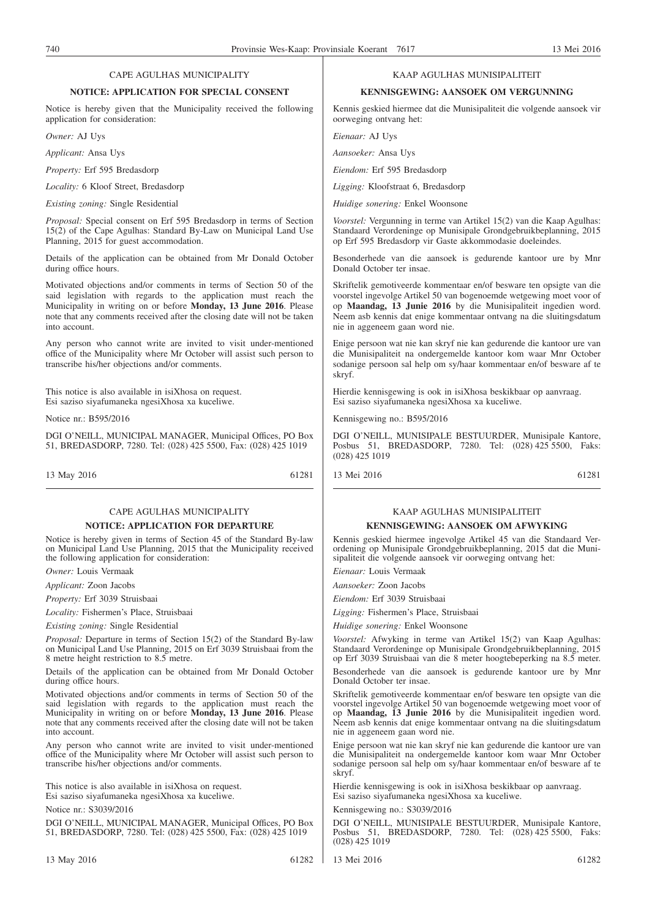CAPE AGULHAS MUNICIPALITY

**NOTICE: APPLICATION FOR SPECIAL CONSENT**

Notice is hereby given that the Municipality received the following application for consideration:

*Owner:* AJ Uys

*Applicant:* Ansa Uys

*Property:* Erf 595 Bredasdorp

*Locality:* 6 Kloof Street, Bredasdorp

*Existing zoning:* Single Residential

*Proposal:* Special consent on Erf 595 Bredasdorp in terms of Section 15(2) of the Cape Agulhas: Standard By-Law on Municipal Land Use Planning, 2015 for guest accommodation.

Details of the application can be obtained from Mr Donald October during office hours.

Motivated objections and/or comments in terms of Section 50 of the said legislation with regards to the application must reach the Municipality in writing on or before **Monday, 13 June 2016**. Please note that any comments received after the closing date will not be taken into account.

Any person who cannot write are invited to visit under-mentioned office of the Municipality where Mr October will assist such person to transcribe his/her objections and/or comments.

This notice is also available in isiXhosa on request.
Esi saziso siyafumaneka ngesiXhosa xa kuceliwe.

Notice nr.: B595/2016

DGI O'NEILL, MUNICIPAL MANAGER, Municipal Offices, PO Box 51, BREDASDORP, 7280. Tel: (028) 425 5500, Fax: (028) 425 1019

13 May 2016 61281

---

KAAP AGULHAS MUNISIPALITEIT

**KENNISGEWING: AANSOEK OM VERGUNNING**

Kennis geskied hiermee dat die Munisipaliteit die volgende aansoek vir oorweging ontvang het:

*Eienaar:* AJ Uys

*Aansoeker:* Ansa Uys

*Eiendom:* Erf 595 Bredasdorp

*Ligging:* Kloofstraat 6, Bredasdorp

*Huidige sonering:* Enkel Woonsone

*Voorstel:* Vergunning in terme van Artikel 15(2) van die Kaap Agulhas: Standaard Verordeninge op Munisipale Grondgebruikbeplanning, 2015 op Erf 595 Bredasdorp vir Gaste akkommodasie doeleindes.

Besonderhede van die aansoek is gedurende kantoor ure by Mnr Donald October ter insae.

Skriftelik gemotiveerde kommentaar en/of besware ten opsigte van die voorstel ingevolge Artikel 50 van bogenoemde wetgewing moet voor of op **Maandag, 13 Junie 2016** by die Munisipaliteit ingedien word. Neem asb kennis dat enige kommentaar ontvang na die sluitingsdatum nie in aggeneem gaan word nie.

Enige persoon wat nie kan skryf nie kan gedurende die kantoor ure van die Munisipaliteit na ondergemelde kantoor kom waar Mnr October sodanige persoon sal help om sy/haar kommentaar en/of besware af te skryf.

Hierdie kennisgewing is ook in isiXhosa beskikbaar op aanvraag.
Esi saziso siyafumaneka ngesiXhosa xa kuceliwe.

Kennisgewing no.: B595/2016

DGI O'NEILL, MUNISIPALE BESTUURDER, Munisipale Kantore, Posbus 51, BREDASDORP, 7280. Tel: (028) 425 5500, Faks: (028) 425 1019

13 Mei 2016 61281

---

CAPE AGULHAS MUNICIPALITY

**NOTICE: APPLICATION FOR DEPARTURE**

Notice is hereby given in terms of Section 45 of the Standard By-law on Municipal Land Use Planning, 2015 that the Municipality received the following application for consideration:

*Owner:* Louis Vermaak

*Applicant:* Zoon Jacobs

*Property:* Erf 3039 Struisbaai

*Locality:* Fishermen's Place, Struisbaai

*Existing zoning:* Single Residential

*Proposal:* Departure in terms of Section 15(2) of the Standard By-law on Municipal Land Use Planning, 2015 on Erf 3039 Struisbaai from the 8 metre height restriction to 8.5 metre.

Details of the application can be obtained from Mr Donald October during office hours.

Motivated objections and/or comments in terms of Section 50 of the said legislation with regards to the application must reach the Municipality in writing on or before **Monday, 13 June 2016**. Please note that any comments received after the closing date will not be taken into account.

Any person who cannot write are invited to visit under-mentioned office of the Municipality where Mr October will assist such person to transcribe his/her objections and/or comments.

This notice is also available in isiXhosa on request.
Esi saziso siyafumaneka ngesiXhosa xa kuceliwe.

Notice nr.: S3039/2016

DGI O'NEILL, MUNICIPAL MANAGER, Municipal Offices, PO Box 51, BREDASDORP, 7280. Tel: (028) 425 5500, Fax: (028) 425 1019

13 May 2016 61282

---

KAAP AGULHAS MUNISIPALITEIT

**KENNISGEWING: AANSOEK OM AFWYKING**

Kennis geskied hiermee ingevolge Artikel 45 van die Standaard Verordening op Munisipale Grondgebruikbeplanning, 2015 dat die Munisipaliteit die volgende aansoek vir oorweging ontvang het:

*Eienaar:* Louis Vermaak

*Aansoeker:* Zoon Jacobs

*Eiendom:* Erf 3039 Struisbaai

*Ligging:* Fishermen's Place, Struisbaai

*Huidige sonering:* Enkel Woonsone

*Voorstel:* Afwyking in terme van Artikel 15(2) van Kaap Agulhas: Standaard Verordeninge op Munisipale Grondgebruikbeplanning, 2015 op Erf 3039 Struisbaai van die 8 meter hoogtebeperking na 8.5 meter.

Besonderhede van die aansoek is gedurende kantoor ure by Mnr Donald October ter insae.

Skriftelik gemotiveerde kommentaar en/of besware ten opsigte van die voorstel ingevolge Artikel 50 van bogenoemde wetgewing moet voor of op **Maandag, 13 Junie 2016** by die Munisipaliteit ingedien word. Neem asb kennis dat enige kommentaar ontvang na die sluitingsdatum nie in aggeneem gaan word nie.

Enige persoon wat nie kan skryf nie kan gedurende die kantoor ure van die Munisipaliteit na ondergemelde kantoor kom waar Mnr October sodanige persoon sal help om sy/haar kommentaar en/of besware af te skryf.

Hierdie kennisgewing is ook in isiXhosa beskikbaar op aanvraag.
Esi saziso siyafumaneka ngesiXhosa xa kuceliwe.

Kennisgewing no.: S3039/2016

DGI O'NEILL, MUNISIPALE BESTUURDER, Munisipale Kantore, Posbus 51, BREDASDORP, 7280. Tel: (028) 425 5500, Faks: (028) 425 1019

13 Mei 2016 61282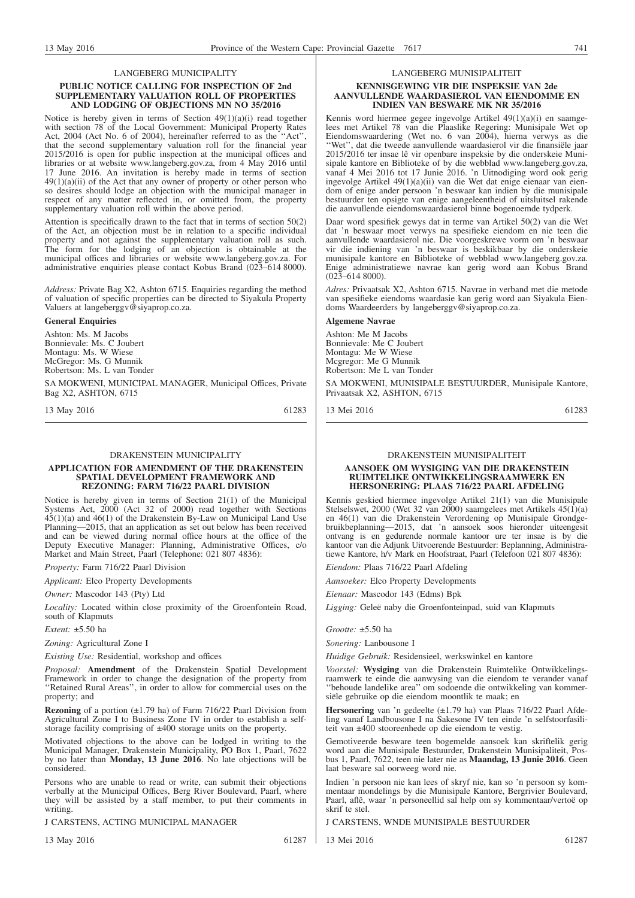## LANGEBERG MUNICIPALITY

### PUBLIC NOTICE CALLING FOR INSPECTION OF 2nd SUPPLEMENTARY VALUATION ROLL OF PROPERTIES AND LODGING OF OBJECTIONS MN NO 35/2016

Notice is hereby given in terms of Section 49(1)(a)(i) read together with section 78 of the Local Government: Municipal Property Rates Act, 2004 (Act No. 6 of 2004), hereinafter referred to as the ''Act'', that the second supplementary valuation roll for the financial year 2015/2016 is open for public inspection at the municipal offices and libraries or at website www.langeberg.gov.za, from 4 May 2016 until 17 June 2016. An invitation is hereby made in terms of section 49(1)(a)(ii) of the Act that any owner of property or other person who so desires should lodge an objection with the municipal manager in respect of any matter reflected in, or omitted from, the property supplementary valuation roll within the above period.

Attention is specifically drawn to the fact that in terms of section 50(2) of the Act, an objection must be in relation to a specific individual property and not against the supplementary valuation roll as such. The form for the lodging of an objection is obtainable at the municipal offices and libraries or website www.langeberg.gov.za. For administrative enquiries please contact Kobus Brand (023–614 8000).

*Address:* Private Bag X2, Ashton 6715. Enquiries regarding the method of valuation of specific properties can be directed to Siyakula Property Valuers at langeberggv@siyaprop.co.za.

**General Enquiries**

Ashton: Ms. M Jacobs
Bonnievale: Ms. C Joubert
Montagu: Ms. W Wiese
McGregor: Ms. G Munnik
Robertson: Ms. L van Tonder

SA MOKWENI, MUNICIPAL MANAGER, Municipal Offices, Private Bag X2, ASHTON, 6715

13 May 2016 61283

---

## LANGEBERG MUNISIPALITEIT

### KENNISGEWING VIR DIE INSPEKSIE VAN 2de AANVULLENDE WAARDASIEROL VAN EIENDOMME EN INDIEN VAN BESWARE MK NR 35/2016

Kennis word hiermee gegee ingevolge Artikel 49(1)(a)(i) en saamgelees met Artikel 78 van die Plaaslike Regering: Munisipale Wet op Eiendomswaardering (Wet no. 6 van 2004), hierna verwys as die ''Wet'', dat die tweede aanvullende waardasierol vir die finansiële jaar 2015/2016 ter insae lê vir openbare inspeksie by die onderskeie Munisipale kantore en Biblioteke of by die webblad www.langeberg.gov.za, vanaf 4 Mei 2016 tot 17 Junie 2016. 'n Uitnodiging word ook gerig ingevolge Artikel 49(1)(a)(ii) van die Wet dat enige eienaar van eiendom of enige ander persoon 'n beswaar kan indien by die munisipale bestuurder ten opsigte van enige aangeleentheid of uitsluitsel rakende die aanvullende eiendomswaardasierol binne bogenoemde tydperk.

Daar word spesifiek gewys dat in terme van Artikel 50(2) van die Wet dat 'n beswaar moet verwys na spesifieke eiendom en nie teen die aanvullende waardasierol nie. Die voorgeskrewe vorm om 'n beswaar vir die indiening van 'n beswaar is beskikbaar by die onderskeie munisipale kantore en Biblioteke of webblad www.langeberg.gov.za. Enige administratiewe navrae kan gerig word aan Kobus Brand (023–614 8000).

*Adres:* Privaatsak X2, Ashton 6715. Navrae in verband met die metode van spesifieke eiendoms waardasie kan gerig word aan Siyakula Eiendoms Waardeerders by langeberggv@siyaprop.co.za.

**Algemene Navrae**

Ashton: Me M Jacobs
Bonnievale: Me C Joubert
Montagu: Me W Wiese
Mcgregor: Me G Munnik
Robertson: Me L van Tonder

SA MOKWENI, MUNISIPALE BESTUURDER, Munisipale Kantore, Privaatsak X2, ASHTON, 6715

13 Mei 2016 61283

---

## DRAKENSTEIN MUNICIPALITY

### APPLICATION FOR AMENDMENT OF THE DRAKENSTEIN SPATIAL DEVELOPMENT FRAMEWORK AND REZONING: FARM 716/22 PAARL DIVISION

Notice is hereby given in terms of Section 21(1) of the Municipal Systems Act, 2000 (Act 32 of 2000) read together with Sections 45(1)(a) and 46(1) of the Drakenstein By-Law on Municipal Land Use Planning—2015, that an application as set out below has been received and can be viewed during normal office hours at the office of the Deputy Executive Manager: Planning, Administrative Offices, c/o Market and Main Street, Paarl (Telephone: 021 807 4836):

*Property:* Farm 716/22 Paarl Division

*Applicant:* Elco Property Developments

*Owner:* Mascodor 143 (Pty) Ltd

*Locality:* Located within close proximity of the Groenfontein Road, south of Klapmuts

*Extent:* ±5.50 ha

*Zoning:* Agricultural Zone I

*Existing Use:* Residential, workshop and offices

*Proposal:* **Amendment** of the Drakenstein Spatial Development Framework in order to change the designation of the property from ''Retained Rural Areas'', in order to allow for commercial uses on the property; and

**Rezoning** of a portion (±1.79 ha) of Farm 716/22 Paarl Division from Agricultural Zone I to Business Zone IV in order to establish a self-storage facility comprising of ±400 storage units on the property.

Motivated objections to the above can be lodged in writing to the Municipal Manager, Drakenstein Municipality, PO Box 1, Paarl, 7622 by no later than **Monday, 13 June 2016**. No late objections will be considered.

Persons who are unable to read or write, can submit their objections verbally at the Municipal Offices, Berg River Boulevard, Paarl, where they will be assisted by a staff member, to put their comments in writing.

J CARSTENS, ACTING MUNICIPAL MANAGER

13 May 2016 61287

---

## DRAKENSTEIN MUNISIPALITEIT

### AANSOEK OM WYSIGING VAN DIE DRAKENSTEIN RUIMTELIKE ONTWIKKELINGSRAAMWERK EN HERSONERING: PLAAS 716/22 PAARL AFDELING

Kennis geskied hiermee ingevolge Artikel 21(1) van die Munisipale Stelselswet, 2000 (Wet 32 van 2000) saamgelees met Artikels 45(1)(a) en 46(1) van die Drakenstein Verordening op Munisipale Grondgebruikbeplanning—2015, dat 'n aansoek soos hieronder uiteengesit ontvang is en gedurende normale kantoor ure ter insae is by die kantoor van die Adjunk Uitvoerende Bestuurder: Beplanning, Administratiewe Kantore, h/v Mark en Hoofstraat, Paarl (Telefoon 021 807 4836):

*Eiendom:* Plaas 716/22 Paarl Afdeling

*Aansoeker:* Elco Property Developments

*Eienaar:* Mascodor 143 (Edms) Bpk

*Ligging:* Geleë naby die Groenfonteinpad, suid van Klapmuts

*Grootte:* ±5.50 ha

*Sonering:* Lanbousone I

*Huidige Gebruik:* Residensieel, werkswinkel en kantore

*Voorstel:* **Wysiging** van die Drakenstein Ruimtelike Ontwikkelingsraamwerk te einde die aanwysing van die eiendom te verander vanaf ''behoude landelike area'' om sodoende die ontwikkeling van kommersiële gebruike op die eiendom moontlik te maak; en

**Hersonering** van 'n gedeelte (±1.79 ha) van Plaas 716/22 Paarl Afdeling vanaf Landbousone I na Sakesone IV ten einde 'n selfstoorfasiliteit van ±400 stooreenhede op die eiendom te vestig.

Gemotiveerde besware teen bogemelde aansoek kan skriftelik gerig word aan die Munisipale Bestuurder, Drakenstein Munisipaliteit, Posbus 1, Paarl, 7622, teen nie later nie as **Maandag, 13 Junie 2016**. Geen laat besware sal oorweeg word nie.

Indien 'n persoon nie kan lees of skryf nie, kan so 'n persoon sy kommentaar mondelings by die Munisipale Kantore, Bergrivier Boulevard, Paarl, aflê, waar 'n personeellid sal help om sy kommentaar/vertoë op skrif te stel.

J CARSTENS, WNDE MUNISIPALE BESTUURDER

13 Mei 2016 61287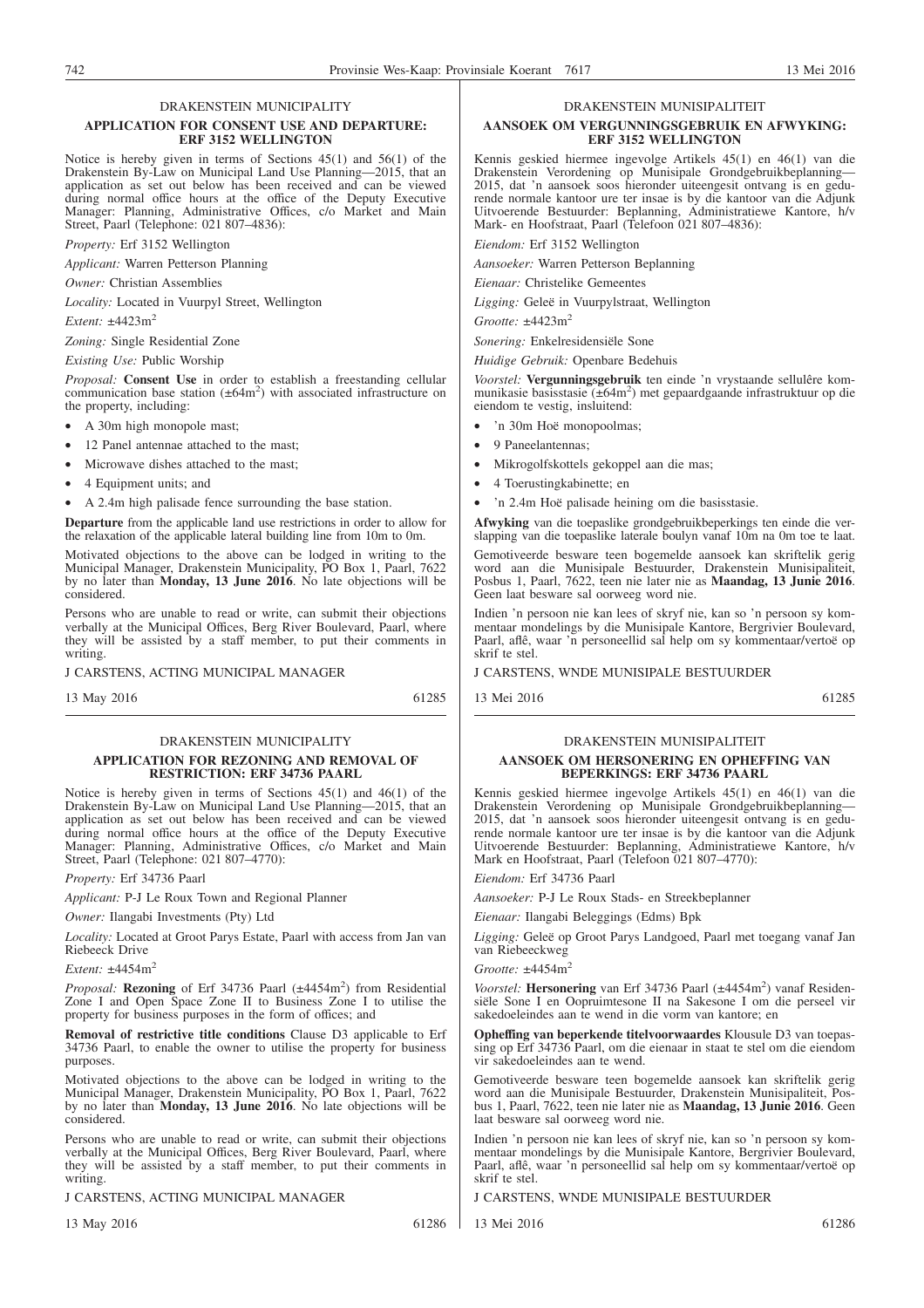DRAKENSTEIN MUNICIPALITY

**APPLICATION FOR CONSENT USE AND DEPARTURE: ERF 3152 WELLINGTON**

Notice is hereby given in terms of Sections 45(1) and 56(1) of the Drakenstein By-Law on Municipal Land Use Planning—2015, that an application as set out below has been received and can be viewed during normal office hours at the office of the Deputy Executive Manager: Planning, Administrative Offices, c/o Market and Main Street, Paarl (Telephone: 021 807–4836):

*Property:* Erf 3152 Wellington

*Applicant:* Warren Petterson Planning

*Owner:* Christian Assemblies

*Locality:* Located in Vuurpyl Street, Wellington

*Extent:* ±4423m$^2$

*Zoning:* Single Residential Zone

*Existing Use:* Public Worship

*Proposal:* **Consent Use** in order to establish a freestanding cellular communication base station (±64m$^2$) with associated infrastructure on the property, including:

- A 30m high monopole mast;
- 12 Panel antennae attached to the mast;
- Microwave dishes attached to the mast;
- 4 Equipment units; and
- A 2.4m high palisade fence surrounding the base station.

**Departure** from the applicable land use restrictions in order to allow for the relaxation of the applicable lateral building line from 10m to 0m.

Motivated objections to the above can be lodged in writing to the Municipal Manager, Drakenstein Municipality, PO Box 1, Paarl, 7622 by no later than **Monday, 13 June 2016**. No late objections will be considered.

Persons who are unable to read or write, can submit their objections verbally at the Municipal Offices, Berg River Boulevard, Paarl, where they will be assisted by a staff member, to put their comments in writing.

J CARSTENS, ACTING MUNICIPAL MANAGER

13 May 2016 61285

---

DRAKENSTEIN MUNISIPALITEIT

**AANSOEK OM VERGUNNINGSGEBRUIK EN AFWYKING: ERF 3152 WELLINGTON**

Kennis geskied hiermee ingevolge Artikels 45(1) en 46(1) van die Drakenstein Verordening op Munisipale Grondgebruikbeplanning—2015, dat 'n aansoek soos hieronder uiteengesit ontvang is en gedurende normale kantoor ure ter insae is by die kantoor van die Adjunk Uitvoerende Bestuurder: Beplanning, Administratiewe Kantore, h/v Mark- en Hoofstraat, Paarl (Telefoon 021 807–4836):

*Eiendom:* Erf 3152 Wellington

*Aansoeker:* Warren Petterson Beplanning

*Eienaar:* Christelike Gemeentes

*Ligging:* Geleë in Vuurpylstraat, Wellington

*Grootte:* ±4423m$^2$

*Sonering:* Enkelresidensiële Sone

*Huidige Gebruik:* Openbare Bedehuis

*Voorstel:* **Vergunningsgebruik** ten einde 'n vrystaande sellulêre kommunikasie basisstasie (±64m$^2$) met gepaardgaande infrastruktuur op die eiendom te vestig, insluitend:

- 'n 30m Hoë monopoolmas;
- 9 Paneelantennas;
- Mikrogolfskottels gekoppel aan die mas;
- 4 Toerustingkabinette; en
- 'n 2.4m Hoë palisade heining om die basisstasie.

**Afwyking** van die toepaslike grondgebruikbeperkings ten einde die verslapping van die toepaslike laterale boulyn vanaf 10m na 0m toe te laat.

Gemotiveerde besware teen bogemelde aansoek kan skriftelik gerig word aan die Munisipale Bestuurder, Drakenstein Munisipaliteit, Posbus 1, Paarl, 7622, teen nie later nie as **Maandag, 13 Junie 2016**. Geen laat besware sal oorweeg word nie.

Indien 'n persoon nie kan lees of skryf nie, kan so 'n persoon sy kommentaar mondelings by die Munisipale Kantore, Bergrivier Boulevard, Paarl, aflê, waar 'n personeellid sal help om sy kommentaar/vertoë op skrif te stel.

J CARSTENS, WNDE MUNISIPALE BESTUURDER

13 Mei 2016 61285

---

DRAKENSTEIN MUNICIPALITY

**APPLICATION FOR REZONING AND REMOVAL OF RESTRICTION: ERF 34736 PAARL**

Notice is hereby given in terms of Sections 45(1) and 46(1) of the Drakenstein By-Law on Municipal Land Use Planning—2015, that an application as set out below has been received and can be viewed during normal office hours at the office of the Deputy Executive Manager: Planning, Administrative Offices, c/o Market and Main Street, Paarl (Telephone: 021 807–4770):

*Property:* Erf 34736 Paarl

*Applicant:* P-J Le Roux Town and Regional Planner

*Owner:* Ilangabi Investments (Pty) Ltd

*Locality:* Located at Groot Parys Estate, Paarl with access from Jan van Riebeeck Drive

*Extent:* ±4454m$^2$

*Proposal:* **Rezoning** of Erf 34736 Paarl (±4454m$^2$) from Residential Zone I and Open Space Zone II to Business Zone I to utilise the property for business purposes in the form of offices; and

**Removal of restrictive title conditions** Clause D3 applicable to Erf 34736 Paarl, to enable the owner to utilise the property for business purposes.

Motivated objections to the above can be lodged in writing to the Municipal Manager, Drakenstein Municipality, PO Box 1, Paarl, 7622 by no later than **Monday, 13 June 2016**. No late objections will be considered.

Persons who are unable to read or write, can submit their objections verbally at the Municipal Offices, Berg River Boulevard, Paarl, where they will be assisted by a staff member, to put their comments in writing.

J CARSTENS, ACTING MUNICIPAL MANAGER

13 May 2016 61286

---

DRAKENSTEIN MUNISIPALITEIT

**AANSOEK OM HERSONERING EN OPHEFFING VAN BEPERKINGS: ERF 34736 PAARL**

Kennis geskied hiermee ingevolge Artikels 45(1) en 46(1) van die Drakenstein Verordening op Munisipale Grondgebruikbeplanning—2015, dat 'n aansoek soos hieronder uiteengesit ontvang is en gedurende normale kantoor ure ter insae is by die kantoor van die Adjunk Uitvoerende Bestuurder: Beplanning, Administratiewe Kantore, h/v Mark en Hoofstraat, Paarl (Telefoon 021 807–4770):

*Eiendom:* Erf 34736 Paarl

*Aansoeker:* P-J Le Roux Stads- en Streekbeplanner

*Eienaar:* Ilangabi Beleggings (Edms) Bpk

*Ligging:* Geleë op Groot Parys Landgoed, Paarl met toegang vanaf Jan van Riebeeckweg

*Grootte:* ±4454m$^2$

*Voorstel:* **Hersonering** van Erf 34736 Paarl (±4454m$^2$) vanaf Residensiële Sone I en Oopruimtesone II na Sakesone I om die perseel vir sakedoeleindes aan te wend in die vorm van kantore; en

**Opheffing van beperkende titelvoorwaardes** Klousule D3 van toepassing op Erf 34736 Paarl, om die eienaar in staat te stel om die eiendom vir sakedoeleindes aan te wend.

Gemotiveerde besware teen bogemelde aansoek kan skriftelik gerig word aan die Munisipale Bestuurder, Drakenstein Munisipaliteit, Posbus 1, Paarl, 7622, teen nie later nie as **Maandag, 13 Junie 2016**. Geen laat besware sal oorweeg word nie.

Indien 'n persoon nie kan lees of skryf nie, kan so 'n persoon sy kommentaar mondelings by die Munisipale Kantore, Bergrivier Boulevard, Paarl, aflê, waar 'n personeellid sal help om sy kommentaar/vertoë op skrif te stel.

J CARSTENS, WNDE MUNISIPALE BESTUURDER

13 Mei 2016 61286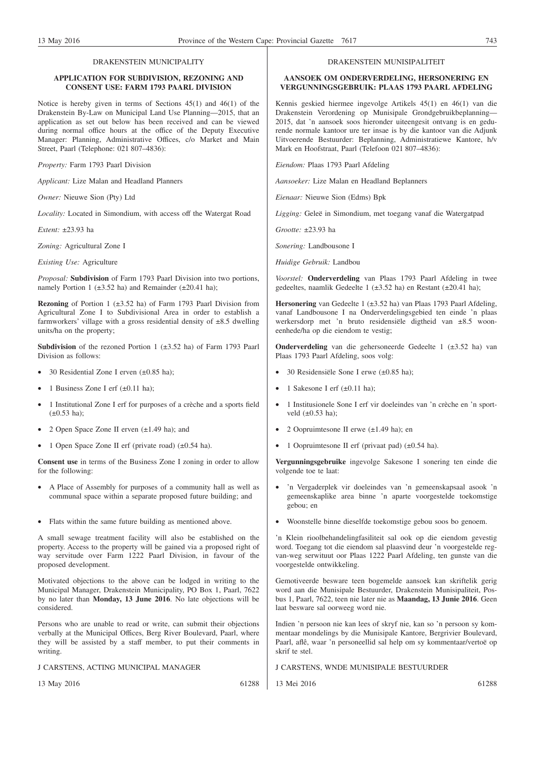DRAKENSTEIN MUNICIPALITY

## APPLICATION FOR SUBDIVISION, REZONING AND CONSENT USE: FARM 1793 PAARL DIVISION

Notice is hereby given in terms of Sections 45(1) and 46(1) of the Drakenstein By-Law on Municipal Land Use Planning—2015, that an application as set out below has been received and can be viewed during normal office hours at the office of the Deputy Executive Manager: Planning, Administrative Offices, c/o Market and Main Street, Paarl (Telephone: 021 807–4836):

*Property:* Farm 1793 Paarl Division

*Applicant:* Lize Malan and Headland Planners

*Owner:* Nieuwe Sion (Pty) Ltd

*Locality:* Located in Simondium, with access off the Watergat Road

*Extent:* ±23.93 ha

*Zoning:* Agricultural Zone I

*Existing Use:* Agriculture

*Proposal:* **Subdivision** of Farm 1793 Paarl Division into two portions, namely Portion 1 (±3.52 ha) and Remainder (±20.41 ha);

**Rezoning** of Portion 1 (±3.52 ha) of Farm 1793 Paarl Division from Agricultural Zone I to Subdivisional Area in order to establish a farmworkers' village with a gross residential density of ±8.5 dwelling units/ha on the property;

**Subdivision** of the rezoned Portion 1 (±3.52 ha) of Farm 1793 Paarl Division as follows:

- 30 Residential Zone I erven (±0.85 ha);
- 1 Business Zone I erf (±0.11 ha);
- 1 Institutional Zone I erf for purposes of a crèche and a sports field (±0.53 ha);
- 2 Open Space Zone II erven (±1.49 ha); and
- 1 Open Space Zone II erf (private road) (±0.54 ha).

**Consent use** in terms of the Business Zone I zoning in order to allow for the following:

- A Place of Assembly for purposes of a community hall as well as communal space within a separate proposed future building; and
- Flats within the same future building as mentioned above.

A small sewage treatment facility will also be established on the property. Access to the property will be gained via a proposed right of way servitude over Farm 1222 Paarl Division, in favour of the proposed development.

Motivated objections to the above can be lodged in writing to the Municipal Manager, Drakenstein Municipality, PO Box 1, Paarl, 7622 by no later than **Monday, 13 June 2016**. No late objections will be considered.

Persons who are unable to read or write, can submit their objections verbally at the Municipal Offices, Berg River Boulevard, Paarl, where they will be assisted by a staff member, to put their comments in writing.

J CARSTENS, ACTING MUNICIPAL MANAGER

13 May 2016 61288

DRAKENSTEIN MUNISIPALITEIT

## AANSOEK OM ONDERVERDELING, HERSONERING EN VERGUNNINGSGEBRUIK: PLAAS 1793 PAARL AFDELING

Kennis geskied hiermee ingevolge Artikels 45(1) en 46(1) van die Drakenstein Verordening op Munisipale Grondgebruikbeplanning—2015, dat 'n aansoek soos hieronder uiteengesit ontvang is en gedurende normale kantoor ure ter insae is by die kantoor van die Adjunk Uitvoerende Bestuurder: Beplanning, Administratiewe Kantore, h/v Mark en Hoofstraat, Paarl (Telefoon 021 807–4836):

*Eiendom:* Plaas 1793 Paarl Afdeling

*Aansoeker:* Lize Malan en Headland Beplanners

*Eienaar:* Nieuwe Sion (Edms) Bpk

*Ligging:* Geleë in Simondium, met toegang vanaf die Watergatpad

*Grootte:* ±23.93 ha

*Sonering:* Landbousone I

*Huidige Gebruik:* Landbou

*Voorstel:* **Onderverdeling** van Plaas 1793 Paarl Afdeling in twee gedeeltes, naamlik Gedeelte 1 (±3.52 ha) en Restant (±20.41 ha);

**Hersonering** van Gedeelte 1 (±3.52 ha) van Plaas 1793 Paarl Afdeling, vanaf Landbousone I na Onderverdelingsgebied ten einde 'n plaas werkersdorp met 'n bruto residensiële digtheid van ±8.5 wooneenhede/ha op die eiendom te vestig;

**Onderverdeling** van die gehersoneerde Gedeelte 1 (±3.52 ha) van Plaas 1793 Paarl Afdeling, soos volg:

- 30 Residensiële Sone I erwe (±0.85 ha);
- 1 Sakesone I erf (±0.11 ha);
- 1 Institusionele Sone I erf vir doeleindes van 'n crèche en 'n sportveld (±0.53 ha);
- 2 Oopruimtesone II erwe (±1.49 ha); en
- 1 Oopruimtesone II erf (privaat pad) (±0.54 ha).

**Vergunningsgebruike** ingevolge Sakesone I sonering ten einde die volgende toe te laat:

- 'n Vergaderplek vir doeleindes van 'n gemeenskapsaal asook 'n gemeenskaplike area binne 'n aparte voorgestelde toekomstige gebou; en
- Woonstelle binne dieselfde toekomstige gebou soos bo genoem.

'n Klein rioolbehandelingfasiliteit sal ook op die eiendom gevestig word. Toegang tot die eiendom sal plaasvind deur 'n voorgestelde reg-van-weg serwituut oor Plaas 1222 Paarl Afdeling, ten gunste van die voorgestelde ontwikkeling.

Gemotiveerde besware teen bogemelde aansoek kan skriftelik gerig word aan die Munisipale Bestuurder, Drakenstein Munisipaliteit, Posbus 1, Paarl, 7622, teen nie later nie as **Maandag, 13 Junie 2016**. Geen laat besware sal oorweeg word nie.

Indien 'n persoon nie kan lees of skryf nie, kan so 'n persoon sy kommentaar mondelings by die Munisipale Kantore, Bergrivier Boulevard, Paarl, aflê, waar 'n personeellid sal help om sy kommentaar/vertoë op skrif te stel.

J CARSTENS, WNDE MUNISIPALE BESTUURDER

13 Mei 2016 61288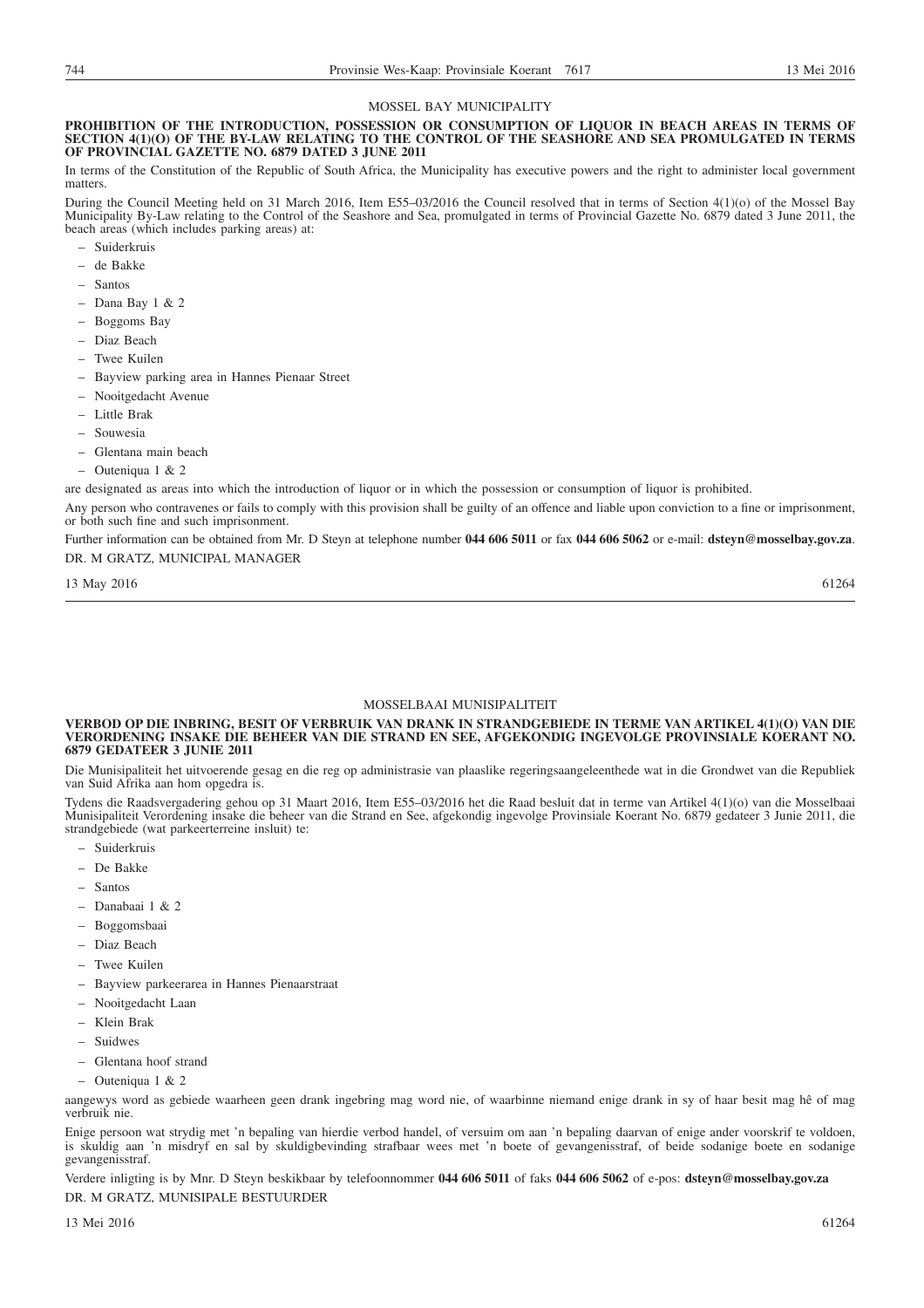MOSSEL BAY MUNICIPALITY

**PROHIBITION OF THE INTRODUCTION, POSSESSION OR CONSUMPTION OF LIQUOR IN BEACH AREAS IN TERMS OF SECTION 4(1)(O) OF THE BY-LAW RELATING TO THE CONTROL OF THE SEASHORE AND SEA PROMULGATED IN TERMS OF PROVINCIAL GAZETTE NO. 6879 DATED 3 JUNE 2011**

In terms of the Constitution of the Republic of South Africa, the Municipality has executive powers and the right to administer local government matters.

During the Council Meeting held on 31 March 2016, Item E55–03/2016 the Council resolved that in terms of Section 4(1)(o) of the Mossel Bay Municipality By-Law relating to the Control of the Seashore and Sea, promulgated in terms of Provincial Gazette No. 6879 dated 3 June 2011, the beach areas (which includes parking areas) at:

- Suiderkruis
- de Bakke
- Santos
- Dana Bay 1 & 2
- Boggoms Bay
- Diaz Beach
- Twee Kuilen
- Bayview parking area in Hannes Pienaar Street
- Nooitgedacht Avenue
- Little Brak
- Souwesia
- Glentana main beach
- Outeniqua 1 & 2

are designated as areas into which the introduction of liquor or in which the possession or consumption of liquor is prohibited.

Any person who contravenes or fails to comply with this provision shall be guilty of an offence and liable upon conviction to a fine or imprisonment, or both such fine and such imprisonment.

Further information can be obtained from Mr. D Steyn at telephone number **044 606 5011** or fax **044 606 5062** or e-mail: **dsteyn@mosselbay.gov.za**.

DR. M GRATZ, MUNICIPAL MANAGER

13 May 2016 61264

MOSSELBAAI MUNISIPALITEIT

**VERBOD OP DIE INBRING, BESIT OF VERBRUIK VAN DRANK IN STRANDGEBIEDE IN TERME VAN ARTIKEL 4(1)(O) VAN DIE VERORDENING INSAKE DIE BEHEER VAN DIE STRAND EN SEE, AFGEKONDIG INGEVOLGE PROVINSIALE KOERANT NO. 6879 GEDATEER 3 JUNIE 2011**

Die Munisipaliteit het uitvoerende gesag en die reg op administrasie van plaaslike regeringsaangeleenthede wat in die Grondwet van die Republiek van Suid Afrika aan hom opgedra is.

Tydens die Raadsvergadering gehou op 31 Maart 2016, Item E55–03/2016 het die Raad besluit dat in terme van Artikel 4(1)(o) van die Mosselbaai Munisipaliteit Verordening insake die beheer van die Strand en See, afgekondig ingevolge Provinsiale Koerant No. 6879 gedateer 3 Junie 2011, die strandgebiede (wat parkeerterreine insluit) te:

- Suiderkruis
- De Bakke
- Santos
- Danabaai 1 & 2
- Boggomsbaai
- Diaz Beach
- Twee Kuilen
- Bayview parkeerarea in Hannes Pienaarstraat
- Nooitgedacht Laan
- Klein Brak
- Suidwes
- Glentana hoof strand
- Outeniqua 1 & 2

aangewys word as gebiede waarheen geen drank ingebring mag word nie, of waarbinne niemand enige drank in sy of haar besit mag hê of mag verbruik nie.

Enige persoon wat strydig met 'n bepaling van hierdie verbod handel, of versuim om aan 'n bepaling daarvan of enige ander voorskrif te voldoen, is skuldig aan 'n misdryf en sal by skuldigbevinding strafbaar wees met 'n boete of gevangenisstraf, of beide sodanige boete en sodanige gevangenisstraf.

Verdere inligting is by Mnr. D Steyn beskikbaar by telefoonnommer **044 606 5011** of faks **044 606 5062** of e-pos: **dsteyn@mosselbay.gov.za**

DR. M GRATZ, MUNISIPALE BESTUURDER

13 Mei 2016 61264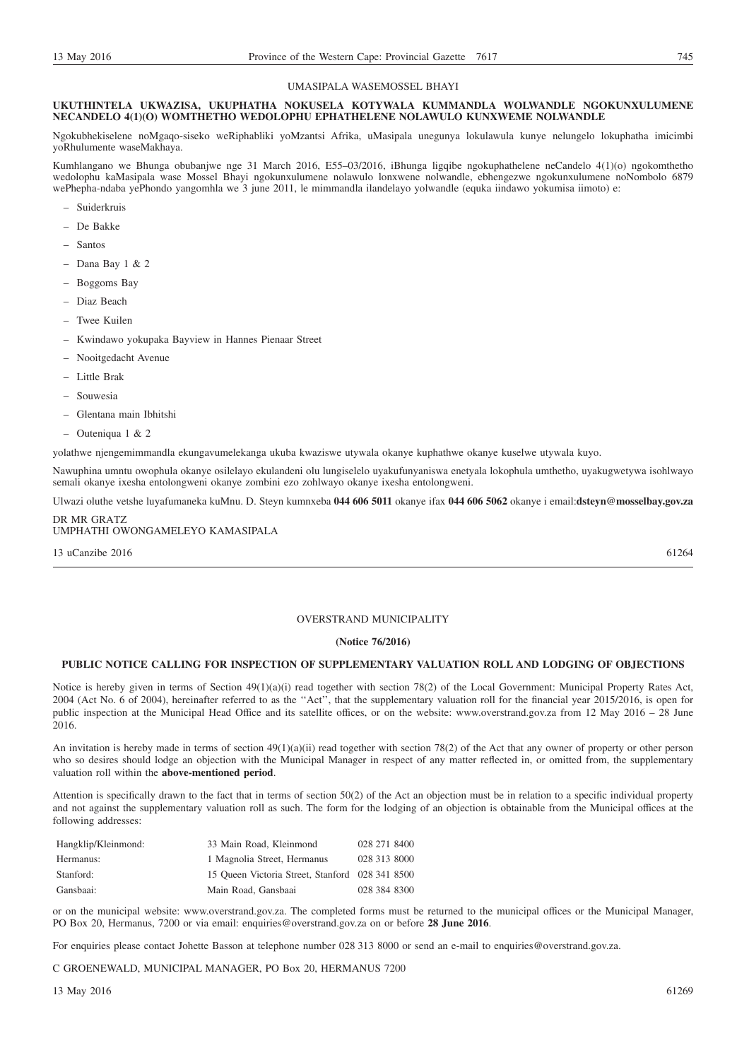UMASIPALA WASEMOSSEL BHAYI

**UKUTHINTELA UKWAZISA, UKUPHATHA NOKUSELA KOTYWALA KUMMANDLA WOLWANDLE NGOKUNXULUMENE NECANDELO 4(1)(O) WOMTHETHO WEDOLOPHU EPHATHELENE NOLAWULO KUNXWEME NOLWANDLE**

Ngokubhekiselene noMgaqo-siseko weRiphabliki yoMzantsi Afrika, uMasipala unegunya lokulawula kunye nelungelo lokuphatha imicimbi yoRhulumente waseMakhaya.

Kumhlangano we Bhunga obubanjwe nge 31 March 2016, E55–03/2016, iBhunga ligqibe ngokuphathelene neCandelo 4(1)(o) ngokomthetho wedolophu kaMasipala wase Mossel Bhayi ngokunxulumene nolawulo lonxwene nolwandle, ebhengezwe ngokunxulumene noNombolo 6879 wePhepha-ndaba yePhondo yangomhla we 3 june 2011, le mimmandla ilandelayo yolwandle (equka iindawo yokumisa iimoto) e:

- Suiderkruis
- De Bakke
- Santos
- Dana Bay 1 & 2
- Boggoms Bay
- Diaz Beach
- Twee Kuilen
- Kwindawo yokupaka Bayview in Hannes Pienaar Street
- Nooitgedacht Avenue
- Little Brak
- Souwesia
- Glentana main Ibhitshi
- Outeniqua 1 & 2

yolathwe njengemimmandla ekungavumelekanga ukuba kwaziswe utywala okanye kuphathwe okanye kuselwe utywala kuyo.

Nawuphina umntu owophula okanye osilelayo ekulandeni olu lungiselelo uyakufunyaniswa enetyala lokophula umthetho, uyakugwetywa isohlwayo semali okanye ixesha entolongweni okanye zombini ezo zohlwayo okanye ixesha entolongweni.

Ulwazi oluthe vetshe luyafumaneka kuMnu. D. Steyn kumnxeba **044 606 5011** okanye ifax **044 606 5062** okanye i email:**dsteyn@mosselbay.gov.za**

DR MR GRATZ
UMPHATHI OWONGAMELEYO KAMASIPALA

13 uCanzibe 2016 61264

---

OVERSTRAND MUNICIPALITY

**(Notice 76/2016)**

**PUBLIC NOTICE CALLING FOR INSPECTION OF SUPPLEMENTARY VALUATION ROLL AND LODGING OF OBJECTIONS**

Notice is hereby given in terms of Section 49(1)(a)(i) read together with section 78(2) of the Local Government: Municipal Property Rates Act, 2004 (Act No. 6 of 2004), hereinafter referred to as the ''Act'', that the supplementary valuation roll for the financial year 2015/2016, is open for public inspection at the Municipal Head Office and its satellite offices, or on the website: www.overstrand.gov.za from 12 May 2016 – 28 June 2016.

An invitation is hereby made in terms of section 49(1)(a)(ii) read together with section 78(2) of the Act that any owner of property or other person who so desires should lodge an objection with the Municipal Manager in respect of any matter reflected in, or omitted from, the supplementary valuation roll within the **above-mentioned period**.

Attention is specifically drawn to the fact that in terms of section 50(2) of the Act an objection must be in relation to a specific individual property and not against the supplementary valuation roll as such. The form for the lodging of an objection is obtainable from the Municipal offices at the following addresses:

| | | |
|---|---|---|
| Hangklip/Kleinmond: | 33 Main Road, Kleinmond | 028 271 8400 |
| Hermanus: | 1 Magnolia Street, Hermanus | 028 313 8000 |
| Stanford: | 15 Queen Victoria Street, Stanford | 028 341 8500 |
| Gansbaai: | Main Road, Gansbaai | 028 384 8300 |

or on the municipal website: www.overstrand.gov.za. The completed forms must be returned to the municipal offices or the Municipal Manager, PO Box 20, Hermanus, 7200 or via email: enquiries@overstrand.gov.za on or before **28 June 2016**.

For enquiries please contact Johette Basson at telephone number 028 313 8000 or send an e-mail to enquiries@overstrand.gov.za.

C GROENEWALD, MUNICIPAL MANAGER, PO Box 20, HERMANUS 7200

13 May 2016 61269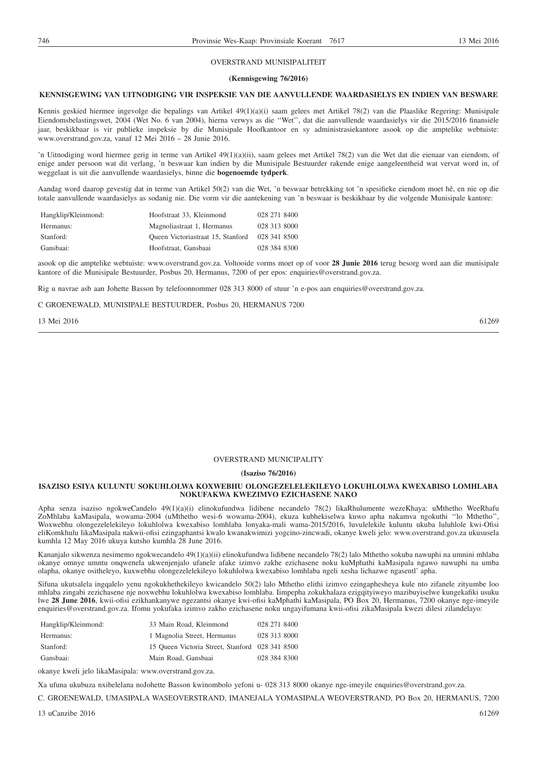OVERSTRAND MUNISIPALITEIT

**(Kennisgewing 76/2016)**

**KENNISGEWING VAN UITNODIGING VIR INSPEKSIE VAN DIE AANVULLENDE WAARDASIELYS EN INDIEN VAN BESWARE**

Kennis geskied hiermee ingevolge die bepalings van Artikel 49(1)(a)(i) saam gelees met Artikel 78(2) van die Plaaslike Regering: Munisipale Eiendomsbelastingswet, 2004 (Wet No. 6 van 2004), hierna verwys as die ''Wet'', dat die aanvullende waardasielys vir die 2015/2016 finansiële jaar, beskikbaar is vir publieke inspeksie by die Munisipale Hoofkantoor en sy administrasiekantore asook op die amptelike webtuiste: www.overstrand.gov.za, vanaf 12 Mei 2016 – 28 Junie 2016.

'n Uitnodiging word hiermee gerig in terme van Artikel 49(1)(a)(ii), saam gelees met Artikel 78(2) van die Wet dat die eienaar van eiendom, of enige ander persoon wat dit verlang, 'n beswaar kan indien by die Munisipale Bestuurder rakende enige aangeleentheid wat vervat word in, of weggelaat is uit die aanvullende waardasielys, binne die **bogenoemde tydperk**.

Aandag word daarop gevestig dat in terme van Artikel 50(2) van die Wet, 'n beswaar betrekking tot 'n spesifieke eiendom moet hê, en nie op die totale aanvullende waardasielys as sodanig nie. Die vorm vir die aantekening van 'n beswaar is beskikbaar by die volgende Munisipale kantore:

| | | |
|---|---|---|
| Hangklip/Kleinmond: | Hoofstraat 33, Kleinmond | 028 271 8400 |
| Hermanus: | Magnoliastraat 1, Hermanus | 028 313 8000 |
| Stanford: | Queen Victoriastraat 15, Stanford | 028 341 8500 |
| Gansbaai: | Hoofstraat, Gansbaai | 028 384 8300 |

asook op die amptelike webtuiste: www.overstrand.gov.za. Voltooide vorms moet op of voor **28 Junie 2016** terug besorg word aan die munisipale kantore of die Munisipale Bestuurder, Posbus 20, Hermanus, 7200 of per epos: enquiries@overstrand.gov.za.

Rig u navrae asb aan Johette Basson by telefoonnommer 028 313 8000 of stuur 'n e-pos aan enquiries@overstrand.gov.za.

C GROENEWALD, MUNISIPALE BESTUURDER, Posbus 20, HERMANUS 7200

13 Mei 2016 61269

---

OVERSTRAND MUNICIPALITY

**(Isaziso 76/2016)**

**ISAZISO ESIYA KULUNTU SOKUHLOLWA KOXWEBHU OLONGEZELELEKILEYO LOKUHLOLWA KWEXABISO LOMHLABA NOKUFAKWA KWEZIMVO EZICHASENE NAKO**

Apha senza isaziso ngokweCandelo 49(1)(a)(i) elinokufundwa lidibene necandelo 78(2) likaRhulumente wezeKhaya: uMthetho WeeRhafu ZoMhlaba kaMasipala, wowama-2004 (uMthetho wesi-6 wowama-2004), ekuza kubhekiselwa kuwo apha nakamva ngokuthi ''lo Mthetho'', Woxwebhu olongezelelekileyo lokuhlolwa kwexabiso lomhlaba lonyaka-mali wama-2015/2016, luvulelekile kuluntu ukuba luluhlole kwi-Ofisi eliKomkhulu likaMasipala nakwii-ofisi ezingaphantsi kwalo kwanakwimizi yogcino-zincwadi, okanye kweli jelo: www.overstrand.gov.za ukususela kumhla 12 May 2016 ukuya kutsho kumhla 28 June 2016.

Kananjalo sikwenza nesimemo ngokwecandelo 49(1)(a)(ii) elinokufundwa lidibene necandelo 78(2) lalo Mthetho sokuba nawuphi na umnini mhlaba okanye omnye umntu onqwenela ukwenjenjalo ufanele afake izimvo zakhe ezichasene noku kuMphathi kaMasipala ngawo nawuphi na umba olapha, okanye ositheleyo, kuxwebhu olongezelelekileyo lokuhlolwa kwexabiso lomhlaba ngeli xesha lichazwe ngasentl' apha.

Sifuna ukutsalela ingqalelo yenu ngokukhethekileyo kwicandelo 50(2) lalo Mthetho elithi izimvo ezingaphesheya kule nto zifanele zityumbe loo mhlaba zingabi zezichasene nje noxwebhu lokuhlolwa kwexabiso lomhlaba. Iimpepha zokukhalaza ezigqityiweyo mazibuyiselwe kungekafiki usuku lwe **28 June 2016**, kwii-ofisi ezikhankanywe ngezantsi okanye kwi-ofisi kaMphathi kaMasipala, PO Box 20, Hermanus, 7200 okanye nge-imeyile enquiries@overstrand.gov.za. Ifomu yokufaka izimvo zakho ezichasene noku ungayifumana kwii-ofisi zikaMasipala kwezi dilesi zilandelayo:

| | | |
|---|---|---|
| Hangklip/Kleinmond: | 33 Main Road, Kleinmond | 028 271 8400 |
| Hermanus: | 1 Magnolia Street, Hermanus | 028 313 8000 |
| Stanford: | 15 Queen Victoria Street, Stanford | 028 341 8500 |
| Gansbaai: | Main Road, Gansbaai | 028 384 8300 |

okanye kweli jelo likaMasipala: www.overstrand.gov.za.

Xa ufuna ukubuza nxibelelana noJohette Basson kwinombolo yefoni u- 028 313 8000 okanye nge-imeyile enquiries@overstrand.gov.za.

C. GROENEWALD, UMASIPALA WASEOVERSTRAND, IMANEJALA YOMASIPALA WEOVERSTRAND, PO Box 20, HERMANUS, 7200

13 uCanzibe 2016 61269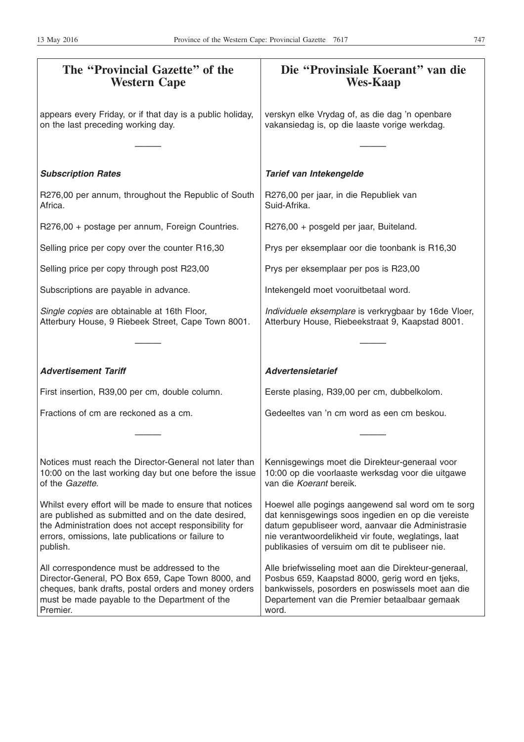## The "Provincial Gazette" of the Western Cape

appears every Friday, or if that day is a public holiday, on the last preceding working day.

———

***Subscription Rates***

R276,00 per annum, throughout the Republic of South Africa.

R276,00 + postage per annum, Foreign Countries.

Selling price per copy over the counter R16,30

Selling price per copy through post R23,00

Subscriptions are payable in advance.

*Single copies* are obtainable at 16th Floor, Atterbury House, 9 Riebeek Street, Cape Town 8001.

———

***Advertisement Tariff***

First insertion, R39,00 per cm, double column.

Fractions of cm are reckoned as a cm.

———

Notices must reach the Director-General not later than 10:00 on the last working day but one before the issue of the *Gazette.*

Whilst every effort will be made to ensure that notices are published as submitted and on the date desired, the Administration does not accept responsibility for errors, omissions, late publications or failure to publish.

All correspondence must be addressed to the Director-General, PO Box 659, Cape Town 8000, and cheques, bank drafts, postal orders and money orders must be made payable to the Department of the Premier.

## Die "Provinsiale Koerant" van die Wes-Kaap

verskyn elke Vrydag of, as die dag 'n openbare vakansiedag is, op die laaste vorige werkdag.

———

***Tarief van Intekengelde***

R276,00 per jaar, in die Republiek van Suid-Afrika.

R276,00 + posgeld per jaar, Buiteland.

Prys per eksemplaar oor die toonbank is R16,30

Prys per eksemplaar per pos is R23,00

Intekengeld moet vooruitbetaal word.

*Individuele eksemplare* is verkrygbaar by 16de Vloer, Atterbury House, Riebeekstraat 9, Kaapstad 8001.

———

***Advertensietarief***

Eerste plasing, R39,00 per cm, dubbelkolom.

Gedeeltes van 'n cm word as een cm beskou.

———

Kennisgewings moet die Direkteur-generaal voor 10:00 op die voorlaaste werksdag voor die uitgawe van die *Koerant* bereik.

Hoewel alle pogings aangewend sal word om te sorg dat kennisgewings soos ingedien en op die vereiste datum gepubliseer word, aanvaar die Administrasie nie verantwoordelikheid vir foute, weglatings, laat publikasies of versuim om dit te publiseer nie.

Alle briefwisseling moet aan die Direkteur-generaal, Posbus 659, Kaapstad 8000, gerig word en tjeks, bankwissels, posorders en poswissels moet aan die Departement van die Premier betaalbaar gemaak word.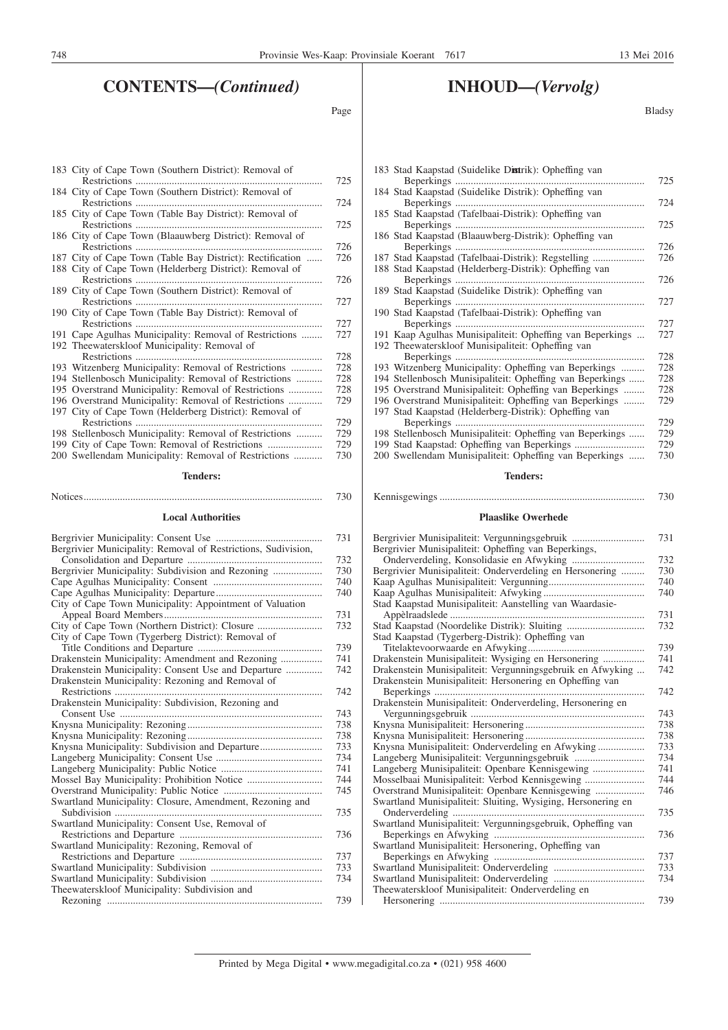# CONTENTS—*(Continued)*

| | Page |
|---|---|
| 183 City of Cape Town (Southern District): Removal of Restrictions | 725 |
| 184 City of Cape Town (Southern District): Removal of Restrictions | 724 |
| 185 City of Cape Town (Table Bay District): Removal of Restrictions | 725 |
| 186 City of Cape Town (Blaauwberg District): Removal of Restrictions | 726 |
| 187 City of Cape Town (Table Bay District): Rectification | 726 |
| 188 City of Cape Town (Helderberg District): Removal of Restrictions | 726 |
| 189 City of Cape Town (Southern District): Removal of Restrictions | 727 |
| 190 City of Cape Town (Table Bay District): Removal of Restrictions | 727 |
| 191 Cape Agulhas Municipality: Removal of Restrictions | 727 |
| 192 Theewaterskloof Municipality: Removal of Restrictions | 728 |
| 193 Witzenberg Municipality: Removal of Restrictions | 728 |
| 194 Stellenbosch Municipality: Removal of Restrictions | 728 |
| 195 Overstrand Municipality: Removal of Restrictions | 728 |
| 196 Overstrand Municipality: Removal of Restrictions | 729 |
| 197 City of Cape Town (Helderberg District): Removal of Restrictions | 729 |
| 198 Stellenbosch Municipality: Removal of Restrictions | 729 |
| 199 City of Cape Town: Removal of Restrictions | 729 |
| 200 Swellendam Municipality: Removal of Restrictions | 730 |

**Tenders:**

| | |
|---|---|
| Notices | 730 |

**Local Authorities**

| | |
|---|---|
| Bergrivier Municipality: Consent Use | 731 |
| Bergrivier Municipality: Removal of Restrictions, Sudivision, Consolidation and Departure | 732 |
| Bergrivier Municipality: Subdivision and Rezoning | 730 |
| Cape Agulhas Municipality: Consent | 740 |
| Cape Agulhas Municipality: Departure | 740 |
| City of Cape Town Municipality: Appointment of Valuation Appeal Board Members | 731 |
| City of Cape Town (Northern District): Closure | 732 |
| City of Cape Town (Tygerberg District): Removal of Title Conditions and Departure | 739 |
| Drakenstein Municipality: Amendment and Rezoning | 741 |
| Drakenstein Municipality: Consent Use and Departure | 742 |
| Drakenstein Municipality: Rezoning and Removal of Restrictions | 742 |
| Drakenstein Municipality: Subdivision, Rezoning and Consent Use | 743 |
| Knysna Municipality: Rezoning | 738 |
| Knysna Municipality: Rezoning | 738 |
| Knysna Municipality: Subdivision and Departure | 733 |
| Langeberg Municipality: Consent Use | 734 |
| Langeberg Municipality: Public Notice | 741 |
| Mossel Bay Municipality: Prohibition Notice | 744 |
| Overstrand Municipality: Public Notice | 745 |
| Swartland Municipality: Closure, Amendment, Rezoning and Subdivision | 735 |
| Swartland Municipality: Consent Use, Removal of Restrictions and Departure | 736 |
| Swartland Municipality: Rezoning, Removal of Restrictions and Departure | 737 |
| Swartland Municipality: Subdivision | 733 |
| Swartland Municipality: Subdivision | 734 |
| Theewaterskloof Municipality: Subdivision and Rezoning | 739 |

# INHOUD—*(Vervolg)*

| | Bladsy |
|---|---|
| 183 Stad Kaapstad (Suidelike Distrik): Opheffing van Beperkings | 725 |
| 184 Stad Kaapstad (Suidelike Distrik): Opheffing van Beperkings | 724 |
| 185 Stad Kaapstad (Tafelbaai-Distrik): Opheffing van Beperkings | 725 |
| 186 Stad Kaapstad (Blaauwberg-Distrik): Opheffing van Beperkings | 726 |
| 187 Stad Kaapstad (Tafelbaai-Distrik): Regstelling | 726 |
| 188 Stad Kaapstad (Helderberg-Distrik): Opheffing van Beperkings | 726 |
| 189 Stad Kaapstad (Suidelike Distrik): Opheffing van Beperkings | 727 |
| 190 Stad Kaapstad (Tafelbaai-Distrik): Opheffing van Beperkings | 727 |
| 191 Kaap Agulhas Munisipaliteit: Opheffing van Beperkings | 727 |
| 192 Theewaterskloof Munisipaliteit: Opheffing van Beperkings | 728 |
| 193 Witzenberg Municipality: Opheffing van Beperkings | 728 |
| 194 Stellenbosch Munisipaliteit: Opheffing van Beperkings | 728 |
| 195 Overstrand Munisipaliteit: Opheffing van Beperkings | 728 |
| 196 Overstrand Munisipaliteit: Opheffing van Beperkings | 729 |
| 197 Stad Kaapstad (Helderberg-Distrik): Opheffing van Beperkings | 729 |
| 198 Stellenbosch Munisipaliteit: Opheffing van Beperkings | 729 |
| 199 Stad Kaapstad: Opheffing van Beperkings | 729 |
| 200 Swellendam Munisipaliteit: Opheffing van Beperkings | 730 |

**Tenders:**

| | |
|---|---|
| Kennisgewings | 730 |

**Plaaslike Owerhede**

| | |
|---|---|
| Bergrivier Munisipaliteit: Vergunningsgebruik | 731 |
| Bergrivier Munisipaliteit: Opheffing van Beperkings, Onderverdeling, Konsolidasie en Afwyking | 732 |
| Bergrivier Munisipaliteit: Onderverdeling en Hersonering | 730 |
| Kaap Agulhas Munisipaliteit: Vergunning | 740 |
| Kaap Agulhas Munisipaliteit: Afwyking | 740 |
| Stad Kaapstad Munisipaliteit: Aanstelling van Waardasie-Appèlraadslede | 731 |
| Stad Kaapstad (Noordelike Distrik): Sluiting | 732 |
| Stad Kaapstad (Tygerberg-Distrik): Opheffing van Titelaktevoorwaarde en Afwyking | 739 |
| Drakenstein Munisipaliteit: Wysiging en Hersonering | 741 |
| Drakenstein Munisipaliteit: Vergunningsgebruik en Afwyking | 742 |
| Drakenstein Munisipaliteit: Hersonering en Opheffing van Beperkings | 742 |
| Drakenstein Munisipaliteit: Onderverdeling, Hersonering en Vergunningsgebruik | 743 |
| Knysna Munisipaliteit: Hersonering | 738 |
| Knysna Munisipaliteit: Hersonering | 738 |
| Knysna Munisipaliteit: Onderverdeling en Afwyking | 733 |
| Langeberg Munisipaliteit: Vergunningsgebruik | 734 |
| Langeberg Munisipaliteit: Openbare Kennisgewing | 741 |
| Mosselbaai Munisipaliteit: Verbod Kennisgewing | 744 |
| Overstrand Munisipaliteit: Openbare Kennisgewing | 746 |
| Swartland Munisipaliteit: Sluiting, Wysiging, Hersonering en Onderverdeling | 735 |
| Swartland Munisipaliteit: Vergunningsgebruik, Opheffing van Beperkings en Afwyking | 736 |
| Swartland Munisipaliteit: Hersonering, Opheffing van Beperkings en Afwyking | 737 |
| Swartland Munisipaliteit: Onderverdeling | 733 |
| Swartland Munisipaliteit: Onderverdeling | 734 |
| Theewaterskloof Munisipaliteit: Onderverdeling en Hersonering | 739 |

Printed by Mega Digital • www.megadigital.co.za • (021) 958 4600